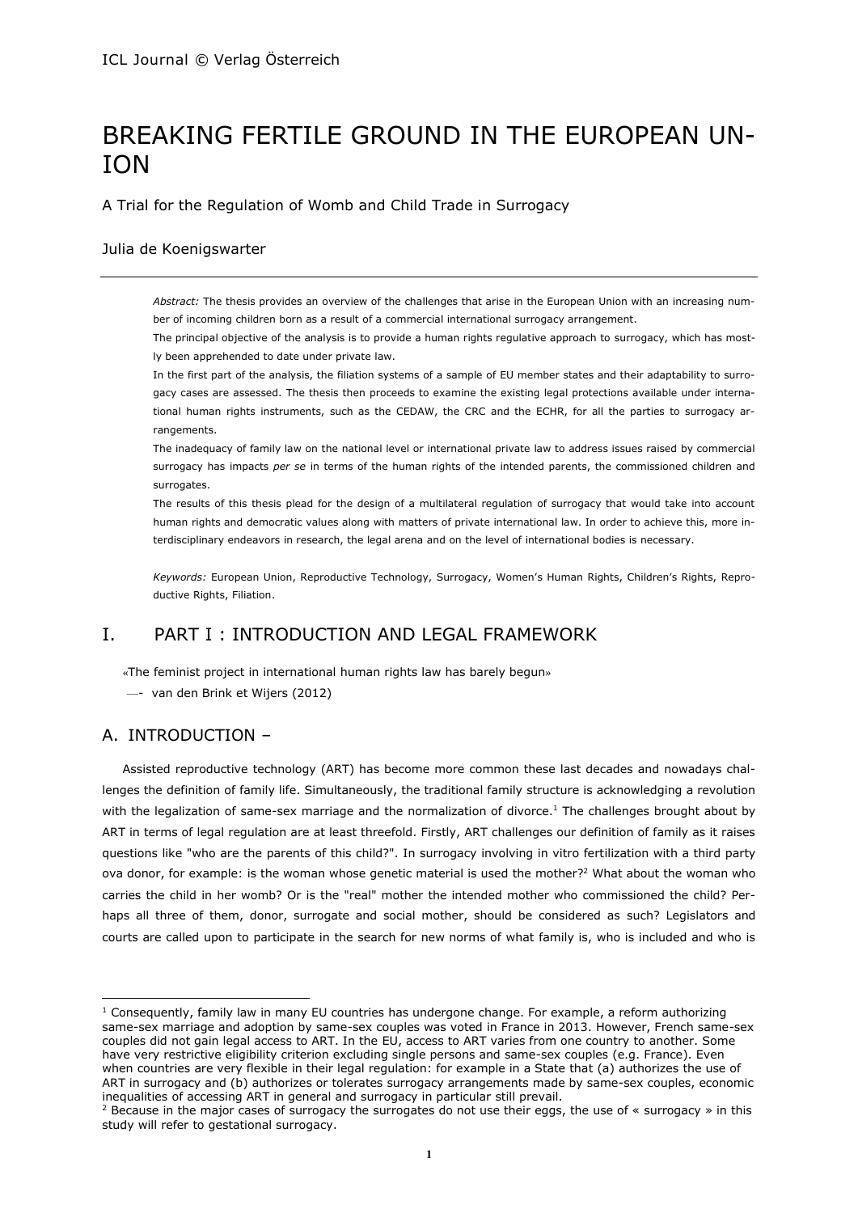# BREAKING FERTILE GROUND IN THE EUROPEAN UNION

A Trial for the Regulation of Womb and Child Trade in Surrogacy

Julia de Koenigswarter

*Abstract:* The thesis provides an overview of the challenges that arise in the European Union with an increasing number of incoming children born as a result of a commercial international surrogacy arrangement.

The principal objective of the analysis is to provide a human rights regulative approach to surrogacy, which has mostly been apprehended to date under private law.

In the first part of the analysis, the filiation systems of a sample of EU member states and their adaptability to surrogacy cases are assessed. The thesis then proceeds to examine the existing legal protections available under international human rights instruments, such as the CEDAW, the CRC and the ECHR, for all the parties to surrogacy arrangements.

The inadequacy of family law on the national level or international private law to address issues raised by commercial surrogacy has impacts *per se* in terms of the human rights of the intended parents, the commissioned children and surrogates.

The results of this thesis plead for the design of a multilateral regulation of surrogacy that would take into account human rights and democratic values along with matters of private international law. In order to achieve this, more interdisciplinary endeavors in research, the legal arena and on the level of international bodies is necessary.

*Keywords:* European Union, Reproductive Technology, Surrogacy, Women's Human Rights, Children's Rights, Reproductive Rights, Filiation.

## I. PART I : INTRODUCTION AND LEGAL FRAMEWORK

«The feminist project in international human rights law has barely begun»

—- van den Brink et Wijers (2012)

### A. INTRODUCTION –

Assisted reproductive technology (ART) has become more common these last decades and nowadays challenges the definition of family life. Simultaneously, the traditional family structure is acknowledging a revolution with the legalization of same-sex marriage and the normalization of divorce.[1] The challenges brought about by ART in terms of legal regulation are at least threefold. Firstly, ART challenges our definition of family as it raises questions like "who are the parents of this child?". In surrogacy involving in vitro fertilization with a third party ova donor, for example: is the woman whose genetic material is used the mother?[2] What about the woman who carries the child in her womb? Or is the "real" mother the intended mother who commissioned the child? Perhaps all three of them, donor, surrogate and social mother, should be considered as such? Legislators and courts are called upon to participate in the search for new norms of what family is, who is included and who is

---

[1] Consequently, family law in many EU countries has undergone change. For example, a reform authorizing same-sex marriage and adoption by same-sex couples was voted in France in 2013. However, French same-sex couples did not gain legal access to ART. In the EU, access to ART varies from one country to another. Some have very restrictive eligibility criterion excluding single persons and same-sex couples (e.g. France). Even when countries are very flexible in their legal regulation: for example in a State that (a) authorizes the use of ART in surrogacy and (b) authorizes or tolerates surrogacy arrangements made by same-sex couples, economic inequalities of accessing ART in general and surrogacy in particular still prevail.

[2] Because in the major cases of surrogacy the surrogates do not use their eggs, the use of « surrogacy » in this study will refer to gestational surrogacy.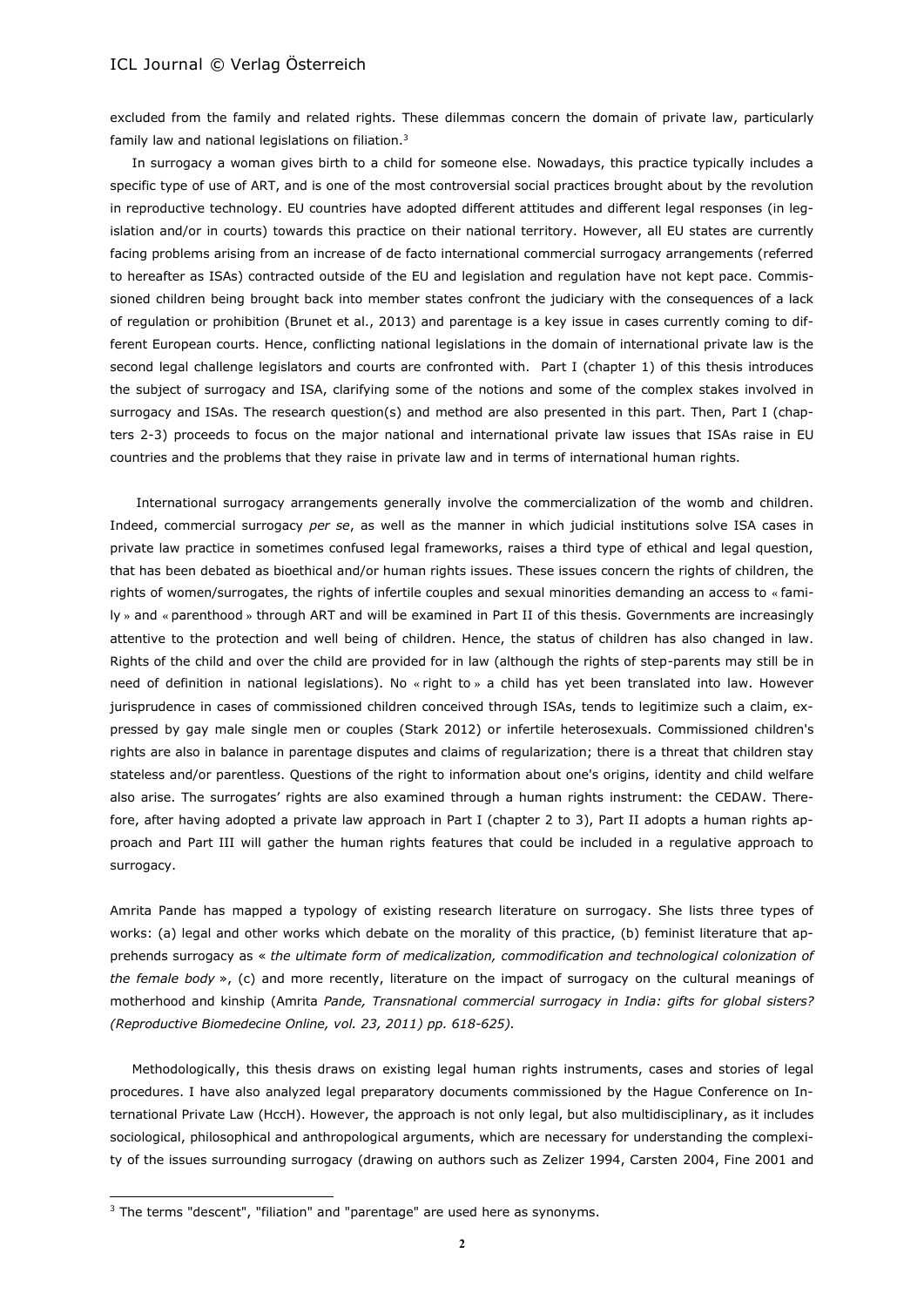excluded from the family and related rights. These dilemmas concern the domain of private law, particularly family law and national legislations on filiation.[3]

In surrogacy a woman gives birth to a child for someone else. Nowadays, this practice typically includes a specific type of use of ART, and is one of the most controversial social practices brought about by the revolution in reproductive technology. EU countries have adopted different attitudes and different legal responses (in legislation and/or in courts) towards this practice on their national territory. However, all EU states are currently facing problems arising from an increase of de facto international commercial surrogacy arrangements (referred to hereafter as ISAs) contracted outside of the EU and legislation and regulation have not kept pace. Commissioned children being brought back into member states confront the judiciary with the consequences of a lack of regulation or prohibition (Brunet et al., 2013) and parentage is a key issue in cases currently coming to different European courts. Hence, conflicting national legislations in the domain of international private law is the second legal challenge legislators and courts are confronted with. Part I (chapter 1) of this thesis introduces the subject of surrogacy and ISA, clarifying some of the notions and some of the complex stakes involved in surrogacy and ISAs. The research question(s) and method are also presented in this part. Then, Part I (chapters 2-3) proceeds to focus on the major national and international private law issues that ISAs raise in EU countries and the problems that they raise in private law and in terms of international human rights.

International surrogacy arrangements generally involve the commercialization of the womb and children. Indeed, commercial surrogacy *per se*, as well as the manner in which judicial institutions solve ISA cases in private law practice in sometimes confused legal frameworks, raises a third type of ethical and legal question, that has been debated as bioethical and/or human rights issues. These issues concern the rights of children, the rights of women/surrogates, the rights of infertile couples and sexual minorities demanding an access to « family » and « parenthood » through ART and will be examined in Part II of this thesis. Governments are increasingly attentive to the protection and well being of children. Hence, the status of children has also changed in law. Rights of the child and over the child are provided for in law (although the rights of step-parents may still be in need of definition in national legislations). No « right to » a child has yet been translated into law. However jurisprudence in cases of commissioned children conceived through ISAs, tends to legitimize such a claim, expressed by gay male single men or couples (Stark 2012) or infertile heterosexuals. Commissioned children's rights are also in balance in parentage disputes and claims of regularization; there is a threat that children stay stateless and/or parentless. Questions of the right to information about one's origins, identity and child welfare also arise. The surrogates' rights are also examined through a human rights instrument: the CEDAW. Therefore, after having adopted a private law approach in Part I (chapter 2 to 3), Part II adopts a human rights approach and Part III will gather the human rights features that could be included in a regulative approach to surrogacy.

Amrita Pande has mapped a typology of existing research literature on surrogacy. She lists three types of works: (a) legal and other works which debate on the morality of this practice, (b) feminist literature that apprehends surrogacy as « *the ultimate form of medicalization, commodification and technological colonization of the female body* », (c) and more recently, literature on the impact of surrogacy on the cultural meanings of motherhood and kinship (Amrita *Pande, Transnational commercial surrogacy in India: gifts for global sisters? (Reproductive Biomedecine Online, vol. 23, 2011) pp. 618-625).*

Methodologically, this thesis draws on existing legal human rights instruments, cases and stories of legal procedures. I have also analyzed legal preparatory documents commissioned by the Hague Conference on International Private Law (HccH). However, the approach is not only legal, but also multidisciplinary, as it includes sociological, philosophical and anthropological arguments, which are necessary for understanding the complexity of the issues surrounding surrogacy (drawing on authors such as Zelizer 1994, Carsten 2004, Fine 2001 and

---

[3] The terms "descent", "filiation" and "parentage" are used here as synonyms.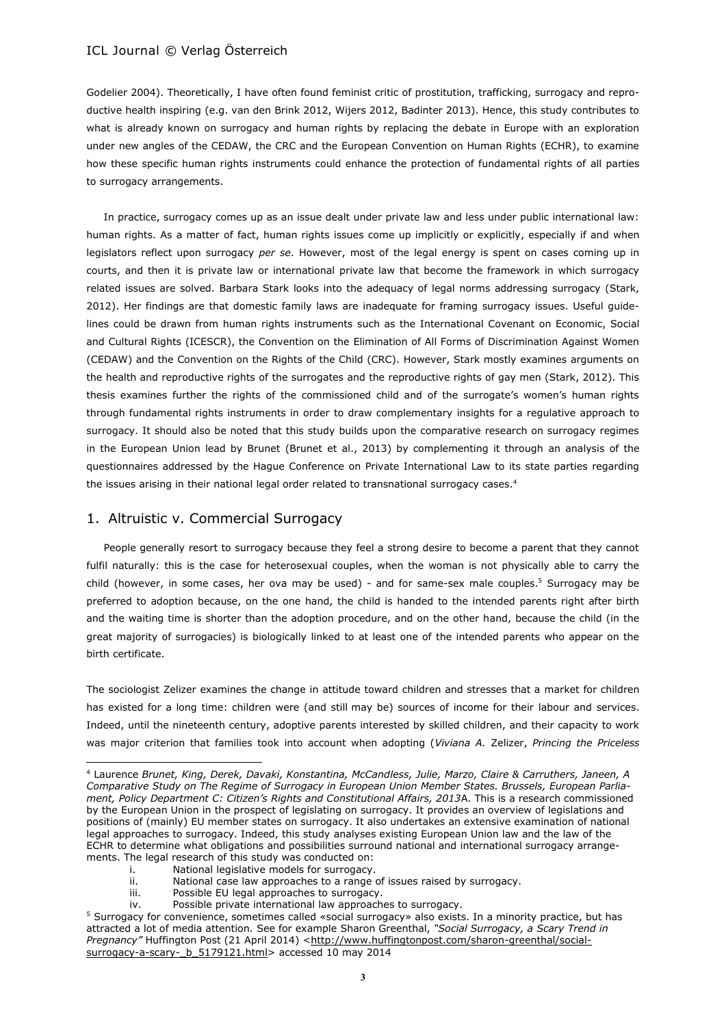Godelier 2004). Theoretically, I have often found feminist critic of prostitution, trafficking, surrogacy and reproductive health inspiring (e.g. van den Brink 2012, Wijers 2012, Badinter 2013). Hence, this study contributes to what is already known on surrogacy and human rights by replacing the debate in Europe with an exploration under new angles of the CEDAW, the CRC and the European Convention on Human Rights (ECHR), to examine how these specific human rights instruments could enhance the protection of fundamental rights of all parties to surrogacy arrangements.

In practice, surrogacy comes up as an issue dealt under private law and less under public international law: human rights. As a matter of fact, human rights issues come up implicitly or explicitly, especially if and when legislators reflect upon surrogacy *per se*. However, most of the legal energy is spent on cases coming up in courts, and then it is private law or international private law that become the framework in which surrogacy related issues are solved. Barbara Stark looks into the adequacy of legal norms addressing surrogacy (Stark, 2012). Her findings are that domestic family laws are inadequate for framing surrogacy issues. Useful guidelines could be drawn from human rights instruments such as the International Covenant on Economic, Social and Cultural Rights (ICESCR), the Convention on the Elimination of All Forms of Discrimination Against Women (CEDAW) and the Convention on the Rights of the Child (CRC). However, Stark mostly examines arguments on the health and reproductive rights of the surrogates and the reproductive rights of gay men (Stark, 2012). This thesis examines further the rights of the commissioned child and of the surrogate's women's human rights through fundamental rights instruments in order to draw complementary insights for a regulative approach to surrogacy. It should also be noted that this study builds upon the comparative research on surrogacy regimes in the European Union lead by Brunet (Brunet et al., 2013) by complementing it through an analysis of the questionnaires addressed by the Hague Conference on Private International Law to its state parties regarding the issues arising in their national legal order related to transnational surrogacy cases.[4]

## 1. Altruistic v. Commercial Surrogacy

People generally resort to surrogacy because they feel a strong desire to become a parent that they cannot fulfil naturally: this is the case for heterosexual couples, when the woman is not physically able to carry the child (however, in some cases, her ova may be used) - and for same-sex male couples.[5] Surrogacy may be preferred to adoption because, on the one hand, the child is handed to the intended parents right after birth and the waiting time is shorter than the adoption procedure, and on the other hand, because the child (in the great majority of surrogacies) is biologically linked to at least one of the intended parents who appear on the birth certificate.

The sociologist Zelizer examines the change in attitude toward children and stresses that a market for children has existed for a long time: children were (and still may be) sources of income for their labour and services. Indeed, until the nineteenth century, adoptive parents interested by skilled children, and their capacity to work was major criterion that families took into account when adopting (*Viviana A.* Zelizer, *Princing the Priceless*

---

[4] Laurence *Brunet, King, Derek, Davaki, Konstantina, McCandless, Julie, Marzo, Claire & Carruthers, Janeen, A Comparative Study on The Regime of Surrogacy in European Union Member States. Brussels, European Parliament, Policy Department C: Citizen's Rights and Constitutional Affairs, 2013*A. This is a research commissioned by the European Union in the prospect of legislating on surrogacy. It provides an overview of legislations and positions of (mainly) EU member states on surrogacy. It also undertakes an extensive examination of national legal approaches to surrogacy. Indeed, this study analyses existing European Union law and the law of the ECHR to determine what obligations and possibilities surround national and international surrogacy arrangements. The legal research of this study was conducted on:

i. National legislative models for surrogacy.
ii. National case law approaches to a range of issues raised by surrogacy.
iii. Possible EU legal approaches to surrogacy.
iv. Possible private international law approaches to surrogacy.

[5] Surrogacy for convenience, sometimes called «social surrogacy» also exists. In a minority practice, but has attracted a lot of media attention. See for example Sharon Greenthal, *"Social Surrogacy, a Scary Trend in Pregnancy"* Huffington Post (21 April 2014) <http://www.huffingtonpost.com/sharon-greenthal/social-surrogacy-a-scary-_b_5179121.html> accessed 10 may 2014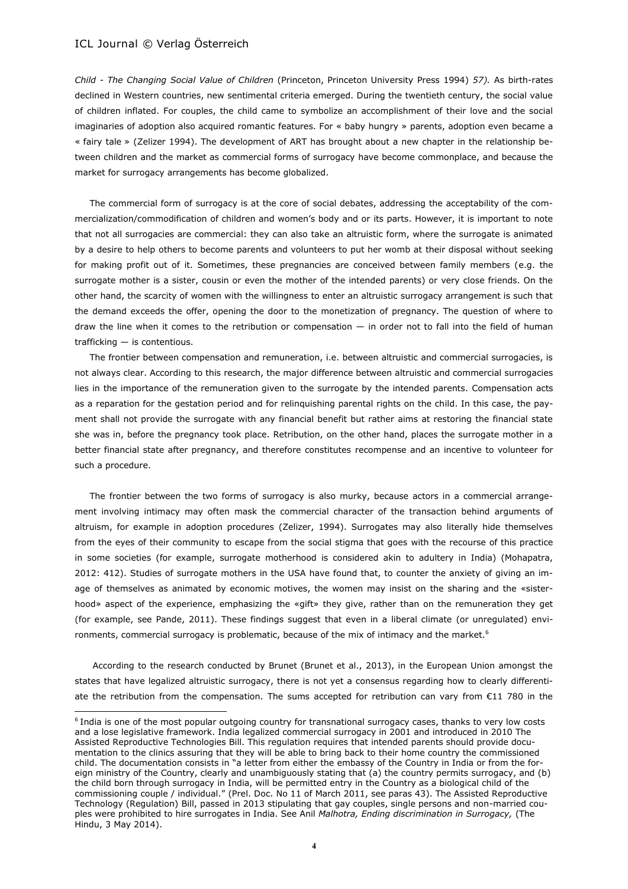*Child - The Changing Social Value of Children* (Princeton, Princeton University Press 1994) *57).* As birth-rates declined in Western countries, new sentimental criteria emerged. During the twentieth century, the social value of children inflated. For couples, the child came to symbolize an accomplishment of their love and the social imaginaries of adoption also acquired romantic features. For « baby hungry » parents, adoption even became a « fairy tale » (Zelizer 1994). The development of ART has brought about a new chapter in the relationship between children and the market as commercial forms of surrogacy have become commonplace, and because the market for surrogacy arrangements has become globalized.

The commercial form of surrogacy is at the core of social debates, addressing the acceptability of the commercialization/commodification of children and women's body and or its parts. However, it is important to note that not all surrogacies are commercial: they can also take an altruistic form, where the surrogate is animated by a desire to help others to become parents and volunteers to put her womb at their disposal without seeking for making profit out of it. Sometimes, these pregnancies are conceived between family members (e.g. the surrogate mother is a sister, cousin or even the mother of the intended parents) or very close friends. On the other hand, the scarcity of women with the willingness to enter an altruistic surrogacy arrangement is such that the demand exceeds the offer, opening the door to the monetization of pregnancy. The question of where to draw the line when it comes to the retribution or compensation — in order not to fall into the field of human trafficking — is contentious.

The frontier between compensation and remuneration, i.e. between altruistic and commercial surrogacies, is not always clear. According to this research, the major difference between altruistic and commercial surrogacies lies in the importance of the remuneration given to the surrogate by the intended parents. Compensation acts as a reparation for the gestation period and for relinquishing parental rights on the child. In this case, the payment shall not provide the surrogate with any financial benefit but rather aims at restoring the financial state she was in, before the pregnancy took place. Retribution, on the other hand, places the surrogate mother in a better financial state after pregnancy, and therefore constitutes recompense and an incentive to volunteer for such a procedure.

The frontier between the two forms of surrogacy is also murky, because actors in a commercial arrangement involving intimacy may often mask the commercial character of the transaction behind arguments of altruism, for example in adoption procedures (Zelizer, 1994). Surrogates may also literally hide themselves from the eyes of their community to escape from the social stigma that goes with the recourse of this practice in some societies (for example, surrogate motherhood is considered akin to adultery in India) (Mohapatra, 2012: 412). Studies of surrogate mothers in the USA have found that, to counter the anxiety of giving an image of themselves as animated by economic motives, the women may insist on the sharing and the «sisterhood» aspect of the experience, emphasizing the «gift» they give, rather than on the remuneration they get (for example, see Pande, 2011). These findings suggest that even in a liberal climate (or unregulated) environments, commercial surrogacy is problematic, because of the mix of intimacy and the market.[6]

According to the research conducted by Brunet (Brunet et al., 2013), in the European Union amongst the states that have legalized altruistic surrogacy, there is not yet a consensus regarding how to clearly differentiate the retribution from the compensation. The sums accepted for retribution can vary from €11 780 in the

[6] India is one of the most popular outgoing country for transnational surrogacy cases, thanks to very low costs and a lose legislative framework. India legalized commercial surrogacy in 2001 and introduced in 2010 The Assisted Reproductive Technologies Bill. This regulation requires that intended parents should provide documentation to the clinics assuring that they will be able to bring back to their home country the commissioned child. The documentation consists in "a letter from either the embassy of the Country in India or from the foreign ministry of the Country, clearly and unambiguously stating that (a) the country permits surrogacy, and (b) the child born through surrogacy in India, will be permitted entry in the Country as a biological child of the commissioning couple / individual." (Prel. Doc. No 11 of March 2011, see paras 43). The Assisted Reproductive Technology (Regulation) Bill, passed in 2013 stipulating that gay couples, single persons and non-married couples were prohibited to hire surrogates in India. See Anil *Malhotra, Ending discrimination in Surrogacy,* (The Hindu, 3 May 2014).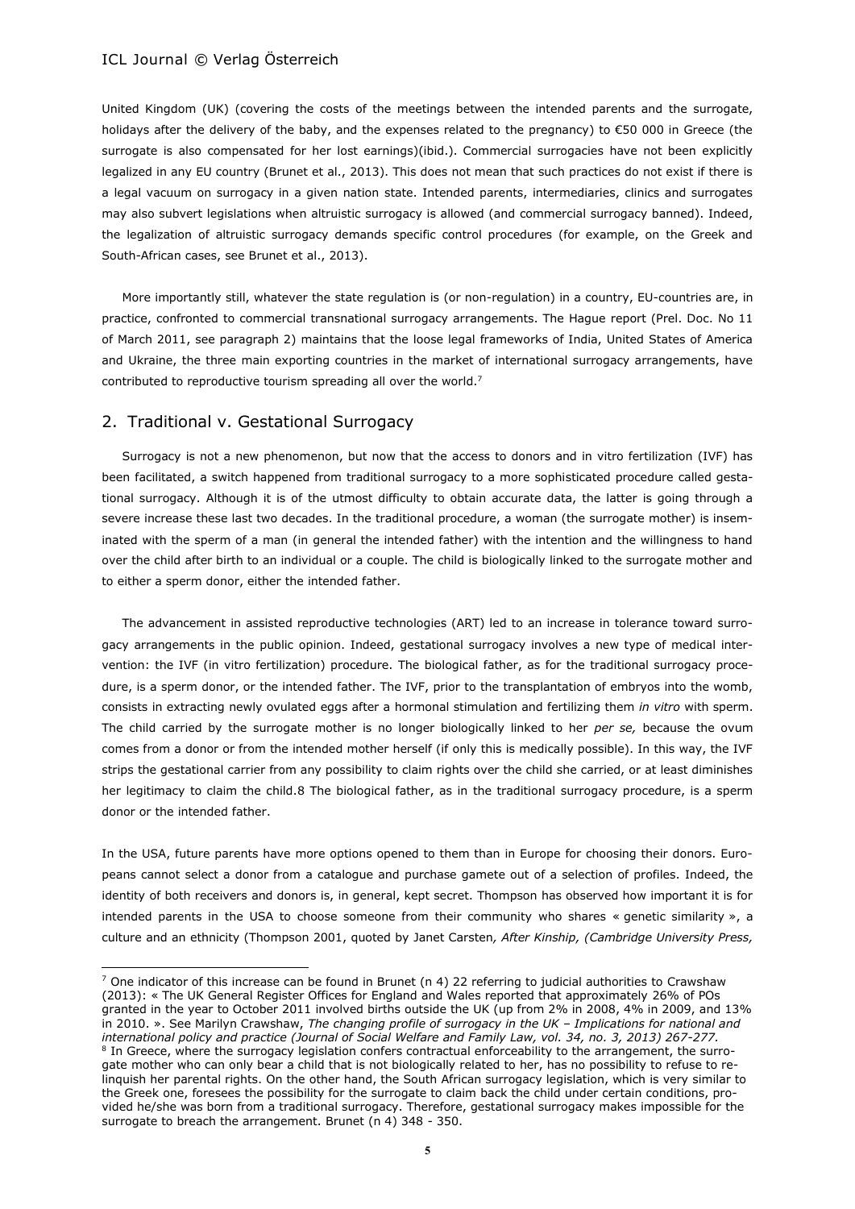United Kingdom (UK) (covering the costs of the meetings between the intended parents and the surrogate, holidays after the delivery of the baby, and the expenses related to the pregnancy) to €50 000 in Greece (the surrogate is also compensated for her lost earnings)(ibid.). Commercial surrogacies have not been explicitly legalized in any EU country (Brunet et al., 2013). This does not mean that such practices do not exist if there is a legal vacuum on surrogacy in a given nation state. Intended parents, intermediaries, clinics and surrogates may also subvert legislations when altruistic surrogacy is allowed (and commercial surrogacy banned). Indeed, the legalization of altruistic surrogacy demands specific control procedures (for example, on the Greek and South-African cases, see Brunet et al., 2013).

More importantly still, whatever the state regulation is (or non-regulation) in a country, EU-countries are, in practice, confronted to commercial transnational surrogacy arrangements. The Hague report (Prel. Doc. No 11 of March 2011, see paragraph 2) maintains that the loose legal frameworks of India, United States of America and Ukraine, the three main exporting countries in the market of international surrogacy arrangements, have contributed to reproductive tourism spreading all over the world.[7]

## 2. Traditional v. Gestational Surrogacy

Surrogacy is not a new phenomenon, but now that the access to donors and in vitro fertilization (IVF) has been facilitated, a switch happened from traditional surrogacy to a more sophisticated procedure called gestational surrogacy. Although it is of the utmost difficulty to obtain accurate data, the latter is going through a severe increase these last two decades. In the traditional procedure, a woman (the surrogate mother) is inseminated with the sperm of a man (in general the intended father) with the intention and the willingness to hand over the child after birth to an individual or a couple. The child is biologically linked to the surrogate mother and to either a sperm donor, either the intended father.

The advancement in assisted reproductive technologies (ART) led to an increase in tolerance toward surrogacy arrangements in the public opinion. Indeed, gestational surrogacy involves a new type of medical intervention: the IVF (in vitro fertilization) procedure. The biological father, as for the traditional surrogacy procedure, is a sperm donor, or the intended father. The IVF, prior to the transplantation of embryos into the womb, consists in extracting newly ovulated eggs after a hormonal stimulation and fertilizing them *in vitro* with sperm. The child carried by the surrogate mother is no longer biologically linked to her *per se,* because the ovum comes from a donor or from the intended mother herself (if only this is medically possible). In this way, the IVF strips the gestational carrier from any possibility to claim rights over the child she carried, or at least diminishes her legitimacy to claim the child.8 The biological father, as in the traditional surrogacy procedure, is a sperm donor or the intended father.

In the USA, future parents have more options opened to them than in Europe for choosing their donors. Europeans cannot select a donor from a catalogue and purchase gamete out of a selection of profiles. Indeed, the identity of both receivers and donors is, in general, kept secret. Thompson has observed how important it is for intended parents in the USA to choose someone from their community who shares « genetic similarity », a culture and an ethnicity (Thompson 2001, quoted by Janet Carsten*, After Kinship, (Cambridge University Press,*

---

[7] One indicator of this increase can be found in Brunet (n 4) 22 referring to judicial authorities to Crawshaw (2013): « The UK General Register Offices for England and Wales reported that approximately 26% of POs granted in the year to October 2011 involved births outside the UK (up from 2% in 2008, 4% in 2009, and 13% in 2010. ». See Marilyn Crawshaw, *The changing profile of surrogacy in the UK – Implications for national and international policy and practice (Journal of Social Welfare and Family Law, vol. 34, no. 3, 2013) 267-277.*

[8] In Greece, where the surrogacy legislation confers contractual enforceability to the arrangement, the surrogate mother who can only bear a child that is not biologically related to her, has no possibility to refuse to relinquish her parental rights. On the other hand, the South African surrogacy legislation, which is very similar to the Greek one, foresees the possibility for the surrogate to claim back the child under certain conditions, provided he/she was born from a traditional surrogacy. Therefore, gestational surrogacy makes impossible for the surrogate to breach the arrangement. Brunet (n 4) 348 - 350.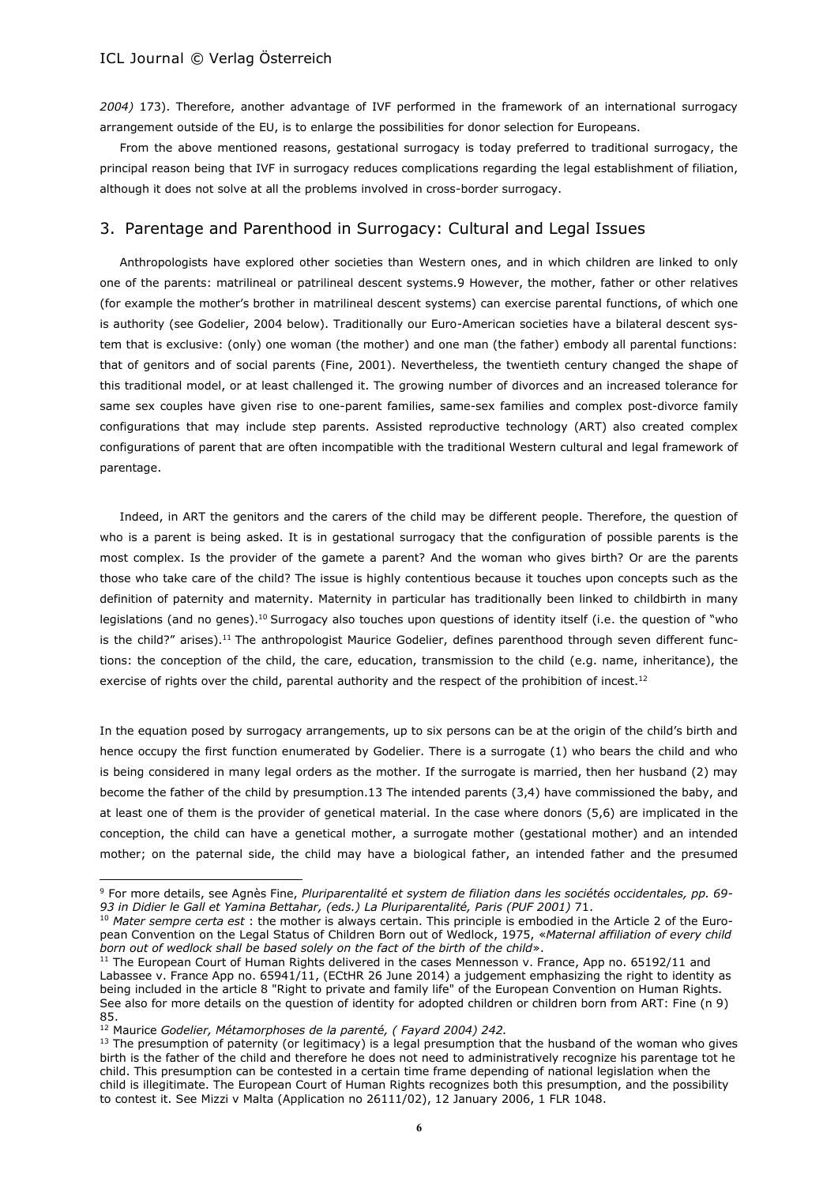*2004)* 173). Therefore, another advantage of IVF performed in the framework of an international surrogacy arrangement outside of the EU, is to enlarge the possibilities for donor selection for Europeans.

From the above mentioned reasons, gestational surrogacy is today preferred to traditional surrogacy, the principal reason being that IVF in surrogacy reduces complications regarding the legal establishment of filiation, although it does not solve at all the problems involved in cross-border surrogacy.

## 3. Parentage and Parenthood in Surrogacy: Cultural and Legal Issues

Anthropologists have explored other societies than Western ones, and in which children are linked to only one of the parents: matrilineal or patrilineal descent systems.9 However, the mother, father or other relatives (for example the mother's brother in matrilineal descent systems) can exercise parental functions, of which one is authority (see Godelier, 2004 below). Traditionally our Euro-American societies have a bilateral descent system that is exclusive: (only) one woman (the mother) and one man (the father) embody all parental functions: that of genitors and of social parents (Fine, 2001). Nevertheless, the twentieth century changed the shape of this traditional model, or at least challenged it. The growing number of divorces and an increased tolerance for same sex couples have given rise to one-parent families, same-sex families and complex post-divorce family configurations that may include step parents. Assisted reproductive technology (ART) also created complex configurations of parent that are often incompatible with the traditional Western cultural and legal framework of parentage.

Indeed, in ART the genitors and the carers of the child may be different people. Therefore, the question of who is a parent is being asked. It is in gestational surrogacy that the configuration of possible parents is the most complex. Is the provider of the gamete a parent? And the woman who gives birth? Or are the parents those who take care of the child? The issue is highly contentious because it touches upon concepts such as the definition of paternity and maternity. Maternity in particular has traditionally been linked to childbirth in many legislations (and no genes).[10] Surrogacy also touches upon questions of identity itself (i.e. the question of "who is the child?" arises).[11] The anthropologist Maurice Godelier, defines parenthood through seven different functions: the conception of the child, the care, education, transmission to the child (e.g. name, inheritance), the exercise of rights over the child, parental authority and the respect of the prohibition of incest.[12]

In the equation posed by surrogacy arrangements, up to six persons can be at the origin of the child's birth and hence occupy the first function enumerated by Godelier. There is a surrogate (1) who bears the child and who is being considered in many legal orders as the mother. If the surrogate is married, then her husband (2) may become the father of the child by presumption.13 The intended parents (3,4) have commissioned the baby, and at least one of them is the provider of genetical material. In the case where donors (5,6) are implicated in the conception, the child can have a genetical mother, a surrogate mother (gestational mother) and an intended mother; on the paternal side, the child may have a biological father, an intended father and the presumed

---

[9] For more details, see Agnès Fine, *Pluriparentalité et system de filiation dans les sociétés occidentales, pp. 69-93 in Didier le Gall et Yamina Bettahar, (eds.) La Pluriparentalité, Paris (PUF 2001)* 71.

[10] *Mater sempre certa est* : the mother is always certain. This principle is embodied in the Article 2 of the European Convention on the Legal Status of Children Born out of Wedlock, 1975, «*Maternal affiliation of every child born out of wedlock shall be based solely on the fact of the birth of the child*».

[11] The European Court of Human Rights delivered in the cases Mennesson v. France, App no. 65192/11 and Labassee v. France App no. 65941/11, (ECtHR 26 June 2014) a judgement emphasizing the right to identity as being included in the article 8 "Right to private and family life" of the European Convention on Human Rights. See also for more details on the question of identity for adopted children or children born from ART: Fine (n 9) 85.

[12] Maurice *Godelier, Métamorphoses de la parenté, ( Fayard 2004) 242.*

[13] The presumption of paternity (or legitimacy) is a legal presumption that the husband of the woman who gives birth is the father of the child and therefore he does not need to administratively recognize his parentage tot he child. This presumption can be contested in a certain time frame depending of national legislation when the child is illegitimate. The European Court of Human Rights recognizes both this presumption, and the possibility to contest it. See Mizzi v Malta (Application no 26111/02), 12 January 2006, 1 FLR 1048.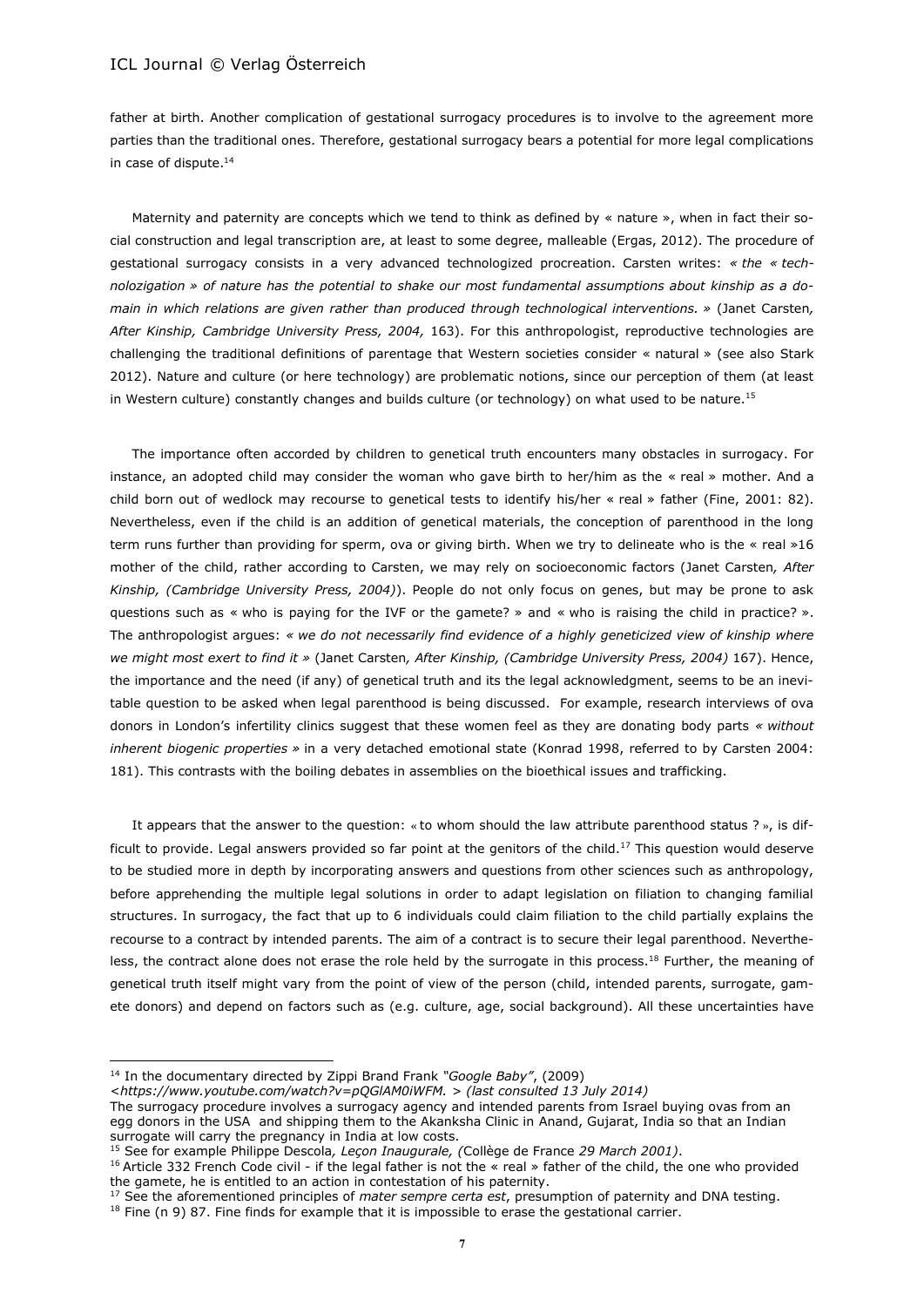father at birth. Another complication of gestational surrogacy procedures is to involve to the agreement more parties than the traditional ones. Therefore, gestational surrogacy bears a potential for more legal complications in case of dispute.[14]

Maternity and paternity are concepts which we tend to think as defined by « nature », when in fact their social construction and legal transcription are, at least to some degree, malleable (Ergas, 2012). The procedure of gestational surrogacy consists in a very advanced technologized procreation. Carsten writes: *« the « technolozigation » of nature has the potential to shake our most fundamental assumptions about kinship as a domain in which relations are given rather than produced through technological interventions. »* (Janet Carsten*, After Kinship, Cambridge University Press, 2004,* 163). For this anthropologist, reproductive technologies are challenging the traditional definitions of parentage that Western societies consider « natural » (see also Stark 2012). Nature and culture (or here technology) are problematic notions, since our perception of them (at least in Western culture) constantly changes and builds culture (or technology) on what used to be nature.[15]

The importance often accorded by children to genetical truth encounters many obstacles in surrogacy. For instance, an adopted child may consider the woman who gave birth to her/him as the « real » mother. And a child born out of wedlock may recourse to genetical tests to identify his/her « real » father (Fine, 2001: 82). Nevertheless, even if the child is an addition of genetical materials, the conception of parenthood in the long term runs further than providing for sperm, ova or giving birth. When we try to delineate who is the « real »16 mother of the child, rather according to Carsten, we may rely on socioeconomic factors (Janet Carsten*, After Kinship, (Cambridge University Press, 2004)*). People do not only focus on genes, but may be prone to ask questions such as « who is paying for the IVF or the gamete? » and « who is raising the child in practice? ». The anthropologist argues: *« we do not necessarily find evidence of a highly geneticized view of kinship where we might most exert to find it »* (Janet Carsten*, After Kinship, (Cambridge University Press, 2004)* 167). Hence, the importance and the need (if any) of genetical truth and its the legal acknowledgment, seems to be an inevitable question to be asked when legal parenthood is being discussed. For example, research interviews of ova donors in London's infertility clinics suggest that these women feel as they are donating body parts *« without inherent biogenic properties »* in a very detached emotional state (Konrad 1998, referred to by Carsten 2004: 181). This contrasts with the boiling debates in assemblies on the bioethical issues and trafficking.

It appears that the answer to the question: « to whom should the law attribute parenthood status ? », is difficult to provide. Legal answers provided so far point at the genitors of the child.[17] This question would deserve to be studied more in depth by incorporating answers and questions from other sciences such as anthropology, before apprehending the multiple legal solutions in order to adapt legislation on filiation to changing familial structures. In surrogacy, the fact that up to 6 individuals could claim filiation to the child partially explains the recourse to a contract by intended parents. The aim of a contract is to secure their legal parenthood. Nevertheless, the contract alone does not erase the role held by the surrogate in this process.[18] Further, the meaning of genetical truth itself might vary from the point of view of the person (child, intended parents, surrogate, gamete donors) and depend on factors such as (e.g. culture, age, social background). All these uncertainties have

---

[14] In the documentary directed by Zippi Brand Frank *"Google Baby"*, (2009) *<https://www.youtube.com/watch?v=pQGlAM0iWFM. > (last consulted 13 July 2014)*
The surrogacy procedure involves a surrogacy agency and intended parents from Israel buying ovas from an egg donors in the USA and shipping them to the Akanksha Clinic in Anand, Gujarat, India so that an Indian surrogate will carry the pregnancy in India at low costs.

[15] See for example Philippe Descola*, Leçon Inaugurale, (*Collège de France *29 March 2001)*.

[16] Article 332 French Code civil - if the legal father is not the « real » father of the child, the one who provided the gamete, he is entitled to an action in contestation of his paternity.

[17] See the aforementioned principles of *mater sempre certa est*, presumption of paternity and DNA testing.

[18] Fine (n 9) 87. Fine finds for example that it is impossible to erase the gestational carrier.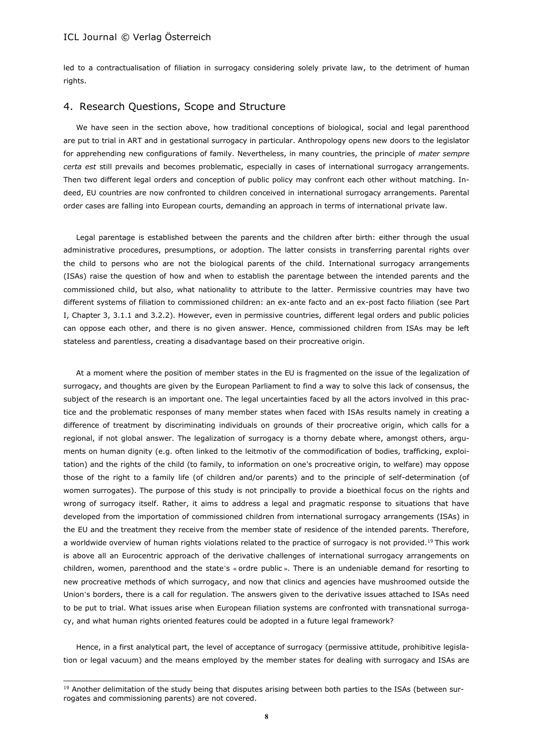led to a contractualisation of filiation in surrogacy considering solely private law, to the detriment of human rights.

## 4. Research Questions, Scope and Structure

We have seen in the section above, how traditional conceptions of biological, social and legal parenthood are put to trial in ART and in gestational surrogacy in particular. Anthropology opens new doors to the legislator for apprehending new configurations of family. Nevertheless, in many countries, the principle of *mater sempre certa est* still prevails and becomes problematic, especially in cases of international surrogacy arrangements. Then two different legal orders and conception of public policy may confront each other without matching. Indeed, EU countries are now confronted to children conceived in international surrogacy arrangements. Parental order cases are falling into European courts, demanding an approach in terms of international private law.

Legal parentage is established between the parents and the children after birth: either through the usual administrative procedures, presumptions, or adoption. The latter consists in transferring parental rights over the child to persons who are not the biological parents of the child. International surrogacy arrangements (ISAs) raise the question of how and when to establish the parentage between the intended parents and the commissioned child, but also, what nationality to attribute to the latter. Permissive countries may have two different systems of filiation to commissioned children: an ex-ante facto and an ex-post facto filiation (see Part I, Chapter 3, 3.1.1 and 3.2.2). However, even in permissive countries, different legal orders and public policies can oppose each other, and there is no given answer. Hence, commissioned children from ISAs may be left stateless and parentless, creating a disadvantage based on their procreative origin.

At a moment where the position of member states in the EU is fragmented on the issue of the legalization of surrogacy, and thoughts are given by the European Parliament to find a way to solve this lack of consensus, the subject of the research is an important one. The legal uncertainties faced by all the actors involved in this practice and the problematic responses of many member states when faced with ISAs results namely in creating a difference of treatment by discriminating individuals on grounds of their procreative origin, which calls for a regional, if not global answer. The legalization of surrogacy is a thorny debate where, amongst others, arguments on human dignity (e.g. often linked to the leitmotiv of the commodification of bodies, trafficking, exploitation) and the rights of the child (to family, to information on one's procreative origin, to welfare) may oppose those of the right to a family life (of children and/or parents) and to the principle of self-determination (of women surrogates). The purpose of this study is not principally to provide a bioethical focus on the rights and wrong of surrogacy itself. Rather, it aims to address a legal and pragmatic response to situations that have developed from the importation of commissioned children from international surrogacy arrangements (ISAs) in the EU and the treatment they receive from the member state of residence of the intended parents. Therefore, a worldwide overview of human rights violations related to the practice of surrogacy is not provided.[19] This work is above all an Eurocentric approach of the derivative challenges of international surrogacy arrangements on children, women, parenthood and the state's « ordre public ». There is an undeniable demand for resorting to new procreative methods of which surrogacy, and now that clinics and agencies have mushroomed outside the Union's borders, there is a call for regulation. The answers given to the derivative issues attached to ISAs need to be put to trial. What issues arise when European filiation systems are confronted with transnational surrogacy, and what human rights oriented features could be adopted in a future legal framework?

Hence, in a first analytical part, the level of acceptance of surrogacy (permissive attitude, prohibitive legislation or legal vacuum) and the means employed by the member states for dealing with surrogacy and ISAs are

[19] Another delimitation of the study being that disputes arising between both parties to the ISAs (between surrogates and commissioning parents) are not covered.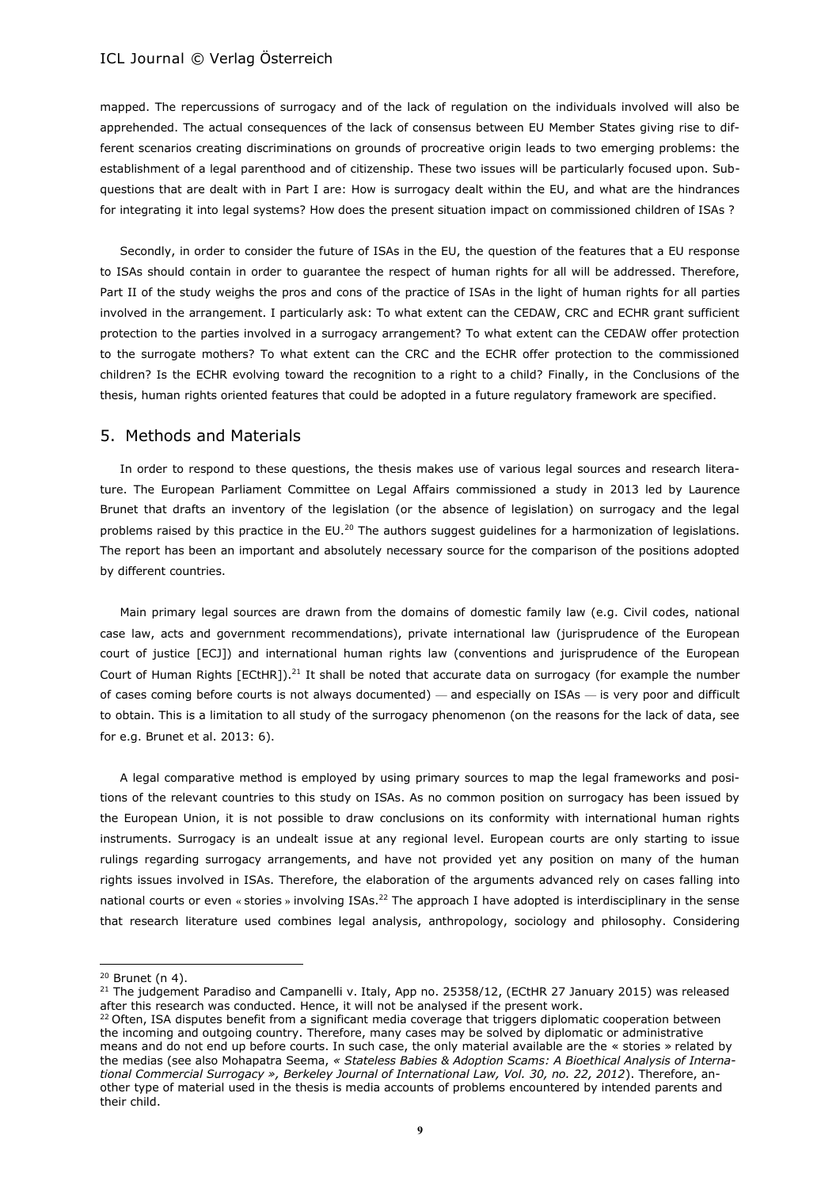mapped. The repercussions of surrogacy and of the lack of regulation on the individuals involved will also be apprehended. The actual consequences of the lack of consensus between EU Member States giving rise to different scenarios creating discriminations on grounds of procreative origin leads to two emerging problems: the establishment of a legal parenthood and of citizenship. These two issues will be particularly focused upon. Sub-questions that are dealt with in Part I are: How is surrogacy dealt within the EU, and what are the hindrances for integrating it into legal systems? How does the present situation impact on commissioned children of ISAs ?

Secondly, in order to consider the future of ISAs in the EU, the question of the features that a EU response to ISAs should contain in order to guarantee the respect of human rights for all will be addressed. Therefore, Part II of the study weighs the pros and cons of the practice of ISAs in the light of human rights for all parties involved in the arrangement. I particularly ask: To what extent can the CEDAW, CRC and ECHR grant sufficient protection to the parties involved in a surrogacy arrangement? To what extent can the CEDAW offer protection to the surrogate mothers? To what extent can the CRC and the ECHR offer protection to the commissioned children? Is the ECHR evolving toward the recognition to a right to a child? Finally, in the Conclusions of the thesis, human rights oriented features that could be adopted in a future regulatory framework are specified.

## 5. Methods and Materials

In order to respond to these questions, the thesis makes use of various legal sources and research literature. The European Parliament Committee on Legal Affairs commissioned a study in 2013 led by Laurence Brunet that drafts an inventory of the legislation (or the absence of legislation) on surrogacy and the legal problems raised by this practice in the EU.[20] The authors suggest guidelines for a harmonization of legislations. The report has been an important and absolutely necessary source for the comparison of the positions adopted by different countries.

Main primary legal sources are drawn from the domains of domestic family law (e.g. Civil codes, national case law, acts and government recommendations), private international law (jurisprudence of the European court of justice [ECJ]) and international human rights law (conventions and jurisprudence of the European Court of Human Rights [ECtHR]).[21] It shall be noted that accurate data on surrogacy (for example the number of cases coming before courts is not always documented) — and especially on ISAs — is very poor and difficult to obtain. This is a limitation to all study of the surrogacy phenomenon (on the reasons for the lack of data, see for e.g. Brunet et al. 2013: 6).

A legal comparative method is employed by using primary sources to map the legal frameworks and positions of the relevant countries to this study on ISAs. As no common position on surrogacy has been issued by the European Union, it is not possible to draw conclusions on its conformity with international human rights instruments. Surrogacy is an undealt issue at any regional level. European courts are only starting to issue rulings regarding surrogacy arrangements, and have not provided yet any position on many of the human rights issues involved in ISAs. Therefore, the elaboration of the arguments advanced rely on cases falling into national courts or even « stories » involving ISAs.[22] The approach I have adopted is interdisciplinary in the sense that research literature used combines legal analysis, anthropology, sociology and philosophy. Considering

---

[20] Brunet (n 4).

[21] The judgement Paradiso and Campanelli v. Italy, App no. 25358/12, (ECtHR 27 January 2015) was released after this research was conducted. Hence, it will not be analysed if the present work.

[22] Often, ISA disputes benefit from a significant media coverage that triggers diplomatic cooperation between the incoming and outgoing country. Therefore, many cases may be solved by diplomatic or administrative means and do not end up before courts. In such case, the only material available are the « stories » related by the medias (see also Mohapatra Seema, *« Stateless Babies & Adoption Scams: A Bioethical Analysis of International Commercial Surrogacy », Berkeley Journal of International Law, Vol. 30, no. 22, 2012*). Therefore, another type of material used in the thesis is media accounts of problems encountered by intended parents and their child.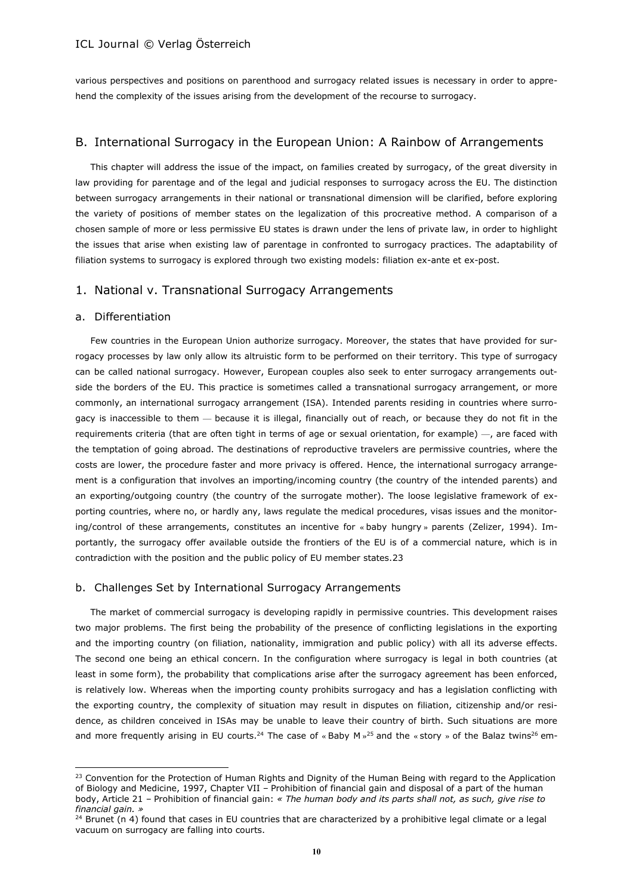various perspectives and positions on parenthood and surrogacy related issues is necessary in order to apprehend the complexity of the issues arising from the development of the recourse to surrogacy.

## B. International Surrogacy in the European Union: A Rainbow of Arrangements

This chapter will address the issue of the impact, on families created by surrogacy, of the great diversity in law providing for parentage and of the legal and judicial responses to surrogacy across the EU. The distinction between surrogacy arrangements in their national or transnational dimension will be clarified, before exploring the variety of positions of member states on the legalization of this procreative method. A comparison of a chosen sample of more or less permissive EU states is drawn under the lens of private law, in order to highlight the issues that arise when existing law of parentage in confronted to surrogacy practices. The adaptability of filiation systems to surrogacy is explored through two existing models: filiation ex-ante et ex-post.

## 1. National v. Transnational Surrogacy Arrangements

### a. Differentiation

Few countries in the European Union authorize surrogacy. Moreover, the states that have provided for surrogacy processes by law only allow its altruistic form to be performed on their territory. This type of surrogacy can be called national surrogacy. However, European couples also seek to enter surrogacy arrangements outside the borders of the EU. This practice is sometimes called a transnational surrogacy arrangement, or more commonly, an international surrogacy arrangement (ISA). Intended parents residing in countries where surrogacy is inaccessible to them — because it is illegal, financially out of reach, or because they do not fit in the requirements criteria (that are often tight in terms of age or sexual orientation, for example) —, are faced with the temptation of going abroad. The destinations of reproductive travelers are permissive countries, where the costs are lower, the procedure faster and more privacy is offered. Hence, the international surrogacy arrangement is a configuration that involves an importing/incoming country (the country of the intended parents) and an exporting/outgoing country (the country of the surrogate mother). The loose legislative framework of exporting countries, where no, or hardly any, laws regulate the medical procedures, visas issues and the monitoring/control of these arrangements, constitutes an incentive for « baby hungry » parents (Zelizer, 1994). Importantly, the surrogacy offer available outside the frontiers of the EU is of a commercial nature, which is in contradiction with the position and the public policy of EU member states.23

### b. Challenges Set by International Surrogacy Arrangements

The market of commercial surrogacy is developing rapidly in permissive countries. This development raises two major problems. The first being the probability of the presence of conflicting legislations in the exporting and the importing country (on filiation, nationality, immigration and public policy) with all its adverse effects. The second one being an ethical concern. In the configuration where surrogacy is legal in both countries (at least in some form), the probability that complications arise after the surrogacy agreement has been enforced, is relatively low. Whereas when the importing county prohibits surrogacy and has a legislation conflicting with the exporting country, the complexity of situation may result in disputes on filiation, citizenship and/or residence, as children conceived in ISAs may be unable to leave their country of birth. Such situations are more and more frequently arising in EU courts.[24] The case of « Baby M »[25] and the « story » of the Balaz twins[26] em-

---

[23] Convention for the Protection of Human Rights and Dignity of the Human Being with regard to the Application of Biology and Medicine, 1997, Chapter VII – Prohibition of financial gain and disposal of a part of the human body, Article 21 – Prohibition of financial gain: *« The human body and its parts shall not, as such, give rise to financial gain. »*

[24] Brunet (n 4) found that cases in EU countries that are characterized by a prohibitive legal climate or a legal vacuum on surrogacy are falling into courts.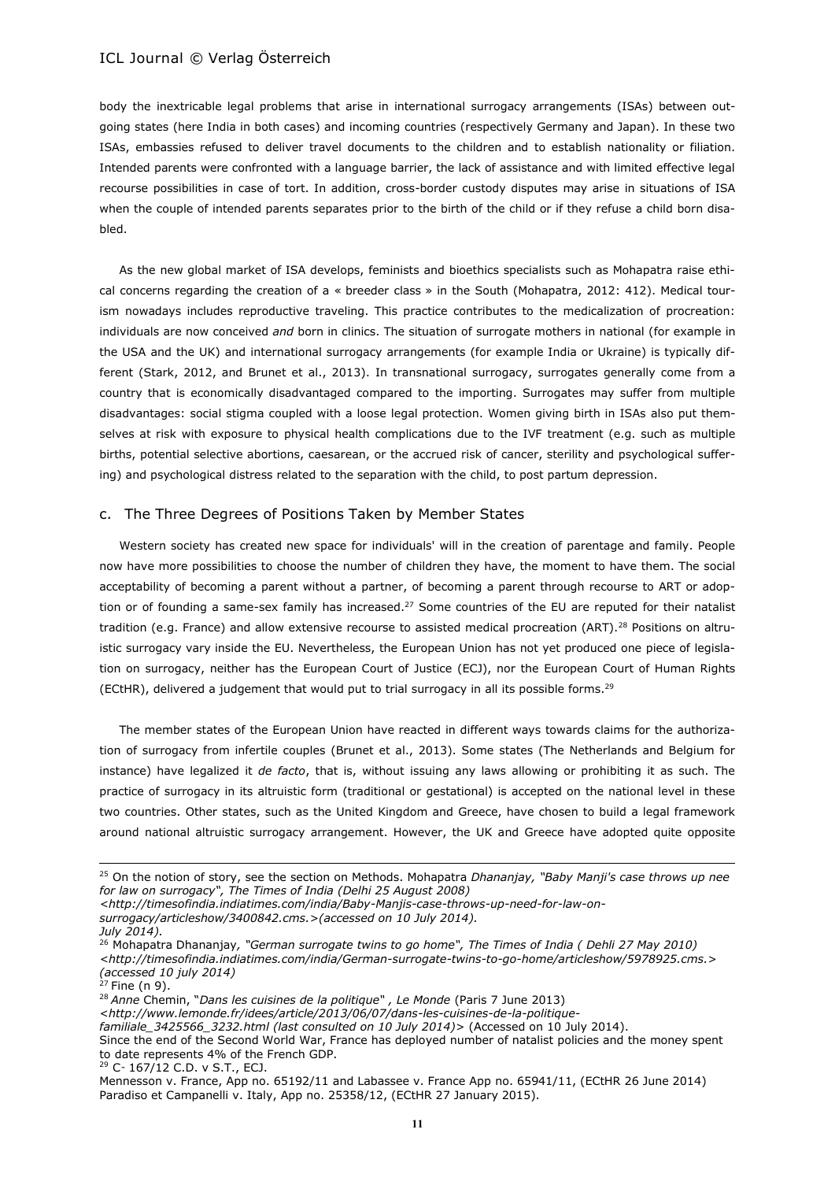body the inextricable legal problems that arise in international surrogacy arrangements (ISAs) between outgoing states (here India in both cases) and incoming countries (respectively Germany and Japan). In these two ISAs, embassies refused to deliver travel documents to the children and to establish nationality or filiation. Intended parents were confronted with a language barrier, the lack of assistance and with limited effective legal recourse possibilities in case of tort. In addition, cross-border custody disputes may arise in situations of ISA when the couple of intended parents separates prior to the birth of the child or if they refuse a child born disabled.

As the new global market of ISA develops, feminists and bioethics specialists such as Mohapatra raise ethical concerns regarding the creation of a « breeder class » in the South (Mohapatra, 2012: 412). Medical tourism nowadays includes reproductive traveling. This practice contributes to the medicalization of procreation: individuals are now conceived *and* born in clinics. The situation of surrogate mothers in national (for example in the USA and the UK) and international surrogacy arrangements (for example India or Ukraine) is typically different (Stark, 2012, and Brunet et al., 2013). In transnational surrogacy, surrogates generally come from a country that is economically disadvantaged compared to the importing. Surrogates may suffer from multiple disadvantages: social stigma coupled with a loose legal protection. Women giving birth in ISAs also put themselves at risk with exposure to physical health complications due to the IVF treatment (e.g. such as multiple births, potential selective abortions, caesarean, or the accrued risk of cancer, sterility and psychological suffering) and psychological distress related to the separation with the child, to post partum depression.

## c. The Three Degrees of Positions Taken by Member States

Western society has created new space for individuals' will in the creation of parentage and family. People now have more possibilities to choose the number of children they have, the moment to have them. The social acceptability of becoming a parent without a partner, of becoming a parent through recourse to ART or adoption or of founding a same-sex family has increased.[27] Some countries of the EU are reputed for their natalist tradition (e.g. France) and allow extensive recourse to assisted medical procreation (ART).[28] Positions on altruistic surrogacy vary inside the EU. Nevertheless, the European Union has not yet produced one piece of legislation on surrogacy, neither has the European Court of Justice (ECJ), nor the European Court of Human Rights (ECtHR), delivered a judgement that would put to trial surrogacy in all its possible forms.[29]

The member states of the European Union have reacted in different ways towards claims for the authorization of surrogacy from infertile couples (Brunet et al., 2013). Some states (The Netherlands and Belgium for instance) have legalized it *de facto*, that is, without issuing any laws allowing or prohibiting it as such. The practice of surrogacy in its altruistic form (traditional or gestational) is accepted on the national level in these two countries. Other states, such as the United Kingdom and Greece, have chosen to build a legal framework around national altruistic surrogacy arrangement. However, the UK and Greece have adopted quite opposite

---

[25] On the notion of story, see the section on Methods. Mohapatra *Dhananjay, "Baby Manji's case throws up nee for law on surrogacy", The Times of India (Delhi 25 August 2008) <http://timesofindia.indiatimes.com/india/Baby-Manjis-case-throws-up-need-for-law-on-surrogacy/articleshow/3400842.cms.>(accessed on 10 July 2014). July 2014).*

[26] Mohapatra Dhananjay, *"German surrogate twins to go home", The Times of India ( Dehli 27 May 2010) <http://timesofindia.indiatimes.com/india/German-surrogate-twins-to-go-home/articleshow/5978925.cms.> (accessed 10 july 2014)*

[27] Fine (n 9).

[28] *Anne* Chemin, "*Dans les cuisines de la politique*" *, Le Monde* (Paris 7 June 2013) *<http://www.lemonde.fr/idees/article/2013/06/07/dans-les-cuisines-de-la-politique-familiale_3425566_3232.html (last consulted on 10 July 2014)>* (Accessed on 10 July 2014).
Since the end of the Second World War, France has deployed number of natalist policies and the money spent to date represents 4% of the French GDP.

[29] C- 167/12 C.D. v S.T., ECJ.
Mennesson v. France, App no. 65192/11 and Labassee v. France App no. 65941/11, (ECtHR 26 June 2014) Paradiso et Campanelli v. Italy, App no. 25358/12, (ECtHR 27 January 2015).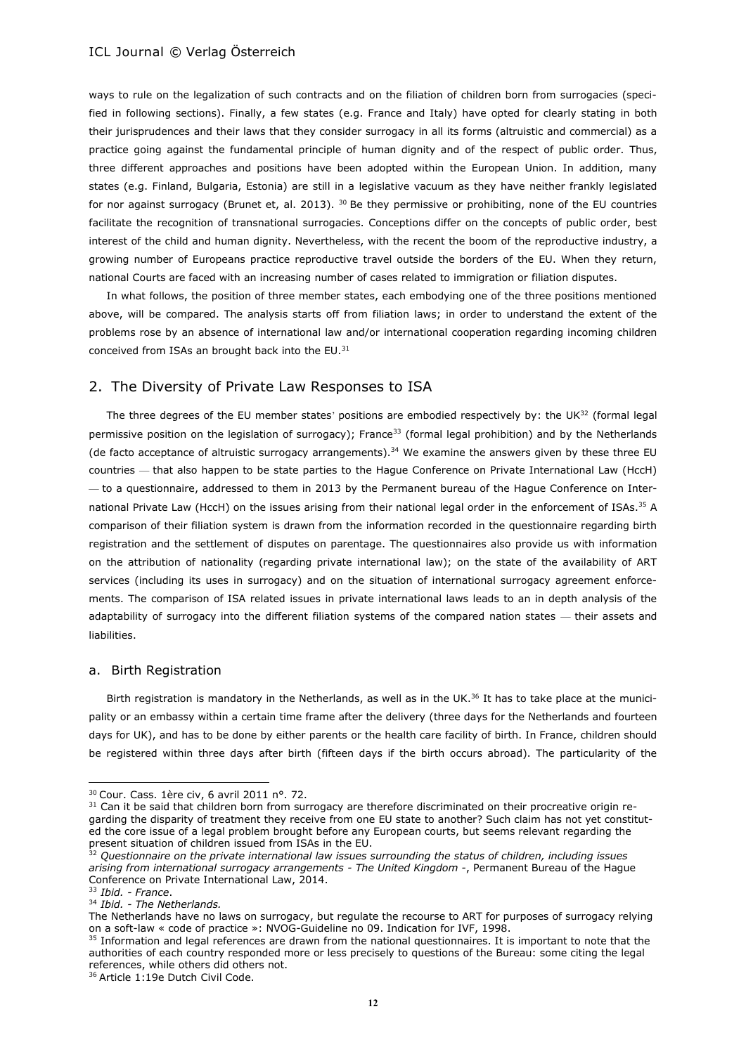ways to rule on the legalization of such contracts and on the filiation of children born from surrogacies (specified in following sections). Finally, a few states (e.g. France and Italy) have opted for clearly stating in both their jurisprudences and their laws that they consider surrogacy in all its forms (altruistic and commercial) as a practice going against the fundamental principle of human dignity and of the respect of public order. Thus, three different approaches and positions have been adopted within the European Union. In addition, many states (e.g. Finland, Bulgaria, Estonia) are still in a legislative vacuum as they have neither frankly legislated for nor against surrogacy (Brunet et, al. 2013). [30] Be they permissive or prohibiting, none of the EU countries facilitate the recognition of transnational surrogacies. Conceptions differ on the concepts of public order, best interest of the child and human dignity. Nevertheless, with the recent the boom of the reproductive industry, a growing number of Europeans practice reproductive travel outside the borders of the EU. When they return, national Courts are faced with an increasing number of cases related to immigration or filiation disputes.

In what follows, the position of three member states, each embodying one of the three positions mentioned above, will be compared. The analysis starts off from filiation laws; in order to understand the extent of the problems rose by an absence of international law and/or international cooperation regarding incoming children conceived from ISAs an brought back into the EU.[31]

## 2. The Diversity of Private Law Responses to ISA

The three degrees of the EU member states' positions are embodied respectively by: the UK[32] (formal legal permissive position on the legislation of surrogacy); France[33] (formal legal prohibition) and by the Netherlands (de facto acceptance of altruistic surrogacy arrangements).[34] We examine the answers given by these three EU countries — that also happen to be state parties to the Hague Conference on Private International Law (HccH) — to a questionnaire, addressed to them in 2013 by the Permanent bureau of the Hague Conference on International Private Law (HccH) on the issues arising from their national legal order in the enforcement of ISAs.[35] A comparison of their filiation system is drawn from the information recorded in the questionnaire regarding birth registration and the settlement of disputes on parentage. The questionnaires also provide us with information on the attribution of nationality (regarding private international law); on the state of the availability of ART services (including its uses in surrogacy) and on the situation of international surrogacy agreement enforcements. The comparison of ISA related issues in private international laws leads to an in depth analysis of the adaptability of surrogacy into the different filiation systems of the compared nation states — their assets and liabilities.

### a. Birth Registration

Birth registration is mandatory in the Netherlands, as well as in the UK.[36] It has to take place at the municipality or an embassy within a certain time frame after the delivery (three days for the Netherlands and fourteen days for UK), and has to be done by either parents or the health care facility of birth. In France, children should be registered within three days after birth (fifteen days if the birth occurs abroad). The particularity of the

---

[30] Cour. Cass. 1ère civ, 6 avril 2011 n°. 72.

[31] Can it be said that children born from surrogacy are therefore discriminated on their procreative origin regarding the disparity of treatment they receive from one EU state to another? Such claim has not yet constituted the core issue of a legal problem brought before any European courts, but seems relevant regarding the present situation of children issued from ISAs in the EU.

[32] *Questionnaire on the private international law issues surrounding the status of children, including issues arising from international surrogacy arrangements - The United Kingdom* -, Permanent Bureau of the Hague Conference on Private International Law, 2014.

[33] *Ibid. - France.*

[34] *Ibid. - The Netherlands.*

The Netherlands have no laws on surrogacy, but regulate the recourse to ART for purposes of surrogacy relying on a soft-law « code of practice »: NVOG-Guideline no 09. Indication for IVF, 1998.

[35] Information and legal references are drawn from the national questionnaires. It is important to note that the authorities of each country responded more or less precisely to questions of the Bureau: some citing the legal references, while others did others not.

[36] Article 1:19e Dutch Civil Code.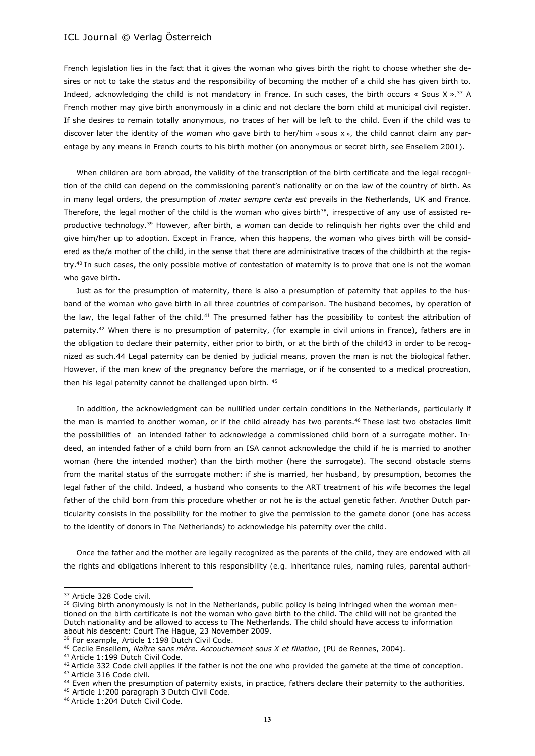French legislation lies in the fact that it gives the woman who gives birth the right to choose whether she desires or not to take the status and the responsibility of becoming the mother of a child she has given birth to. Indeed, acknowledging the child is not mandatory in France. In such cases, the birth occurs « Sous X ».[37] A French mother may give birth anonymously in a clinic and not declare the born child at municipal civil register. If she desires to remain totally anonymous, no traces of her will be left to the child. Even if the child was to discover later the identity of the woman who gave birth to her/him « sous x », the child cannot claim any parentage by any means in French courts to his birth mother (on anonymous or secret birth, see Ensellem 2001).

When children are born abroad, the validity of the transcription of the birth certificate and the legal recognition of the child can depend on the commissioning parent's nationality or on the law of the country of birth. As in many legal orders, the presumption of *mater sempre certa est* prevails in the Netherlands, UK and France. Therefore, the legal mother of the child is the woman who gives birth[38], irrespective of any use of assisted reproductive technology.[39] However, after birth, a woman can decide to relinquish her rights over the child and give him/her up to adoption. Except in France, when this happens, the woman who gives birth will be considered as the/a mother of the child, in the sense that there are administrative traces of the childbirth at the registry.[40] In such cases, the only possible motive of contestation of maternity is to prove that one is not the woman who gave birth.

Just as for the presumption of maternity, there is also a presumption of paternity that applies to the husband of the woman who gave birth in all three countries of comparison. The husband becomes, by operation of the law, the legal father of the child.[41] The presumed father has the possibility to contest the attribution of paternity.[42] When there is no presumption of paternity, (for example in civil unions in France), fathers are in the obligation to declare their paternity, either prior to birth, or at the birth of the child43 in order to be recognized as such.44 Legal paternity can be denied by judicial means, proven the man is not the biological father. However, if the man knew of the pregnancy before the marriage, or if he consented to a medical procreation, then his legal paternity cannot be challenged upon birth. [45]

In addition, the acknowledgment can be nullified under certain conditions in the Netherlands, particularly if the man is married to another woman, or if the child already has two parents.[46] These last two obstacles limit the possibilities of an intended father to acknowledge a commissioned child born of a surrogate mother. Indeed, an intended father of a child born from an ISA cannot acknowledge the child if he is married to another woman (here the intended mother) than the birth mother (here the surrogate). The second obstacle stems from the marital status of the surrogate mother: if she is married, her husband, by presumption, becomes the legal father of the child. Indeed, a husband who consents to the ART treatment of his wife becomes the legal father of the child born from this procedure whether or not he is the actual genetic father. Another Dutch particularity consists in the possibility for the mother to give the permission to the gamete donor (one has access to the identity of donors in The Netherlands) to acknowledge his paternity over the child.

Once the father and the mother are legally recognized as the parents of the child, they are endowed with all the rights and obligations inherent to this responsibility (e.g. inheritance rules, naming rules, parental authori-

---

[37] Article 328 Code civil.

[38] Giving birth anonymously is not in the Netherlands, public policy is being infringed when the woman mentioned on the birth certificate is not the woman who gave birth to the child. The child will not be granted the Dutch nationality and be allowed to access to The Netherlands. The child should have access to information about his descent: Court The Hague, 23 November 2009.

[39] For example, Article 1:198 Dutch Civil Code.

[40] Cecile Ensellem*, Naître sans mère. Accouchement sous X et filiation*, (PU de Rennes, 2004).

[41] Article 1:199 Dutch Civil Code.

[42] Article 332 Code civil applies if the father is not the one who provided the gamete at the time of conception.

[43] Article 316 Code civil.

[44] Even when the presumption of paternity exists, in practice, fathers declare their paternity to the authorities.

[45] Article 1:200 paragraph 3 Dutch Civil Code.

[46] Article 1:204 Dutch Civil Code.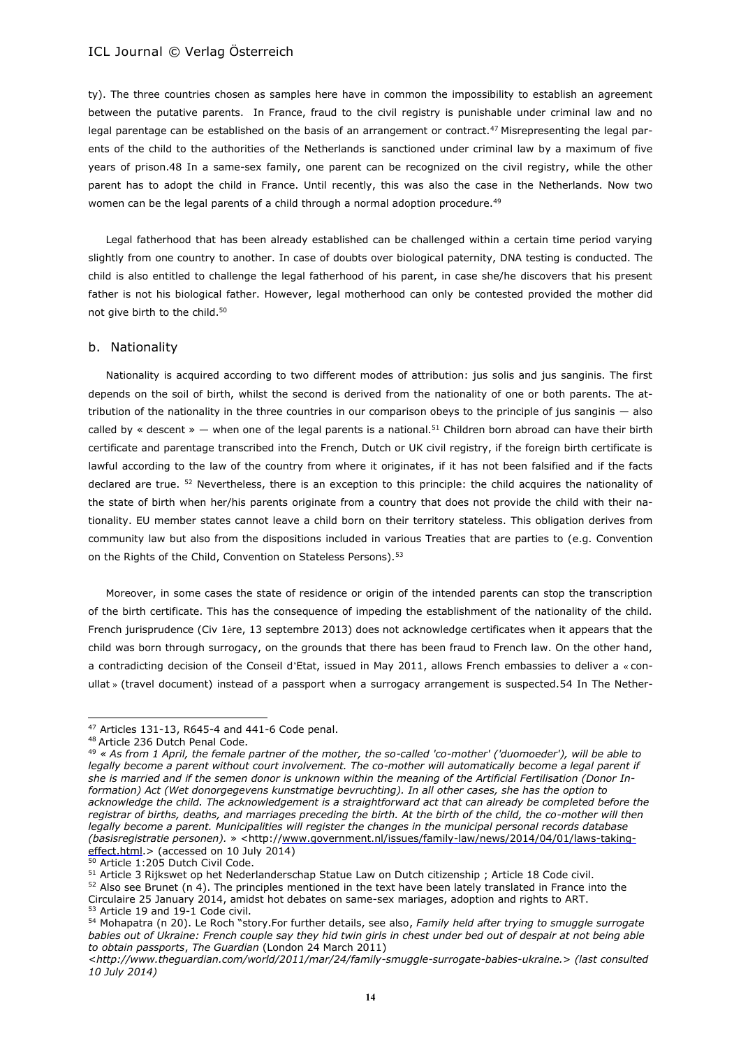ty). The three countries chosen as samples here have in common the impossibility to establish an agreement between the putative parents. In France, fraud to the civil registry is punishable under criminal law and no legal parentage can be established on the basis of an arrangement or contract.[47] Misrepresenting the legal parents of the child to the authorities of the Netherlands is sanctioned under criminal law by a maximum of five years of prison.48 In a same-sex family, one parent can be recognized on the civil registry, while the other parent has to adopt the child in France. Until recently, this was also the case in the Netherlands. Now two women can be the legal parents of a child through a normal adoption procedure.[49]

Legal fatherhood that has been already established can be challenged within a certain time period varying slightly from one country to another. In case of doubts over biological paternity, DNA testing is conducted. The child is also entitled to challenge the legal fatherhood of his parent, in case she/he discovers that his present father is not his biological father. However, legal motherhood can only be contested provided the mother did not give birth to the child.[50]

## b. Nationality

Nationality is acquired according to two different modes of attribution: jus solis and jus sanginis. The first depends on the soil of birth, whilst the second is derived from the nationality of one or both parents. The attribution of the nationality in the three countries in our comparison obeys to the principle of jus sanginis — also called by « descent » — when one of the legal parents is a national.[51] Children born abroad can have their birth certificate and parentage transcribed into the French, Dutch or UK civil registry, if the foreign birth certificate is lawful according to the law of the country from where it originates, if it has not been falsified and if the facts declared are true. [52] Nevertheless, there is an exception to this principle: the child acquires the nationality of the state of birth when her/his parents originate from a country that does not provide the child with their nationality. EU member states cannot leave a child born on their territory stateless. This obligation derives from community law but also from the dispositions included in various Treaties that are parties to (e.g. Convention on the Rights of the Child, Convention on Stateless Persons).[53]

Moreover, in some cases the state of residence or origin of the intended parents can stop the transcription of the birth certificate. This has the consequence of impeding the establishment of the nationality of the child. French jurisprudence (Civ 1ère, 13 septembre 2013) does not acknowledge certificates when it appears that the child was born through surrogacy, on the grounds that there has been fraud to French law. On the other hand, a contradicting decision of the Conseil d'Etat, issued in May 2011, allows French embassies to deliver a « conullat » (travel document) instead of a passport when a surrogacy arrangement is suspected.54 In The Nether-

---

[47] Articles 131-13, R645-4 and 441-6 Code penal.

[48] Article 236 Dutch Penal Code.

[49] *« As from 1 April, the female partner of the mother, the so-called 'co-mother' ('duomoeder'), will be able to legally become a parent without court involvement. The co-mother will automatically become a legal parent if she is married and if the semen donor is unknown within the meaning of the Artificial Fertilisation (Donor Information) Act (Wet donorgegevens kunstmatige bevruchting). In all other cases, she has the option to acknowledge the child. The acknowledgement is a straightforward act that can already be completed before the registrar of births, deaths, and marriages preceding the birth. At the birth of the child, the co-mother will then legally become a parent. Municipalities will register the changes in the municipal personal records database (basisregistratie personen).* » <http://www.government.nl/issues/family-law/news/2014/04/01/laws-taking-effect.html.> (accessed on 10 July 2014)

[50] Article 1:205 Dutch Civil Code.

[51] Article 3 Rijkswet op het Nederlanderschap Statue Law on Dutch citizenship ; Article 18 Code civil.

[52] Also see Brunet (n 4). The principles mentioned in the text have been lately translated in France into the Circulaire 25 January 2014, amidst hot debates on same-sex mariages, adoption and rights to ART.

[53] Article 19 and 19-1 Code civil.

[54] Mohapatra (n 20). Le Roch "story.For further details, see also, *Family held after trying to smuggle surrogate babies out of Ukraine: French couple say they hid twin girls in chest under bed out of despair at not being able to obtain passports*, *The Guardian* (London 24 March 2011) *<http://www.theguardian.com/world/2011/mar/24/family-smuggle-surrogate-babies-ukraine.> (last consulted 10 July 2014)*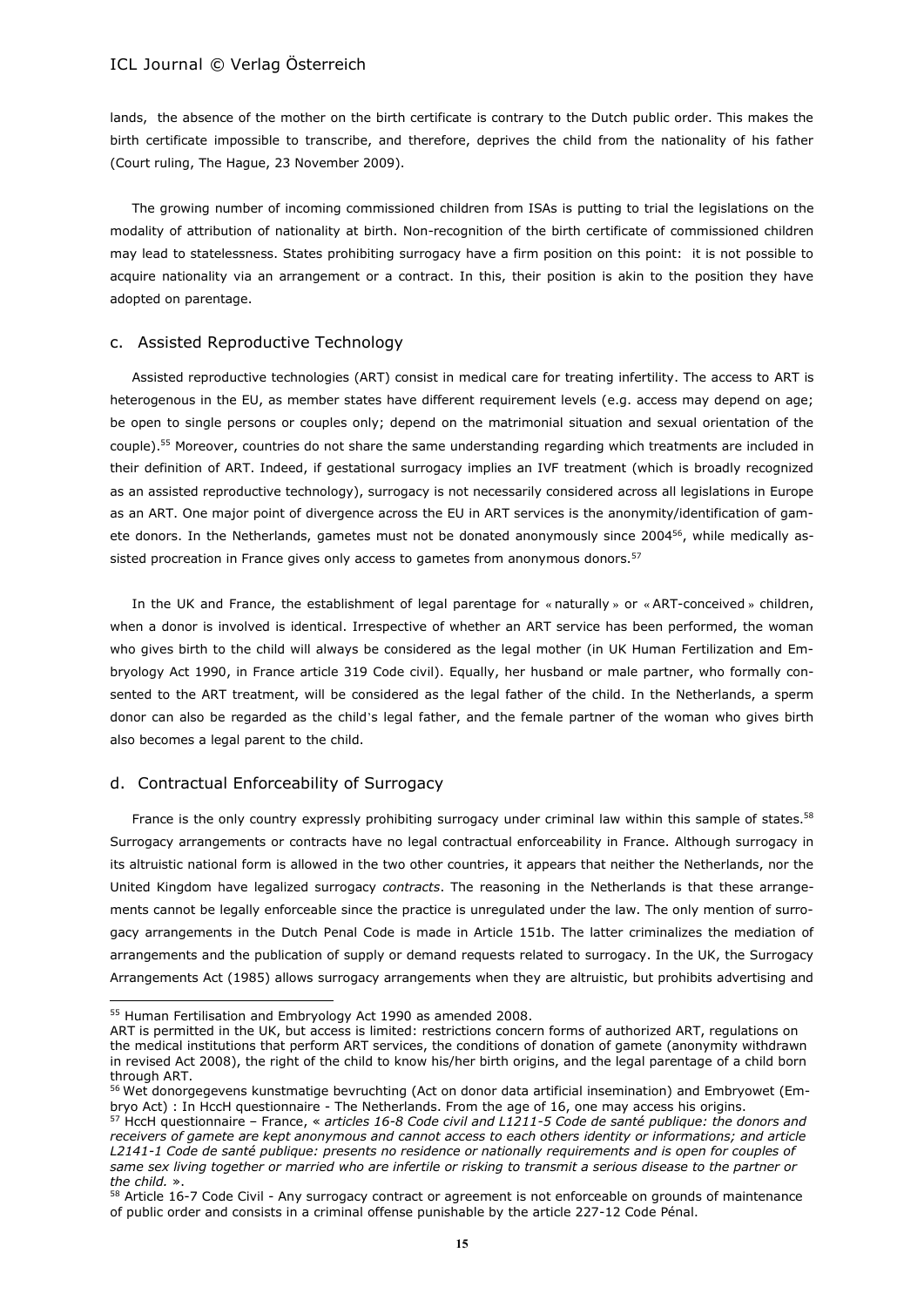lands, the absence of the mother on the birth certificate is contrary to the Dutch public order. This makes the birth certificate impossible to transcribe, and therefore, deprives the child from the nationality of his father (Court ruling, The Hague, 23 November 2009).

The growing number of incoming commissioned children from ISAs is putting to trial the legislations on the modality of attribution of nationality at birth. Non-recognition of the birth certificate of commissioned children may lead to statelessness. States prohibiting surrogacy have a firm position on this point: it is not possible to acquire nationality via an arrangement or a contract. In this, their position is akin to the position they have adopted on parentage.

### c. Assisted Reproductive Technology

Assisted reproductive technologies (ART) consist in medical care for treating infertility. The access to ART is heterogenous in the EU, as member states have different requirement levels (e.g. access may depend on age; be open to single persons or couples only; depend on the matrimonial situation and sexual orientation of the couple).[55] Moreover, countries do not share the same understanding regarding which treatments are included in their definition of ART. Indeed, if gestational surrogacy implies an IVF treatment (which is broadly recognized as an assisted reproductive technology), surrogacy is not necessarily considered across all legislations in Europe as an ART. One major point of divergence across the EU in ART services is the anonymity/identification of gamete donors. In the Netherlands, gametes must not be donated anonymously since 2004[56], while medically assisted procreation in France gives only access to gametes from anonymous donors.[57]

In the UK and France, the establishment of legal parentage for « naturally » or « ART-conceived » children, when a donor is involved is identical. Irrespective of whether an ART service has been performed, the woman who gives birth to the child will always be considered as the legal mother (in UK Human Fertilization and Embryology Act 1990, in France article 319 Code civil). Equally, her husband or male partner, who formally consented to the ART treatment, will be considered as the legal father of the child. In the Netherlands, a sperm donor can also be regarded as the child's legal father, and the female partner of the woman who gives birth also becomes a legal parent to the child.

### d. Contractual Enforceability of Surrogacy

France is the only country expressly prohibiting surrogacy under criminal law within this sample of states.[58] Surrogacy arrangements or contracts have no legal contractual enforceability in France. Although surrogacy in its altruistic national form is allowed in the two other countries, it appears that neither the Netherlands, nor the United Kingdom have legalized surrogacy *contracts*. The reasoning in the Netherlands is that these arrangements cannot be legally enforceable since the practice is unregulated under the law. The only mention of surrogacy arrangements in the Dutch Penal Code is made in Article 151b. The latter criminalizes the mediation of arrangements and the publication of supply or demand requests related to surrogacy. In the UK, the Surrogacy Arrangements Act (1985) allows surrogacy arrangements when they are altruistic, but prohibits advertising and

---

[55] Human Fertilisation and Embryology Act 1990 as amended 2008.
ART is permitted in the UK, but access is limited: restrictions concern forms of authorized ART, regulations on the medical institutions that perform ART services, the conditions of donation of gamete (anonymity withdrawn in revised Act 2008), the right of the child to know his/her birth origins, and the legal parentage of a child born through ART.

[56] Wet donorgegevens kunstmatige bevruchting (Act on donor data artificial insemination) and Embryowet (Embryo Act) : In HccH questionnaire - The Netherlands. From the age of 16, one may access his origins.

[57] HccH questionnaire – France, « *articles 16-8 Code civil and L1211-5 Code de santé publique: the donors and receivers of gamete are kept anonymous and cannot access to each others identity or informations; and article L2141-1 Code de santé publique: presents no residence or nationally requirements and is open for couples of same sex living together or married who are infertile or risking to transmit a serious disease to the partner or the child.* ».

[58] Article 16-7 Code Civil - Any surrogacy contract or agreement is not enforceable on grounds of maintenance of public order and consists in a criminal offense punishable by the article 227-12 Code Pénal.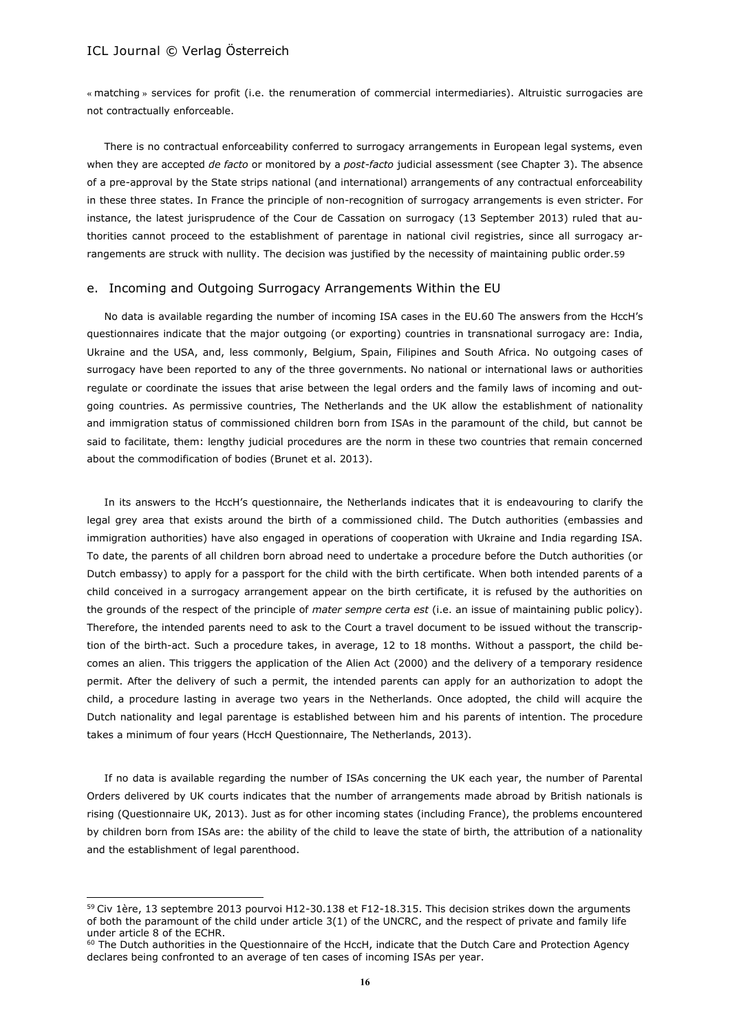« matching » services for profit (i.e. the renumeration of commercial intermediaries). Altruistic surrogacies are not contractually enforceable.

There is no contractual enforceability conferred to surrogacy arrangements in European legal systems, even when they are accepted *de facto* or monitored by a *post-facto* judicial assessment (see Chapter 3). The absence of a pre-approval by the State strips national (and international) arrangements of any contractual enforceability in these three states. In France the principle of non-recognition of surrogacy arrangements is even stricter. For instance, the latest jurisprudence of the Cour de Cassation on surrogacy (13 September 2013) ruled that authorities cannot proceed to the establishment of parentage in national civil registries, since all surrogacy arrangements are struck with nullity. The decision was justified by the necessity of maintaining public order.[59]

## e. Incoming and Outgoing Surrogacy Arrangements Within the EU

No data is available regarding the number of incoming ISA cases in the EU.[60] The answers from the HccH's questionnaires indicate that the major outgoing (or exporting) countries in transnational surrogacy are: India, Ukraine and the USA, and, less commonly, Belgium, Spain, Filipines and South Africa. No outgoing cases of surrogacy have been reported to any of the three governments. No national or international laws or authorities regulate or coordinate the issues that arise between the legal orders and the family laws of incoming and outgoing countries. As permissive countries, The Netherlands and the UK allow the establishment of nationality and immigration status of commissioned children born from ISAs in the paramount of the child, but cannot be said to facilitate, them: lengthy judicial procedures are the norm in these two countries that remain concerned about the commodification of bodies (Brunet et al. 2013).

In its answers to the HccH's questionnaire, the Netherlands indicates that it is endeavouring to clarify the legal grey area that exists around the birth of a commissioned child. The Dutch authorities (embassies and immigration authorities) have also engaged in operations of cooperation with Ukraine and India regarding ISA. To date, the parents of all children born abroad need to undertake a procedure before the Dutch authorities (or Dutch embassy) to apply for a passport for the child with the birth certificate. When both intended parents of a child conceived in a surrogacy arrangement appear on the birth certificate, it is refused by the authorities on the grounds of the respect of the principle of *mater sempre certa est* (i.e. an issue of maintaining public policy). Therefore, the intended parents need to ask to the Court a travel document to be issued without the transcription of the birth-act. Such a procedure takes, in average, 12 to 18 months. Without a passport, the child becomes an alien. This triggers the application of the Alien Act (2000) and the delivery of a temporary residence permit. After the delivery of such a permit, the intended parents can apply for an authorization to adopt the child, a procedure lasting in average two years in the Netherlands. Once adopted, the child will acquire the Dutch nationality and legal parentage is established between him and his parents of intention. The procedure takes a minimum of four years (HccH Questionnaire, The Netherlands, 2013).

If no data is available regarding the number of ISAs concerning the UK each year, the number of Parental Orders delivered by UK courts indicates that the number of arrangements made abroad by British nationals is rising (Questionnaire UK, 2013). Just as for other incoming states (including France), the problems encountered by children born from ISAs are: the ability of the child to leave the state of birth, the attribution of a nationality and the establishment of legal parenthood.

---

[59] Civ 1ère, 13 septembre 2013 pourvoi H12-30.138 et F12-18.315. This decision strikes down the arguments of both the paramount of the child under article 3(1) of the UNCRC, and the respect of private and family life under article 8 of the ECHR.

[60] The Dutch authorities in the Questionnaire of the HccH, indicate that the Dutch Care and Protection Agency declares being confronted to an average of ten cases of incoming ISAs per year.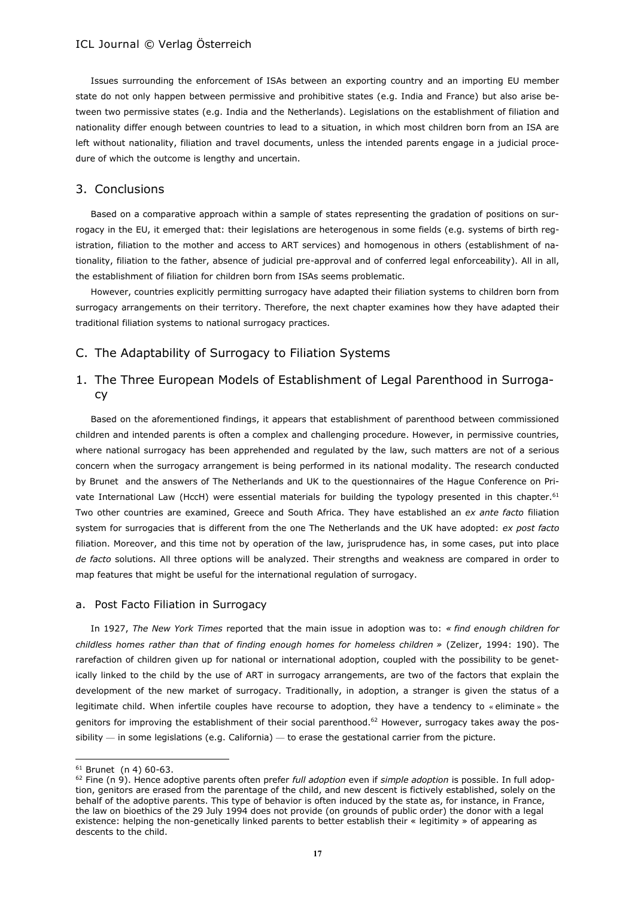Issues surrounding the enforcement of ISAs between an exporting country and an importing EU member state do not only happen between permissive and prohibitive states (e.g. India and France) but also arise between two permissive states (e.g. India and the Netherlands). Legislations on the establishment of filiation and nationality differ enough between countries to lead to a situation, in which most children born from an ISA are left without nationality, filiation and travel documents, unless the intended parents engage in a judicial procedure of which the outcome is lengthy and uncertain.

## 3. Conclusions

Based on a comparative approach within a sample of states representing the gradation of positions on surrogacy in the EU, it emerged that: their legislations are heterogenous in some fields (e.g. systems of birth registration, filiation to the mother and access to ART services) and homogenous in others (establishment of nationality, filiation to the father, absence of judicial pre-approval and of conferred legal enforceability). All in all, the establishment of filiation for children born from ISAs seems problematic.

However, countries explicitly permitting surrogacy have adapted their filiation systems to children born from surrogacy arrangements on their territory. Therefore, the next chapter examines how they have adapted their traditional filiation systems to national surrogacy practices.

## C. The Adaptability of Surrogacy to Filiation Systems

## 1. The Three European Models of Establishment of Legal Parenthood in Surrogacy

Based on the aforementioned findings, it appears that establishment of parenthood between commissioned children and intended parents is often a complex and challenging procedure. However, in permissive countries, where national surrogacy has been apprehended and regulated by the law, such matters are not of a serious concern when the surrogacy arrangement is being performed in its national modality. The research conducted by Brunet and the answers of The Netherlands and UK to the questionnaires of the Hague Conference on Private International Law (HccH) were essential materials for building the typology presented in this chapter.[61] Two other countries are examined, Greece and South Africa. They have established an *ex ante facto* filiation system for surrogacies that is different from the one The Netherlands and the UK have adopted: *ex post facto* filiation. Moreover, and this time not by operation of the law, jurisprudence has, in some cases, put into place *de facto* solutions. All three options will be analyzed. Their strengths and weakness are compared in order to map features that might be useful for the international regulation of surrogacy.

### a. Post Facto Filiation in Surrogacy

In 1927, *The New York Times* reported that the main issue in adoption was to: *« find enough children for childless homes rather than that of finding enough homes for homeless children »* (Zelizer, 1994: 190). The rarefaction of children given up for national or international adoption, coupled with the possibility to be genetically linked to the child by the use of ART in surrogacy arrangements, are two of the factors that explain the development of the new market of surrogacy. Traditionally, in adoption, a stranger is given the status of a legitimate child. When infertile couples have recourse to adoption, they have a tendency to « eliminate » the genitors for improving the establishment of their social parenthood.[62] However, surrogacy takes away the possibility — in some legislations (e.g. California) — to erase the gestational carrier from the picture.

---

[61] Brunet (n 4) 60-63.

[62] Fine (n 9). Hence adoptive parents often prefer *full adoption* even if *simple adoption* is possible. In full adoption, genitors are erased from the parentage of the child, and new descent is fictively established, solely on the behalf of the adoptive parents. This type of behavior is often induced by the state as, for instance, in France, the law on bioethics of the 29 July 1994 does not provide (on grounds of public order) the donor with a legal existence: helping the non-genetically linked parents to better establish their « legitimity » of appearing as descents to the child.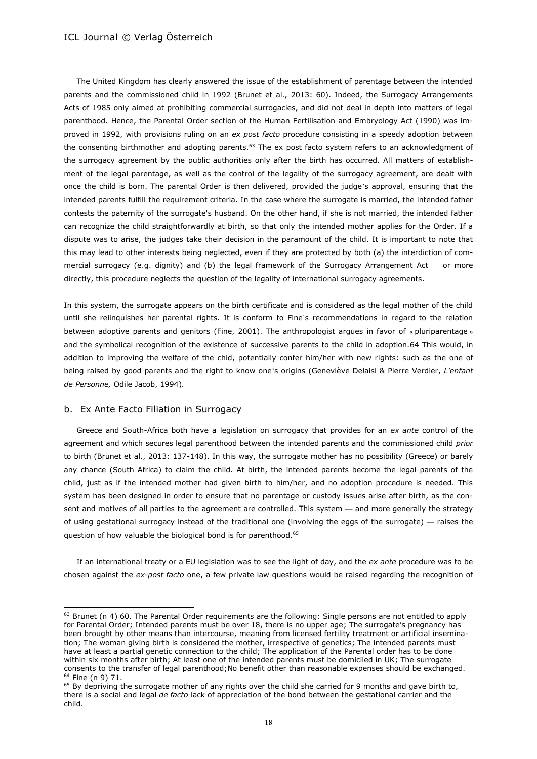The United Kingdom has clearly answered the issue of the establishment of parentage between the intended parents and the commissioned child in 1992 (Brunet et al., 2013: 60). Indeed, the Surrogacy Arrangements Acts of 1985 only aimed at prohibiting commercial surrogacies, and did not deal in depth into matters of legal parenthood. Hence, the Parental Order section of the Human Fertilisation and Embryology Act (1990) was improved in 1992, with provisions ruling on an *ex post facto* procedure consisting in a speedy adoption between the consenting birthmother and adopting parents.[63] The ex post facto system refers to an acknowledgment of the surrogacy agreement by the public authorities only after the birth has occurred. All matters of establishment of the legal parentage, as well as the control of the legality of the surrogacy agreement, are dealt with once the child is born. The parental Order is then delivered, provided the judge's approval, ensuring that the intended parents fulfill the requirement criteria. In the case where the surrogate is married, the intended father contests the paternity of the surrogate's husband. On the other hand, if she is not married, the intended father can recognize the child straightforwardly at birth, so that only the intended mother applies for the Order. If a dispute was to arise, the judges take their decision in the paramount of the child. It is important to note that this may lead to other interests being neglected, even if they are protected by both (a) the interdiction of commercial surrogacy (e.g. dignity) and (b) the legal framework of the Surrogacy Arrangement Act — or more directly, this procedure neglects the question of the legality of international surrogacy agreements.

In this system, the surrogate appears on the birth certificate and is considered as the legal mother of the child until she relinquishes her parental rights. It is conform to Fine's recommendations in regard to the relation between adoptive parents and genitors (Fine, 2001). The anthropologist argues in favor of « pluriparentage » and the symbolical recognition of the existence of successive parents to the child in adoption.64 This would, in addition to improving the welfare of the chid, potentially confer him/her with new rights: such as the one of being raised by good parents and the right to know one's origins (Geneviève Delaisi & Pierre Verdier, *L'enfant de Personne,* Odile Jacob, 1994).

## b. Ex Ante Facto Filiation in Surrogacy

Greece and South-Africa both have a legislation on surrogacy that provides for an *ex ante* control of the agreement and which secures legal parenthood between the intended parents and the commissioned child *prior* to birth (Brunet et al., 2013: 137-148). In this way, the surrogate mother has no possibility (Greece) or barely any chance (South Africa) to claim the child. At birth, the intended parents become the legal parents of the child, just as if the intended mother had given birth to him/her, and no adoption procedure is needed. This system has been designed in order to ensure that no parentage or custody issues arise after birth, as the consent and motives of all parties to the agreement are controlled. This system — and more generally the strategy of using gestational surrogacy instead of the traditional one (involving the eggs of the surrogate) — raises the question of how valuable the biological bond is for parenthood.[65]

If an international treaty or a EU legislation was to see the light of day, and the *ex ante* procedure was to be chosen against the *ex-post facto* one, a few private law questions would be raised regarding the recognition of

---

[63] Brunet (n 4) 60. The Parental Order requirements are the following: Single persons are not entitled to apply for Parental Order; Intended parents must be over 18, there is no upper age; The surrogate's pregnancy has been brought by other means than intercourse, meaning from licensed fertility treatment or artificial insemination; The woman giving birth is considered the mother, irrespective of genetics; The intended parents must have at least a partial genetic connection to the child; The application of the Parental order has to be done within six months after birth; At least one of the intended parents must be domiciled in UK; The surrogate consents to the transfer of legal parenthood;No benefit other than reasonable expenses should be exchanged.

[64] Fine (n 9) 71.

[65] By depriving the surrogate mother of any rights over the child she carried for 9 months and gave birth to, there is a social and legal *de facto* lack of appreciation of the bond between the gestational carrier and the child.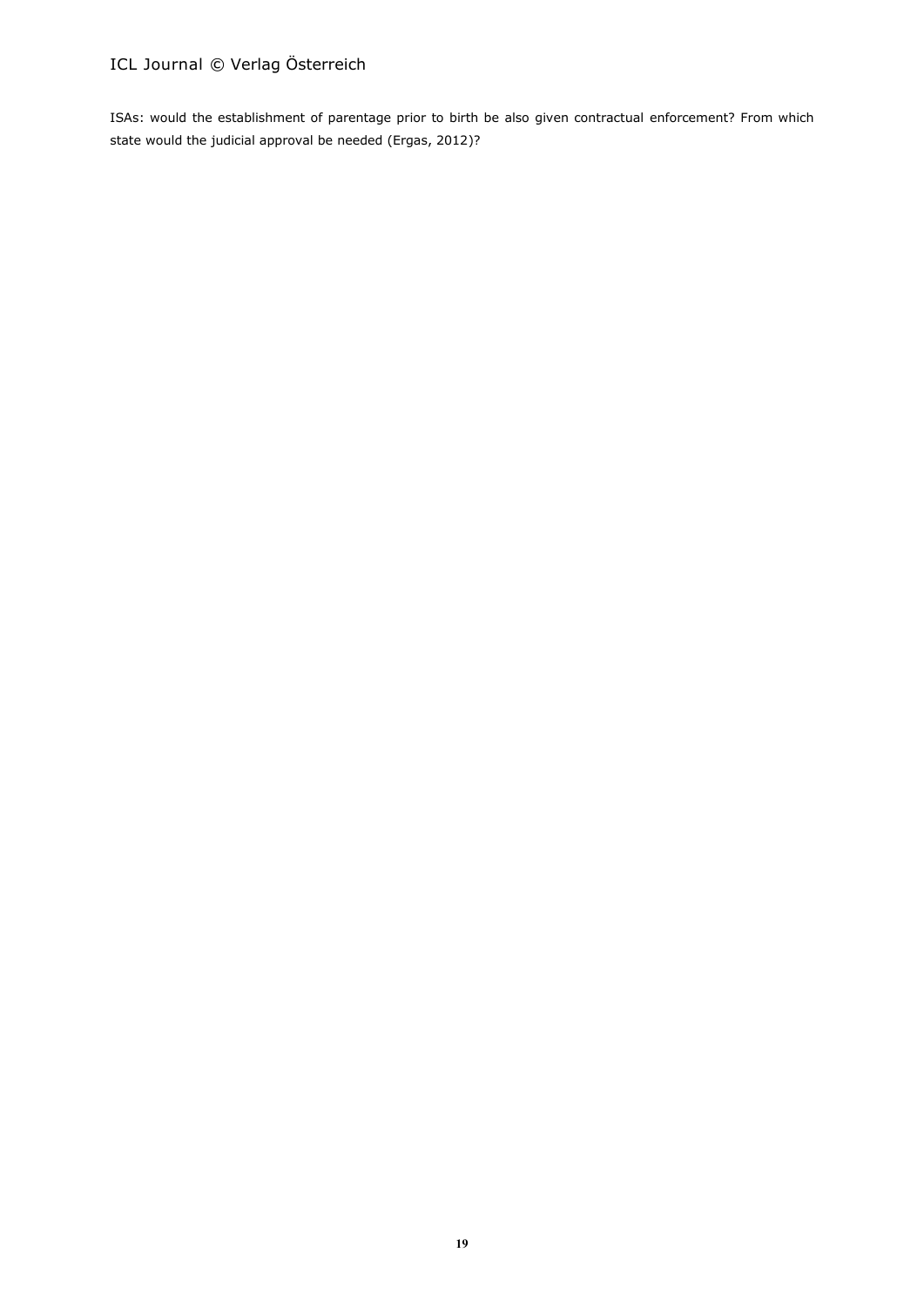ISAs: would the establishment of parentage prior to birth be also given contractual enforcement? From which state would the judicial approval be needed (Ergas, 2012)?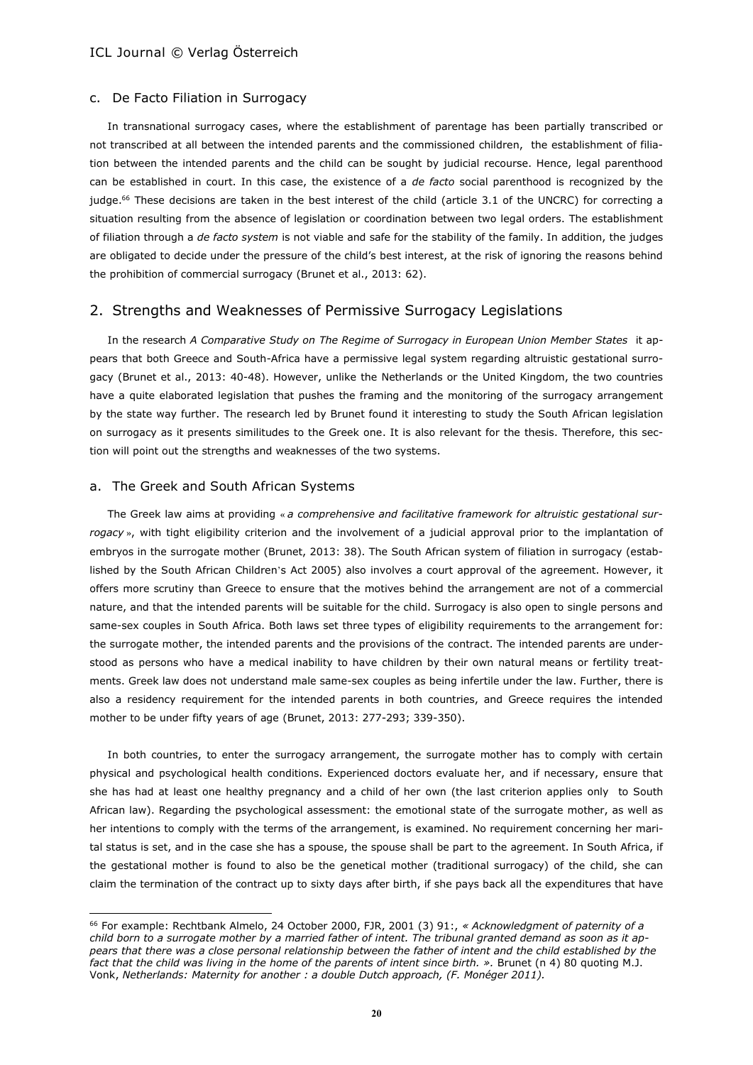### c. De Facto Filiation in Surrogacy

In transnational surrogacy cases, where the establishment of parentage has been partially transcribed or not transcribed at all between the intended parents and the commissioned children, the establishment of filiation between the intended parents and the child can be sought by judicial recourse. Hence, legal parenthood can be established in court. In this case, the existence of a *de facto* social parenthood is recognized by the judge.[66] These decisions are taken in the best interest of the child (article 3.1 of the UNCRC) for correcting a situation resulting from the absence of legislation or coordination between two legal orders. The establishment of filiation through a *de facto system* is not viable and safe for the stability of the family. In addition, the judges are obligated to decide under the pressure of the child's best interest, at the risk of ignoring the reasons behind the prohibition of commercial surrogacy (Brunet et al., 2013: 62).

## 2. Strengths and Weaknesses of Permissive Surrogacy Legislations

In the research *A Comparative Study on The Regime of Surrogacy in European Union Member States* it appears that both Greece and South-Africa have a permissive legal system regarding altruistic gestational surrogacy (Brunet et al., 2013: 40-48). However, unlike the Netherlands or the United Kingdom, the two countries have a quite elaborated legislation that pushes the framing and the monitoring of the surrogacy arrangement by the state way further. The research led by Brunet found it interesting to study the South African legislation on surrogacy as it presents similitudes to the Greek one. It is also relevant for the thesis. Therefore, this section will point out the strengths and weaknesses of the two systems.

### a. The Greek and South African Systems

The Greek law aims at providing « *a comprehensive and facilitative framework for altruistic gestational surrogacy* », with tight eligibility criterion and the involvement of a judicial approval prior to the implantation of embryos in the surrogate mother (Brunet, 2013: 38). The South African system of filiation in surrogacy (established by the South African Children's Act 2005) also involves a court approval of the agreement. However, it offers more scrutiny than Greece to ensure that the motives behind the arrangement are not of a commercial nature, and that the intended parents will be suitable for the child. Surrogacy is also open to single persons and same-sex couples in South Africa. Both laws set three types of eligibility requirements to the arrangement for: the surrogate mother, the intended parents and the provisions of the contract. The intended parents are understood as persons who have a medical inability to have children by their own natural means or fertility treatments. Greek law does not understand male same-sex couples as being infertile under the law. Further, there is also a residency requirement for the intended parents in both countries, and Greece requires the intended mother to be under fifty years of age (Brunet, 2013: 277-293; 339-350).

In both countries, to enter the surrogacy arrangement, the surrogate mother has to comply with certain physical and psychological health conditions. Experienced doctors evaluate her, and if necessary, ensure that she has had at least one healthy pregnancy and a child of her own (the last criterion applies only to South African law). Regarding the psychological assessment: the emotional state of the surrogate mother, as well as her intentions to comply with the terms of the arrangement, is examined. No requirement concerning her marital status is set, and in the case she has a spouse, the spouse shall be part to the agreement. In South Africa, if the gestational mother is found to also be the genetical mother (traditional surrogacy) of the child, she can claim the termination of the contract up to sixty days after birth, if she pays back all the expenditures that have

---

[66] For example: Rechtbank Almelo, 24 October 2000, FJR, 2001 (3) 91:, *« Acknowledgment of paternity of a child born to a surrogate mother by a married father of intent. The tribunal granted demand as soon as it appears that there was a close personal relationship between the father of intent and the child established by the fact that the child was living in the home of the parents of intent since birth. »*. Brunet (n 4) 80 quoting M.J. Vonk, *Netherlands: Maternity for another : a double Dutch approach, (F. Monéger 2011).*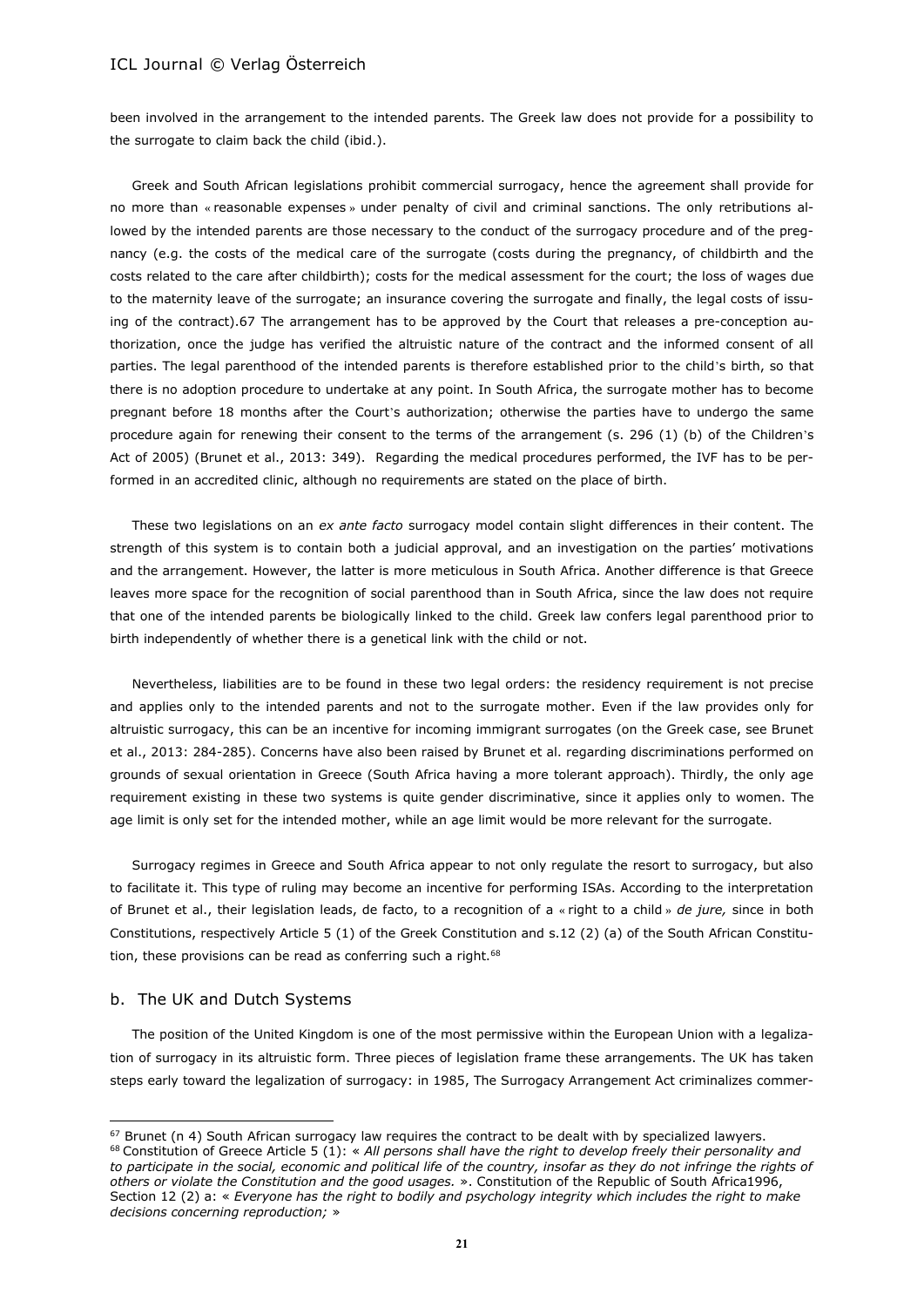been involved in the arrangement to the intended parents. The Greek law does not provide for a possibility to the surrogate to claim back the child (ibid.).

Greek and South African legislations prohibit commercial surrogacy, hence the agreement shall provide for no more than « reasonable expenses » under penalty of civil and criminal sanctions. The only retributions allowed by the intended parents are those necessary to the conduct of the surrogacy procedure and of the pregnancy (e.g. the costs of the medical care of the surrogate (costs during the pregnancy, of childbirth and the costs related to the care after childbirth); costs for the medical assessment for the court; the loss of wages due to the maternity leave of the surrogate; an insurance covering the surrogate and finally, the legal costs of issuing of the contract).67 The arrangement has to be approved by the Court that releases a pre-conception authorization, once the judge has verified the altruistic nature of the contract and the informed consent of all parties. The legal parenthood of the intended parents is therefore established prior to the child's birth, so that there is no adoption procedure to undertake at any point. In South Africa, the surrogate mother has to become pregnant before 18 months after the Court's authorization; otherwise the parties have to undergo the same procedure again for renewing their consent to the terms of the arrangement (s. 296 (1) (b) of the Children's Act of 2005) (Brunet et al., 2013: 349). Regarding the medical procedures performed, the IVF has to be performed in an accredited clinic, although no requirements are stated on the place of birth.

These two legislations on an *ex ante facto* surrogacy model contain slight differences in their content. The strength of this system is to contain both a judicial approval, and an investigation on the parties' motivations and the arrangement. However, the latter is more meticulous in South Africa. Another difference is that Greece leaves more space for the recognition of social parenthood than in South Africa, since the law does not require that one of the intended parents be biologically linked to the child. Greek law confers legal parenthood prior to birth independently of whether there is a genetical link with the child or not.

Nevertheless, liabilities are to be found in these two legal orders: the residency requirement is not precise and applies only to the intended parents and not to the surrogate mother. Even if the law provides only for altruistic surrogacy, this can be an incentive for incoming immigrant surrogates (on the Greek case, see Brunet et al., 2013: 284-285). Concerns have also been raised by Brunet et al. regarding discriminations performed on grounds of sexual orientation in Greece (South Africa having a more tolerant approach). Thirdly, the only age requirement existing in these two systems is quite gender discriminative, since it applies only to women. The age limit is only set for the intended mother, while an age limit would be more relevant for the surrogate.

Surrogacy regimes in Greece and South Africa appear to not only regulate the resort to surrogacy, but also to facilitate it. This type of ruling may become an incentive for performing ISAs. According to the interpretation of Brunet et al., their legislation leads, de facto, to a recognition of a « right to a child » *de jure,* since in both Constitutions, respectively Article 5 (1) of the Greek Constitution and s.12 (2) (a) of the South African Constitution, these provisions can be read as conferring such a right.[68]

## b. The UK and Dutch Systems

The position of the United Kingdom is one of the most permissive within the European Union with a legalization of surrogacy in its altruistic form. Three pieces of legislation frame these arrangements. The UK has taken steps early toward the legalization of surrogacy: in 1985, The Surrogacy Arrangement Act criminalizes commer-

---

[67] Brunet (n 4) South African surrogacy law requires the contract to be dealt with by specialized lawyers.

[68] Constitution of Greece Article 5 (1): « *All persons shall have the right to develop freely their personality and to participate in the social, economic and political life of the country, insofar as they do not infringe the rights of others or violate the Constitution and the good usages.* ». Constitution of the Republic of South Africa1996, Section 12 (2) a: « *Everyone has the right to bodily and psychology integrity which includes the right to make decisions concerning reproduction;* »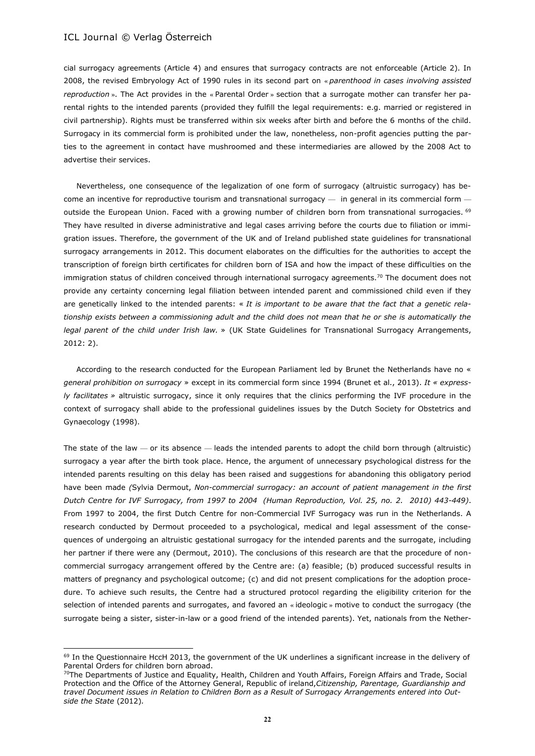cial surrogacy agreements (Article 4) and ensures that surrogacy contracts are not enforceable (Article 2). In 2008, the revised Embryology Act of 1990 rules in its second part on « *parenthood in cases involving assisted reproduction* ». The Act provides in the « Parental Order » section that a surrogate mother can transfer her parental rights to the intended parents (provided they fulfill the legal requirements: e.g. married or registered in civil partnership). Rights must be transferred within six weeks after birth and before the 6 months of the child. Surrogacy in its commercial form is prohibited under the law, nonetheless, non-profit agencies putting the parties to the agreement in contact have mushroomed and these intermediaries are allowed by the 2008 Act to advertise their services.

Nevertheless, one consequence of the legalization of one form of surrogacy (altruistic surrogacy) has become an incentive for reproductive tourism and transnational surrogacy — in general in its commercial form — outside the European Union. Faced with a growing number of children born from transnational surrogacies. [69] They have resulted in diverse administrative and legal cases arriving before the courts due to filiation or immigration issues. Therefore, the government of the UK and of Ireland published state guidelines for transnational surrogacy arrangements in 2012. This document elaborates on the difficulties for the authorities to accept the transcription of foreign birth certificates for children born of ISA and how the impact of these difficulties on the immigration status of children conceived through international surrogacy agreements.[70] The document does not provide any certainty concerning legal filiation between intended parent and commissioned child even if they are genetically linked to the intended parents: « *It is important to be aware that the fact that a genetic relationship exists between a commissioning adult and the child does not mean that he or she is automatically the legal parent of the child under Irish law.* » (UK State Guidelines for Transnational Surrogacy Arrangements, 2012: 2).

According to the research conducted for the European Parliament led by Brunet the Netherlands have no « *general prohibition on surrogacy* » except in its commercial form since 1994 (Brunet et al., 2013). *It « expressly facilitates »* altruistic surrogacy, since it only requires that the clinics performing the IVF procedure in the context of surrogacy shall abide to the professional guidelines issues by the Dutch Society for Obstetrics and Gynaecology (1998).

The state of the law — or its absence — leads the intended parents to adopt the child born through (altruistic) surrogacy a year after the birth took place. Hence, the argument of unnecessary psychological distress for the intended parents resulting on this delay has been raised and suggestions for abandoning this obligatory period have been made *(*Sylvia Dermout, *Non-commercial surrogacy: an account of patient management in the first Dutch Centre for IVF Surrogacy, from 1997 to 2004 (Human Reproduction, Vol. 25, no. 2. 2010) 443-449)*. From 1997 to 2004, the first Dutch Centre for non-Commercial IVF Surrogacy was run in the Netherlands. A research conducted by Dermout proceeded to a psychological, medical and legal assessment of the consequences of undergoing an altruistic gestational surrogacy for the intended parents and the surrogate, including her partner if there were any (Dermout, 2010). The conclusions of this research are that the procedure of non-commercial surrogacy arrangement offered by the Centre are: (a) feasible; (b) produced successful results in matters of pregnancy and psychological outcome; (c) and did not present complications for the adoption procedure. To achieve such results, the Centre had a structured protocol regarding the eligibility criterion for the selection of intended parents and surrogates, and favored an « ideologic » motive to conduct the surrogacy (the surrogate being a sister, sister-in-law or a good friend of the intended parents). Yet, nationals from the Nether-

---

[69] In the Questionnaire HccH 2013, the government of the UK underlines a significant increase in the delivery of Parental Orders for children born abroad.

[70] The Departments of Justice and Equality, Health, Children and Youth Affairs, Foreign Affairs and Trade, Social Protection and the Office of the Attorney General, Republic of ireland,*Citizenship, Parentage, Guardianship and travel Document issues in Relation to Children Born as a Result of Surrogacy Arrangements entered into Outside the State* (2012).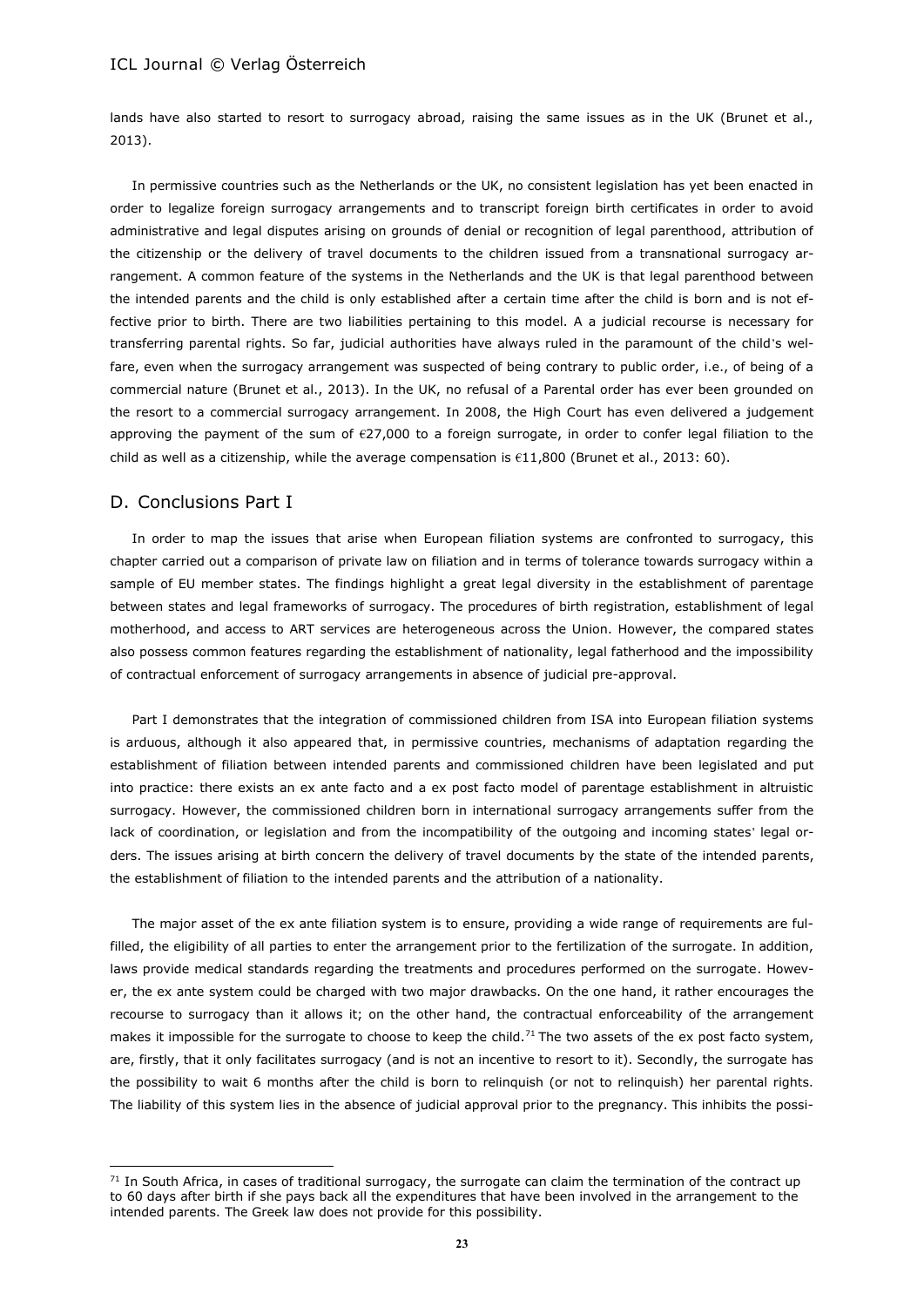lands have also started to resort to surrogacy abroad, raising the same issues as in the UK (Brunet et al., 2013).

In permissive countries such as the Netherlands or the UK, no consistent legislation has yet been enacted in order to legalize foreign surrogacy arrangements and to transcript foreign birth certificates in order to avoid administrative and legal disputes arising on grounds of denial or recognition of legal parenthood, attribution of the citizenship or the delivery of travel documents to the children issued from a transnational surrogacy arrangement. A common feature of the systems in the Netherlands and the UK is that legal parenthood between the intended parents and the child is only established after a certain time after the child is born and is not effective prior to birth. There are two liabilities pertaining to this model. A a judicial recourse is necessary for transferring parental rights. So far, judicial authorities have always ruled in the paramount of the child's welfare, even when the surrogacy arrangement was suspected of being contrary to public order, i.e., of being of a commercial nature (Brunet et al., 2013). In the UK, no refusal of a Parental order has ever been grounded on the resort to a commercial surrogacy arrangement. In 2008, the High Court has even delivered a judgement approving the payment of the sum of €27,000 to a foreign surrogate, in order to confer legal filiation to the child as well as a citizenship, while the average compensation is €11,800 (Brunet et al., 2013: 60).

## D. Conclusions Part I

In order to map the issues that arise when European filiation systems are confronted to surrogacy, this chapter carried out a comparison of private law on filiation and in terms of tolerance towards surrogacy within a sample of EU member states. The findings highlight a great legal diversity in the establishment of parentage between states and legal frameworks of surrogacy. The procedures of birth registration, establishment of legal motherhood, and access to ART services are heterogeneous across the Union. However, the compared states also possess common features regarding the establishment of nationality, legal fatherhood and the impossibility of contractual enforcement of surrogacy arrangements in absence of judicial pre-approval.

Part I demonstrates that the integration of commissioned children from ISA into European filiation systems is arduous, although it also appeared that, in permissive countries, mechanisms of adaptation regarding the establishment of filiation between intended parents and commissioned children have been legislated and put into practice: there exists an ex ante facto and a ex post facto model of parentage establishment in altruistic surrogacy. However, the commissioned children born in international surrogacy arrangements suffer from the lack of coordination, or legislation and from the incompatibility of the outgoing and incoming states' legal orders. The issues arising at birth concern the delivery of travel documents by the state of the intended parents, the establishment of filiation to the intended parents and the attribution of a nationality.

The major asset of the ex ante filiation system is to ensure, providing a wide range of requirements are fulfilled, the eligibility of all parties to enter the arrangement prior to the fertilization of the surrogate. In addition, laws provide medical standards regarding the treatments and procedures performed on the surrogate. However, the ex ante system could be charged with two major drawbacks. On the one hand, it rather encourages the recourse to surrogacy than it allows it; on the other hand, the contractual enforceability of the arrangement makes it impossible for the surrogate to choose to keep the child.[71] The two assets of the ex post facto system, are, firstly, that it only facilitates surrogacy (and is not an incentive to resort to it). Secondly, the surrogate has the possibility to wait 6 months after the child is born to relinquish (or not to relinquish) her parental rights. The liability of this system lies in the absence of judicial approval prior to the pregnancy. This inhibits the possi-

[71] In South Africa, in cases of traditional surrogacy, the surrogate can claim the termination of the contract up to 60 days after birth if she pays back all the expenditures that have been involved in the arrangement to the intended parents. The Greek law does not provide for this possibility.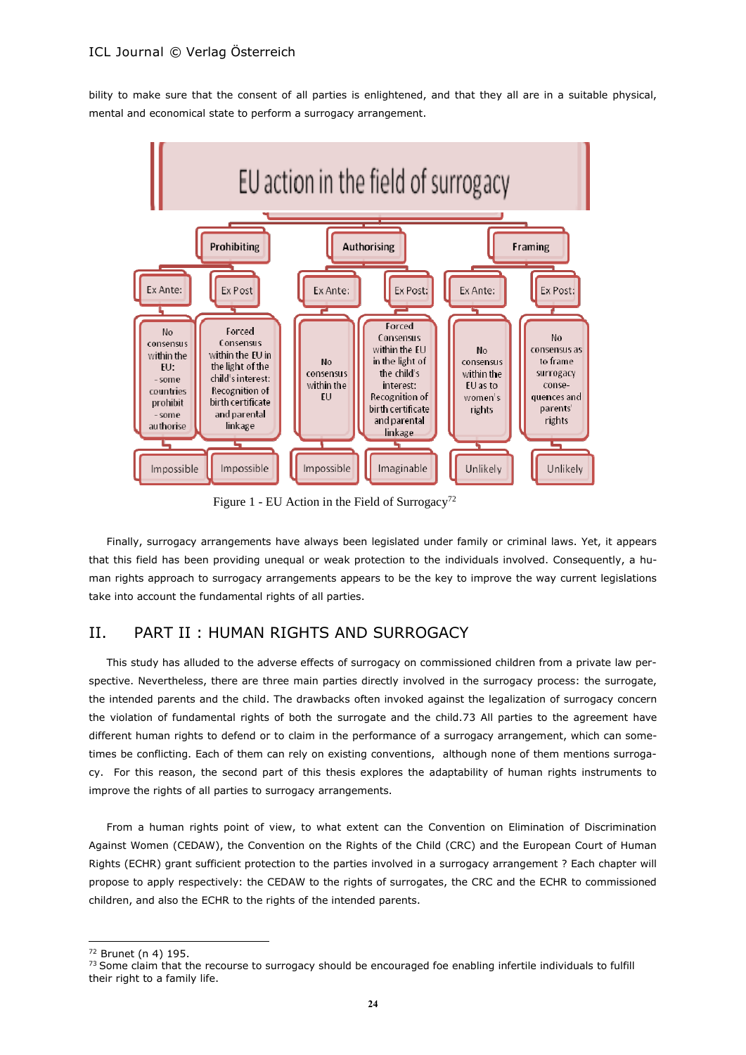bility to make sure that the consent of all parties is enlightened, and that they all are in a suitable physical, mental and economical state to perform a surrogacy arrangement.

**EU action in the field of surrogacy**

| Prohibiting | | Authorising | | Framing | |
|---|---|---|---|---|---|
| Ex Ante: | Ex Post | Ex Ante: | Ex Post: | Ex Ante: | Ex Post: |
| No consensus within the EU: - some countries prohibit - some authorise | Forced Consensus within the EU in the light of the child's interest: Recognition of birth certificate and parental linkage | No consensus within the EU | Forced Consensus within the EU in the light of the child's interest: Recognition of birth certificate and parental linkage | No consensus within the EU as to women's rights | No consensus as to frame surrogacy conse-quences and parents' rights |
| Impossible | Impossible | Impossible | Imaginable | Unlikely | Unlikely |

Figure 1 - EU Action in the Field of Surrogacy[72]

Finally, surrogacy arrangements have always been legislated under family or criminal laws. Yet, it appears that this field has been providing unequal or weak protection to the individuals involved. Consequently, a human rights approach to surrogacy arrangements appears to be the key to improve the way current legislations take into account the fundamental rights of all parties.

## II. PART II : HUMAN RIGHTS AND SURROGACY

This study has alluded to the adverse effects of surrogacy on commissioned children from a private law perspective. Nevertheless, there are three main parties directly involved in the surrogacy process: the surrogate, the intended parents and the child. The drawbacks often invoked against the legalization of surrogacy concern the violation of fundamental rights of both the surrogate and the child.73 All parties to the agreement have different human rights to defend or to claim in the performance of a surrogacy arrangement, which can sometimes be conflicting. Each of them can rely on existing conventions, although none of them mentions surrogacy. For this reason, the second part of this thesis explores the adaptability of human rights instruments to improve the rights of all parties to surrogacy arrangements.

From a human rights point of view, to what extent can the Convention on Elimination of Discrimination Against Women (CEDAW), the Convention on the Rights of the Child (CRC) and the European Court of Human Rights (ECHR) grant sufficient protection to the parties involved in a surrogacy arrangement ? Each chapter will propose to apply respectively: the CEDAW to the rights of surrogates, the CRC and the ECHR to commissioned children, and also the ECHR to the rights of the intended parents.

---

[72] Brunet (n 4) 195.

[73] Some claim that the recourse to surrogacy should be encouraged foe enabling infertile individuals to fulfill their right to a family life.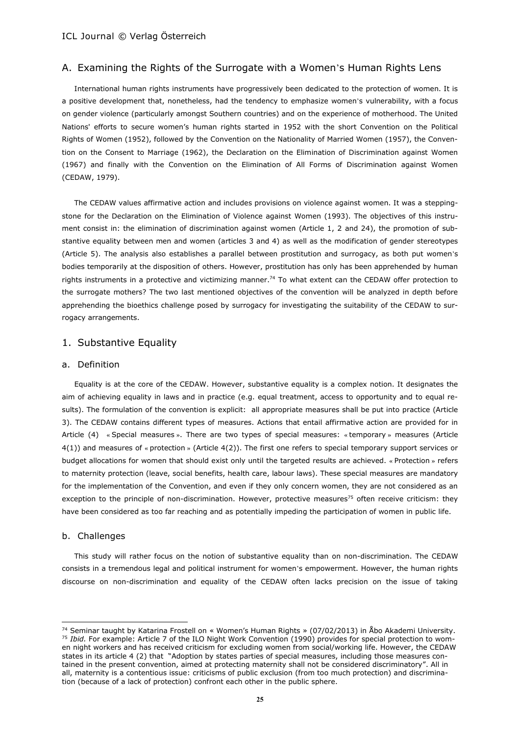## A. Examining the Rights of the Surrogate with a Women's Human Rights Lens

International human rights instruments have progressively been dedicated to the protection of women. It is a positive development that, nonetheless, had the tendency to emphasize women's vulnerability, with a focus on gender violence (particularly amongst Southern countries) and on the experience of motherhood. The United Nations' efforts to secure women's human rights started in 1952 with the short Convention on the Political Rights of Women (1952), followed by the Convention on the Nationality of Married Women (1957), the Convention on the Consent to Marriage (1962), the Declaration on the Elimination of Discrimination against Women (1967) and finally with the Convention on the Elimination of All Forms of Discrimination against Women (CEDAW, 1979).

The CEDAW values affirmative action and includes provisions on violence against women. It was a stepping-stone for the Declaration on the Elimination of Violence against Women (1993). The objectives of this instrument consist in: the elimination of discrimination against women (Article 1, 2 and 24), the promotion of substantive equality between men and women (articles 3 and 4) as well as the modification of gender stereotypes (Article 5). The analysis also establishes a parallel between prostitution and surrogacy, as both put women's bodies temporarily at the disposition of others. However, prostitution has only has been apprehended by human rights instruments in a protective and victimizing manner.[74] To what extent can the CEDAW offer protection to the surrogate mothers? The two last mentioned objectives of the convention will be analyzed in depth before apprehending the bioethics challenge posed by surrogacy for investigating the suitability of the CEDAW to surrogacy arrangements.

### 1. Substantive Equality

#### a. Definition

Equality is at the core of the CEDAW. However, substantive equality is a complex notion. It designates the aim of achieving equality in laws and in practice (e.g. equal treatment, access to opportunity and to equal results). The formulation of the convention is explicit: all appropriate measures shall be put into practice (Article 3). The CEDAW contains different types of measures. Actions that entail affirmative action are provided for in Article (4) « Special measures ». There are two types of special measures: « temporary » measures (Article 4(1)) and measures of « protection » (Article 4(2)). The first one refers to special temporary support services or budget allocations for women that should exist only until the targeted results are achieved. « Protection » refers to maternity protection (leave, social benefits, health care, labour laws). These special measures are mandatory for the implementation of the Convention, and even if they only concern women, they are not considered as an exception to the principle of non-discrimination. However, protective measures[75] often receive criticism: they have been considered as too far reaching and as potentially impeding the participation of women in public life.

#### b. Challenges

This study will rather focus on the notion of substantive equality than on non-discrimination. The CEDAW consists in a tremendous legal and political instrument for women's empowerment. However, the human rights discourse on non-discrimination and equality of the CEDAW often lacks precision on the issue of taking

---

[74] Seminar taught by Katarina Frostell on « Women's Human Rights » (07/02/2013) in Åbo Akademi University.

[75] *Ibid.* For example: Article 7 of the ILO Night Work Convention (1990) provides for special protection to women night workers and has received criticism for excluding women from social/working life. However, the CEDAW states in its article 4 (2) that "Adoption by states parties of special measures, including those measures contained in the present convention, aimed at protecting maternity shall not be considered discriminatory". All in all, maternity is a contentious issue: criticisms of public exclusion (from too much protection) and discrimination (because of a lack of protection) confront each other in the public sphere.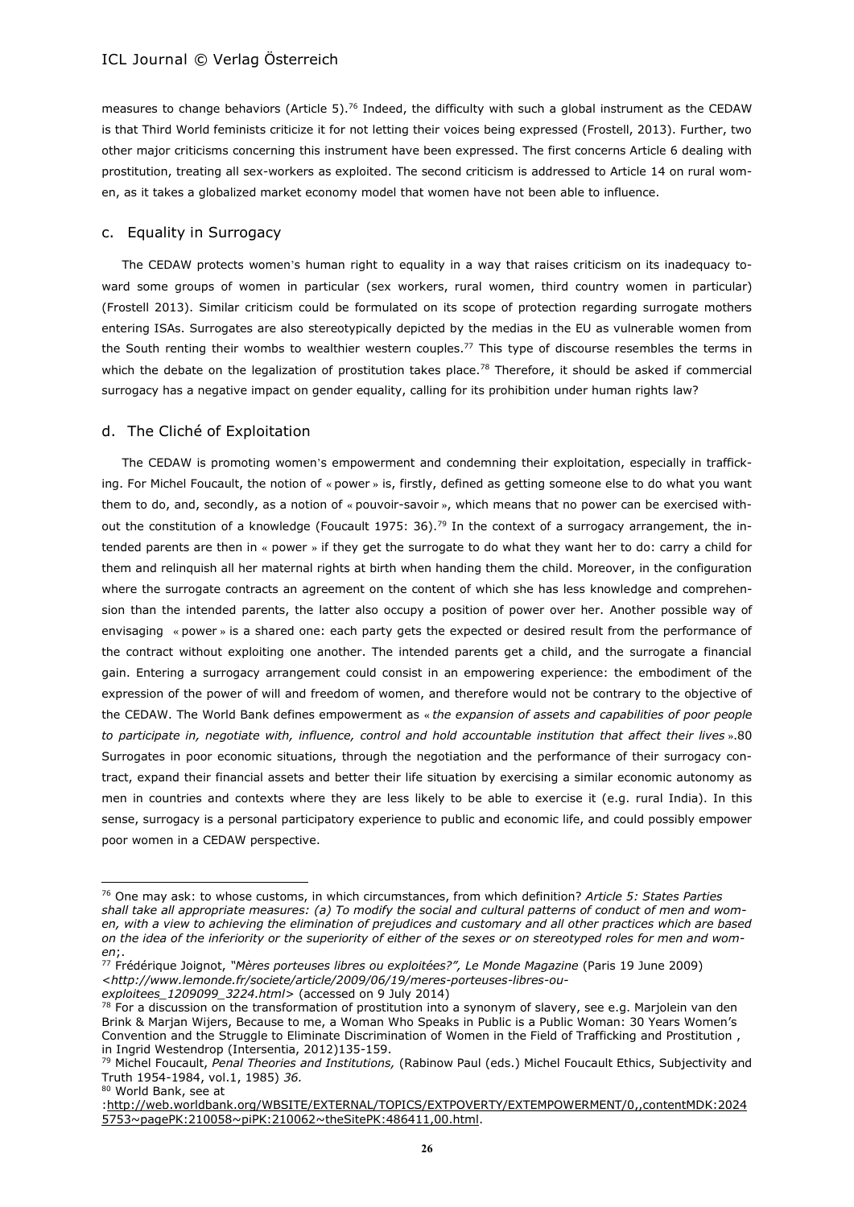measures to change behaviors (Article 5).[76] Indeed, the difficulty with such a global instrument as the CEDAW is that Third World feminists criticize it for not letting their voices being expressed (Frostell, 2013). Further, two other major criticisms concerning this instrument have been expressed. The first concerns Article 6 dealing with prostitution, treating all sex-workers as exploited. The second criticism is addressed to Article 14 on rural women, as it takes a globalized market economy model that women have not been able to influence.

### c. Equality in Surrogacy

The CEDAW protects women's human right to equality in a way that raises criticism on its inadequacy toward some groups of women in particular (sex workers, rural women, third country women in particular) (Frostell 2013). Similar criticism could be formulated on its scope of protection regarding surrogate mothers entering ISAs. Surrogates are also stereotypically depicted by the medias in the EU as vulnerable women from the South renting their wombs to wealthier western couples.[77] This type of discourse resembles the terms in which the debate on the legalization of prostitution takes place.[78] Therefore, it should be asked if commercial surrogacy has a negative impact on gender equality, calling for its prohibition under human rights law?

### d. The Cliché of Exploitation

The CEDAW is promoting women's empowerment and condemning their exploitation, especially in trafficking. For Michel Foucault, the notion of « power » is, firstly, defined as getting someone else to do what you want them to do, and, secondly, as a notion of « pouvoir-savoir », which means that no power can be exercised without the constitution of a knowledge (Foucault 1975: 36).[79] In the context of a surrogacy arrangement, the intended parents are then in « power » if they get the surrogate to do what they want her to do: carry a child for them and relinquish all her maternal rights at birth when handing them the child. Moreover, in the configuration where the surrogate contracts an agreement on the content of which she has less knowledge and comprehension than the intended parents, the latter also occupy a position of power over her. Another possible way of envisaging « power » is a shared one: each party gets the expected or desired result from the performance of the contract without exploiting one another. The intended parents get a child, and the surrogate a financial gain. Entering a surrogacy arrangement could consist in an empowering experience: the embodiment of the expression of the power of will and freedom of women, and therefore would not be contrary to the objective of the CEDAW. The World Bank defines empowerment as « *the expansion of assets and capabilities of poor people to participate in, negotiate with, influence, control and hold accountable institution that affect their lives* ».80 Surrogates in poor economic situations, through the negotiation and the performance of their surrogacy contract, expand their financial assets and better their life situation by exercising a similar economic autonomy as men in countries and contexts where they are less likely to be able to exercise it (e.g. rural India). In this sense, surrogacy is a personal participatory experience to public and economic life, and could possibly empower poor women in a CEDAW perspective.

---

[76] One may ask: to whose customs, in which circumstances, from which definition? *Article 5: States Parties shall take all appropriate measures: (a) To modify the social and cultural patterns of conduct of men and women, with a view to achieving the elimination of prejudices and customary and all other practices which are based on the idea of the inferiority or the superiority of either of the sexes or on stereotyped roles for men and women*;.

[77] Frédérique Joignot, *"Mères porteuses libres ou exploitées?", Le Monde Magazine* (Paris 19 June 2009) *<http://www.lemonde.fr/societe/article/2009/06/19/meres-porteuses-libres-ou-exploitees_1209099_3224.html>* (accessed on 9 July 2014)

[78] For a discussion on the transformation of prostitution into a synonym of slavery, see e.g. Marjolein van den Brink & Marjan Wijers, Because to me, a Woman Who Speaks in Public is a Public Woman: 30 Years Women's Convention and the Struggle to Eliminate Discrimination of Women in the Field of Trafficking and Prostitution , in Ingrid Westendrop (Intersentia, 2012)135-159.

[79] Michel Foucault, *Penal Theories and Institutions,* (Rabinow Paul (eds.) Michel Foucault Ethics, Subjectivity and Truth 1954-1984, vol.1, 1985) *36.*

[80] World Bank, see at :http://web.worldbank.org/WBSITE/EXTERNAL/TOPICS/EXTPOVERTY/EXTEMPOWERMENT/0,,contentMDK:20245753~pagePK:210058~piPK:210062~theSitePK:486411,00.html.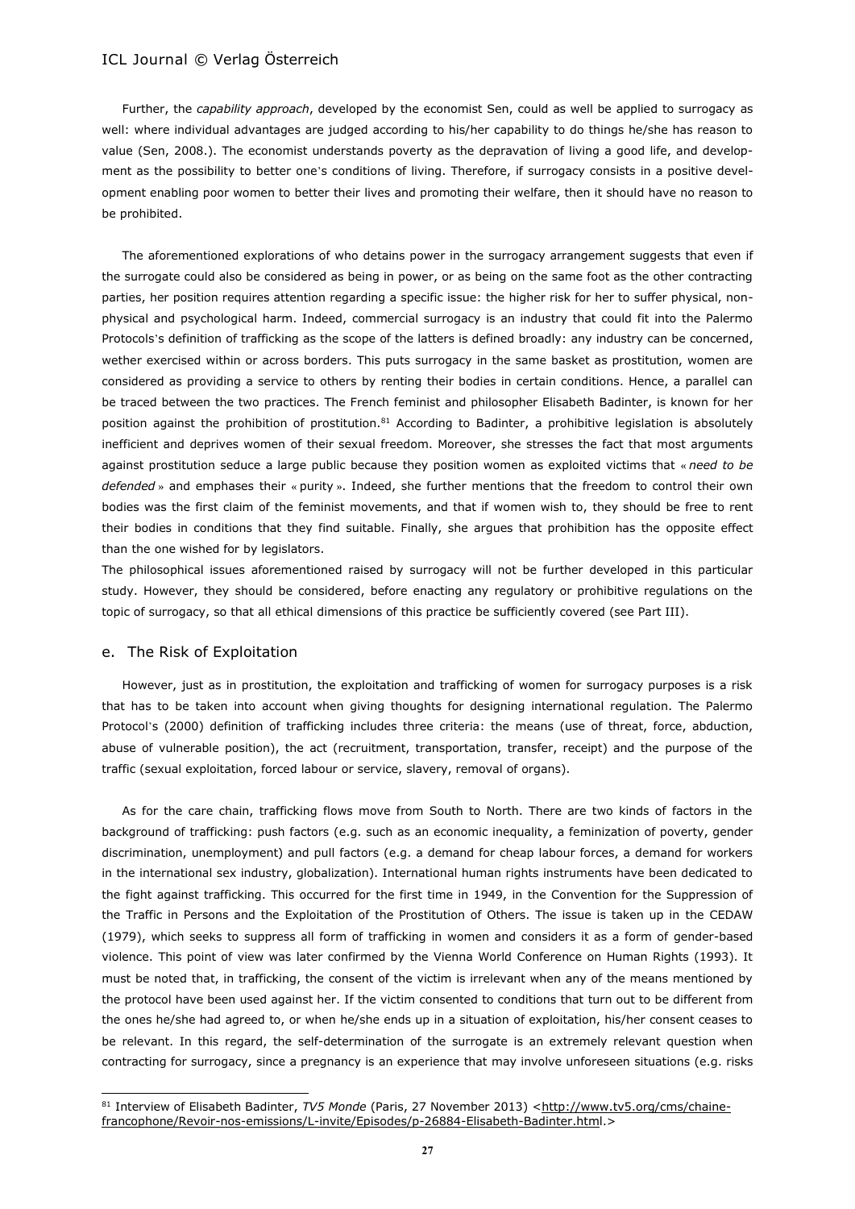Further, the *capability approach*, developed by the economist Sen, could as well be applied to surrogacy as well: where individual advantages are judged according to his/her capability to do things he/she has reason to value (Sen, 2008.). The economist understands poverty as the depravation of living a good life, and development as the possibility to better one's conditions of living. Therefore, if surrogacy consists in a positive development enabling poor women to better their lives and promoting their welfare, then it should have no reason to be prohibited.

The aforementioned explorations of who detains power in the surrogacy arrangement suggests that even if the surrogate could also be considered as being in power, or as being on the same foot as the other contracting parties, her position requires attention regarding a specific issue: the higher risk for her to suffer physical, non-physical and psychological harm. Indeed, commercial surrogacy is an industry that could fit into the Palermo Protocols's definition of trafficking as the scope of the latters is defined broadly: any industry can be concerned, wether exercised within or across borders. This puts surrogacy in the same basket as prostitution, women are considered as providing a service to others by renting their bodies in certain conditions. Hence, a parallel can be traced between the two practices. The French feminist and philosopher Elisabeth Badinter, is known for her position against the prohibition of prostitution.[81] According to Badinter, a prohibitive legislation is absolutely inefficient and deprives women of their sexual freedom. Moreover, she stresses the fact that most arguments against prostitution seduce a large public because they position women as exploited victims that « *need to be defended* » and emphases their « purity ». Indeed, she further mentions that the freedom to control their own bodies was the first claim of the feminist movements, and that if women wish to, they should be free to rent their bodies in conditions that they find suitable. Finally, she argues that prohibition has the opposite effect than the one wished for by legislators.

The philosophical issues aforementioned raised by surrogacy will not be further developed in this particular study. However, they should be considered, before enacting any regulatory or prohibitive regulations on the topic of surrogacy, so that all ethical dimensions of this practice be sufficiently covered (see Part III).

## e. The Risk of Exploitation

However, just as in prostitution, the exploitation and trafficking of women for surrogacy purposes is a risk that has to be taken into account when giving thoughts for designing international regulation. The Palermo Protocol's (2000) definition of trafficking includes three criteria: the means (use of threat, force, abduction, abuse of vulnerable position), the act (recruitment, transportation, transfer, receipt) and the purpose of the traffic (sexual exploitation, forced labour or service, slavery, removal of organs).

As for the care chain, trafficking flows move from South to North. There are two kinds of factors in the background of trafficking: push factors (e.g. such as an economic inequality, a feminization of poverty, gender discrimination, unemployment) and pull factors (e.g. a demand for cheap labour forces, a demand for workers in the international sex industry, globalization). International human rights instruments have been dedicated to the fight against trafficking. This occurred for the first time in 1949, in the Convention for the Suppression of the Traffic in Persons and the Exploitation of the Prostitution of Others. The issue is taken up in the CEDAW (1979), which seeks to suppress all form of trafficking in women and considers it as a form of gender-based violence. This point of view was later confirmed by the Vienna World Conference on Human Rights (1993). It must be noted that, in trafficking, the consent of the victim is irrelevant when any of the means mentioned by the protocol have been used against her. If the victim consented to conditions that turn out to be different from the ones he/she had agreed to, or when he/she ends up in a situation of exploitation, his/her consent ceases to be relevant. In this regard, the self-determination of the surrogate is an extremely relevant question when contracting for surrogacy, since a pregnancy is an experience that may involve unforeseen situations (e.g. risks

---

[81] Interview of Elisabeth Badinter, *TV5 Monde* (Paris, 27 November 2013) <http://www.tv5.org/cms/chaine-francophone/Revoir-nos-emissions/L-invite/Episodes/p-26884-Elisabeth-Badinter.html.>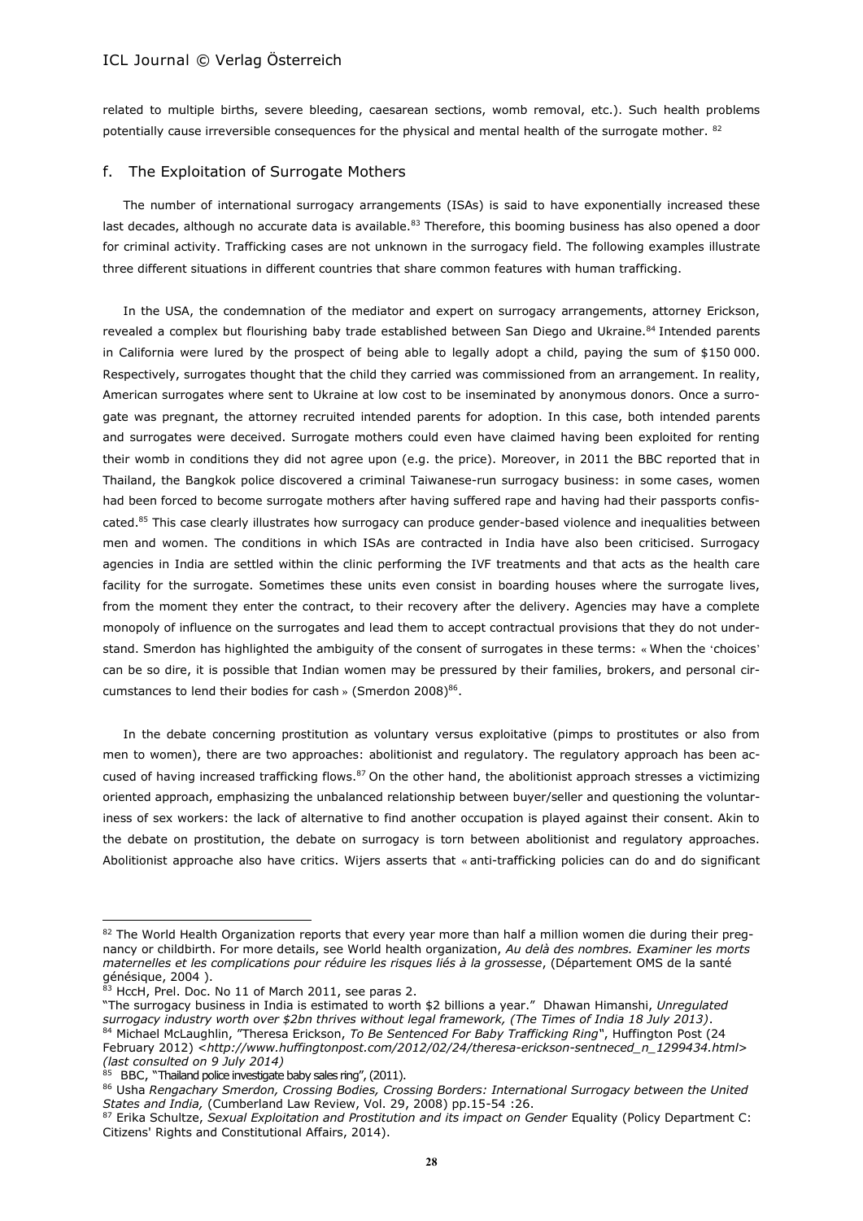related to multiple births, severe bleeding, caesarean sections, womb removal, etc.). Such health problems potentially cause irreversible consequences for the physical and mental health of the surrogate mother. [82]

## f. The Exploitation of Surrogate Mothers

The number of international surrogacy arrangements (ISAs) is said to have exponentially increased these last decades, although no accurate data is available.[83] Therefore, this booming business has also opened a door for criminal activity. Trafficking cases are not unknown in the surrogacy field. The following examples illustrate three different situations in different countries that share common features with human trafficking.

In the USA, the condemnation of the mediator and expert on surrogacy arrangements, attorney Erickson, revealed a complex but flourishing baby trade established between San Diego and Ukraine.[84] Intended parents in California were lured by the prospect of being able to legally adopt a child, paying the sum of $150 000. Respectively, surrogates thought that the child they carried was commissioned from an arrangement. In reality, American surrogates where sent to Ukraine at low cost to be inseminated by anonymous donors. Once a surrogate was pregnant, the attorney recruited intended parents for adoption. In this case, both intended parents and surrogates were deceived. Surrogate mothers could even have claimed having been exploited for renting their womb in conditions they did not agree upon (e.g. the price). Moreover, in 2011 the BBC reported that in Thailand, the Bangkok police discovered a criminal Taiwanese-run surrogacy business: in some cases, women had been forced to become surrogate mothers after having suffered rape and having had their passports confiscated.[85] This case clearly illustrates how surrogacy can produce gender-based violence and inequalities between men and women. The conditions in which ISAs are contracted in India have also been criticised. Surrogacy agencies in India are settled within the clinic performing the IVF treatments and that acts as the health care facility for the surrogate. Sometimes these units even consist in boarding houses where the surrogate lives, from the moment they enter the contract, to their recovery after the delivery. Agencies may have a complete monopoly of influence on the surrogates and lead them to accept contractual provisions that they do not understand. Smerdon has highlighted the ambiguity of the consent of surrogates in these terms: « When the 'choices' can be so dire, it is possible that Indian women may be pressured by their families, brokers, and personal circumstances to lend their bodies for cash » (Smerdon 2008)[86].

In the debate concerning prostitution as voluntary versus exploitative (pimps to prostitutes or also from men to women), there are two approaches: abolitionist and regulatory. The regulatory approach has been accused of having increased trafficking flows.[87] On the other hand, the abolitionist approach stresses a victimizing oriented approach, emphasizing the unbalanced relationship between buyer/seller and questioning the voluntariness of sex workers: the lack of alternative to find another occupation is played against their consent. Akin to the debate on prostitution, the debate on surrogacy is torn between abolitionist and regulatory approaches. Abolitionist approache also have critics. Wijers asserts that « anti-trafficking policies can do and do significant

---

[82] The World Health Organization reports that every year more than half a million women die during their pregnancy or childbirth. For more details, see World health organization, *Au delà des nombres. Examiner les morts maternelles et les complications pour réduire les risques liés à la grossesse*, (Département OMS de la santé génésique, 2004 ).

[83] HccH, Prel. Doc. No 11 of March 2011, see paras 2.

"The surrogacy business in India is estimated to worth $2 billions a year." Dhawan Himanshi, *Unregulated surrogacy industry worth over $2bn thrives without legal framework, (The Times of India 18 July 2013)*.

[84] Michael McLaughlin, "Theresa Erickson, *To Be Sentenced For Baby Trafficking Ring*", Huffington Post (24 February 2012) <*http://www.huffingtonpost.com/2012/02/24/theresa-erickson-sentneced_n_1299434.html*> *(last consulted on 9 July 2014)*

[85] BBC, "Thailand police investigate baby sales ring", (2011).

[86] Usha *Rengachary Smerdon, Crossing Bodies, Crossing Borders: International Surrogacy between the United States and India,* (Cumberland Law Review, Vol. 29, 2008) pp.15-54 :26.

[87] Erika Schultze, *Sexual Exploitation and Prostitution and its impact on Gender* Equality (Policy Department C: Citizens' Rights and Constitutional Affairs, 2014).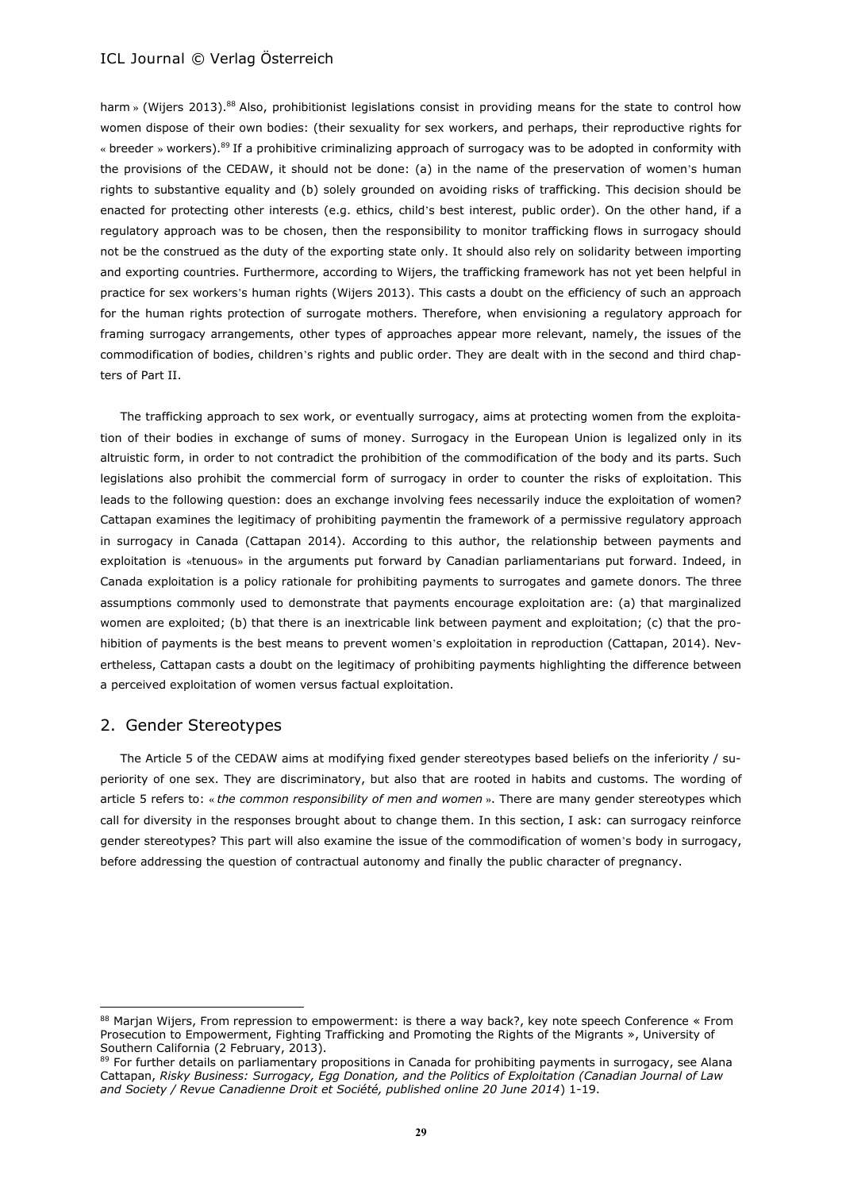harm » (Wijers 2013).[88] Also, prohibitionist legislations consist in providing means for the state to control how women dispose of their own bodies: (their sexuality for sex workers, and perhaps, their reproductive rights for « breeder » workers).[89] If a prohibitive criminalizing approach of surrogacy was to be adopted in conformity with the provisions of the CEDAW, it should not be done: (a) in the name of the preservation of women's human rights to substantive equality and (b) solely grounded on avoiding risks of trafficking. This decision should be enacted for protecting other interests (e.g. ethics, child's best interest, public order). On the other hand, if a regulatory approach was to be chosen, then the responsibility to monitor trafficking flows in surrogacy should not be the construed as the duty of the exporting state only. It should also rely on solidarity between importing and exporting countries. Furthermore, according to Wijers, the trafficking framework has not yet been helpful in practice for sex workers's human rights (Wijers 2013). This casts a doubt on the efficiency of such an approach for the human rights protection of surrogate mothers. Therefore, when envisioning a regulatory approach for framing surrogacy arrangements, other types of approaches appear more relevant, namely, the issues of the commodification of bodies, children's rights and public order. They are dealt with in the second and third chapters of Part II.

The trafficking approach to sex work, or eventually surrogacy, aims at protecting women from the exploitation of their bodies in exchange of sums of money. Surrogacy in the European Union is legalized only in its altruistic form, in order to not contradict the prohibition of the commodification of the body and its parts. Such legislations also prohibit the commercial form of surrogacy in order to counter the risks of exploitation. This leads to the following question: does an exchange involving fees necessarily induce the exploitation of women? Cattapan examines the legitimacy of prohibiting paymentin the framework of a permissive regulatory approach in surrogacy in Canada (Cattapan 2014). According to this author, the relationship between payments and exploitation is «tenuous» in the arguments put forward by Canadian parliamentarians put forward. Indeed, in Canada exploitation is a policy rationale for prohibiting payments to surrogates and gamete donors. The three assumptions commonly used to demonstrate that payments encourage exploitation are: (a) that marginalized women are exploited; (b) that there is an inextricable link between payment and exploitation; (c) that the prohibition of payments is the best means to prevent women's exploitation in reproduction (Cattapan, 2014). Nevertheless, Cattapan casts a doubt on the legitimacy of prohibiting payments highlighting the difference between a perceived exploitation of women versus factual exploitation.

## 2. Gender Stereotypes

The Article 5 of the CEDAW aims at modifying fixed gender stereotypes based beliefs on the inferiority / superiority of one sex. They are discriminatory, but also that are rooted in habits and customs. The wording of article 5 refers to: « *the common responsibility of men and women* ». There are many gender stereotypes which call for diversity in the responses brought about to change them. In this section, I ask: can surrogacy reinforce gender stereotypes? This part will also examine the issue of the commodification of women's body in surrogacy, before addressing the question of contractual autonomy and finally the public character of pregnancy.

---

[88] Marjan Wijers, From repression to empowerment: is there a way back?, key note speech Conference « From Prosecution to Empowerment, Fighting Trafficking and Promoting the Rights of the Migrants », University of Southern California (2 February, 2013).

[89] For further details on parliamentary propositions in Canada for prohibiting payments in surrogacy, see Alana Cattapan, *Risky Business: Surrogacy, Egg Donation, and the Politics of Exploitation (Canadian Journal of Law and Society / Revue Canadienne Droit et Société, published online 20 June 2014*) 1-19.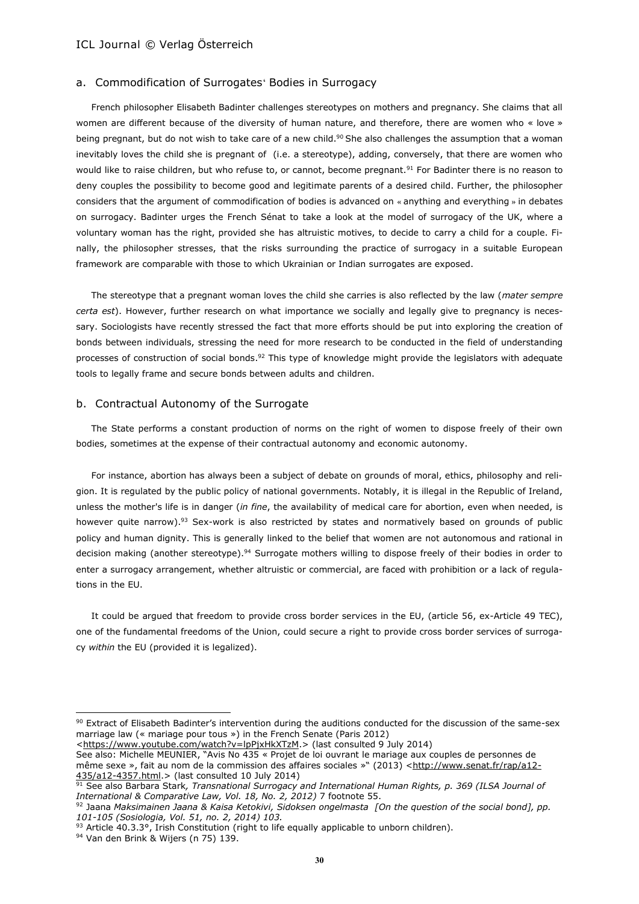### a. Commodification of Surrogates' Bodies in Surrogacy

French philosopher Elisabeth Badinter challenges stereotypes on mothers and pregnancy. She claims that all women are different because of the diversity of human nature, and therefore, there are women who « love » being pregnant, but do not wish to take care of a new child.[90] She also challenges the assumption that a woman inevitably loves the child she is pregnant of (i.e. a stereotype), adding, conversely, that there are women who would like to raise children, but who refuse to, or cannot, become pregnant.[91] For Badinter there is no reason to deny couples the possibility to become good and legitimate parents of a desired child. Further, the philosopher considers that the argument of commodification of bodies is advanced on « anything and everything » in debates on surrogacy. Badinter urges the French Sénat to take a look at the model of surrogacy of the UK, where a voluntary woman has the right, provided she has altruistic motives, to decide to carry a child for a couple. Finally, the philosopher stresses, that the risks surrounding the practice of surrogacy in a suitable European framework are comparable with those to which Ukrainian or Indian surrogates are exposed.

The stereotype that a pregnant woman loves the child she carries is also reflected by the law (*mater sempre certa est*). However, further research on what importance we socially and legally give to pregnancy is necessary. Sociologists have recently stressed the fact that more efforts should be put into exploring the creation of bonds between individuals, stressing the need for more research to be conducted in the field of understanding processes of construction of social bonds.[92] This type of knowledge might provide the legislators with adequate tools to legally frame and secure bonds between adults and children.

### b. Contractual Autonomy of the Surrogate

The State performs a constant production of norms on the right of women to dispose freely of their own bodies, sometimes at the expense of their contractual autonomy and economic autonomy.

For instance, abortion has always been a subject of debate on grounds of moral, ethics, philosophy and religion. It is regulated by the public policy of national governments. Notably, it is illegal in the Republic of Ireland, unless the mother's life is in danger (*in fine*, the availability of medical care for abortion, even when needed, is however quite narrow).[93] Sex-work is also restricted by states and normatively based on grounds of public policy and human dignity. This is generally linked to the belief that women are not autonomous and rational in decision making (another stereotype).[94] Surrogate mothers willing to dispose freely of their bodies in order to enter a surrogacy arrangement, whether altruistic or commercial, are faced with prohibition or a lack of regulations in the EU.

It could be argued that freedom to provide cross border services in the EU, (article 56, ex-Article 49 TEC), one of the fundamental freedoms of the Union, could secure a right to provide cross border services of surrogacy *within* the EU (provided it is legalized).

---

[90] Extract of Elisabeth Badinter's intervention during the auditions conducted for the discussion of the same-sex marriage law (« mariage pour tous ») in the French Senate (Paris 2012) <https://www.youtube.com/watch?v=lpPjxHkXTzM.> (last consulted 9 July 2014)
See also: Michelle MEUNIER, "Avis No 435 « Projet de loi ouvrant le mariage aux couples de personnes de même sexe », fait au nom de la commission des affaires sociales »" (2013) <http://www.senat.fr/rap/a12-435/a12-4357.html.> (last consulted 10 July 2014)

[91] See also Barbara Stark*, Transnational Surrogacy and International Human Rights, p. 369 (ILSA Journal of International & Comparative Law, Vol. 18, No. 2, 2012)* 7 footnote 55.

[92] Jaana *Maksimainen Jaana & Kaisa Ketokivi, Sidoksen ongelmasta [On the question of the social bond], pp. 101-105 (Sosiologia, Vol. 51, no. 2, 2014) 103.*

[93] Article 40.3.3°, Irish Constitution (right to life equally applicable to unborn children).

[94] Van den Brink & Wijers (n 75) 139.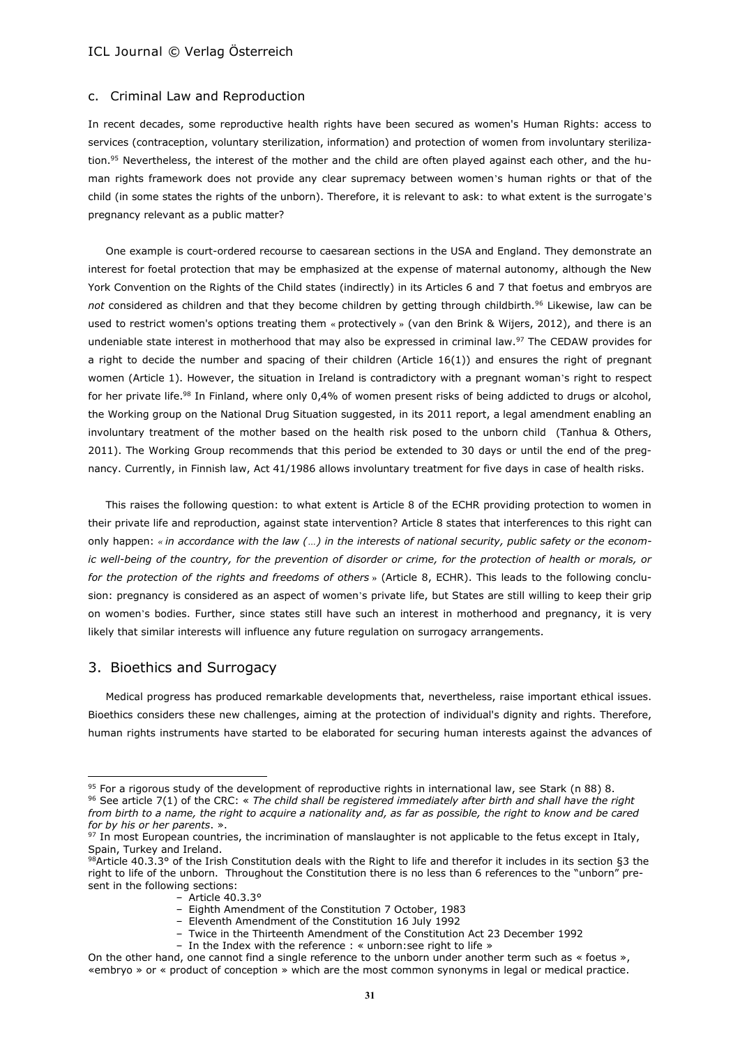### c. Criminal Law and Reproduction

In recent decades, some reproductive health rights have been secured as women's Human Rights: access to services (contraception, voluntary sterilization, information) and protection of women from involuntary sterilization.[95] Nevertheless, the interest of the mother and the child are often played against each other, and the human rights framework does not provide any clear supremacy between women's human rights or that of the child (in some states the rights of the unborn). Therefore, it is relevant to ask: to what extent is the surrogate's pregnancy relevant as a public matter?

One example is court-ordered recourse to caesarean sections in the USA and England. They demonstrate an interest for foetal protection that may be emphasized at the expense of maternal autonomy, although the New York Convention on the Rights of the Child states (indirectly) in its Articles 6 and 7 that foetus and embryos are *not* considered as children and that they become children by getting through childbirth.[96] Likewise, law can be used to restrict women's options treating them « protectively » (van den Brink & Wijers, 2012), and there is an undeniable state interest in motherhood that may also be expressed in criminal law.[97] The CEDAW provides for a right to decide the number and spacing of their children (Article 16(1)) and ensures the right of pregnant women (Article 1). However, the situation in Ireland is contradictory with a pregnant woman's right to respect for her private life.[98] In Finland, where only 0,4% of women present risks of being addicted to drugs or alcohol, the Working group on the National Drug Situation suggested, in its 2011 report, a legal amendment enabling an involuntary treatment of the mother based on the health risk posed to the unborn child (Tanhua & Others, 2011). The Working Group recommends that this period be extended to 30 days or until the end of the pregnancy. Currently, in Finnish law, Act 41/1986 allows involuntary treatment for five days in case of health risks.

This raises the following question: to what extent is Article 8 of the ECHR providing protection to women in their private life and reproduction, against state intervention? Article 8 states that interferences to this right can only happen: « *in accordance with the law (…) in the interests of national security, public safety or the economic well-being of the country, for the prevention of disorder or crime, for the protection of health or morals, or for the protection of the rights and freedoms of others* » (Article 8, ECHR). This leads to the following conclusion: pregnancy is considered as an aspect of women's private life, but States are still willing to keep their grip on women's bodies. Further, since states still have such an interest in motherhood and pregnancy, it is very likely that similar interests will influence any future regulation on surrogacy arrangements.

## 3. Bioethics and Surrogacy

Medical progress has produced remarkable developments that, nevertheless, raise important ethical issues. Bioethics considers these new challenges, aiming at the protection of individual's dignity and rights. Therefore, human rights instruments have started to be elaborated for securing human interests against the advances of

---

[95] For a rigorous study of the development of reproductive rights in international law, see Stark (n 88) 8.

[96] See article 7(1) of the CRC: « *The child shall be registered immediately after birth and shall have the right from birth to a name, the right to acquire a nationality and, as far as possible, the right to know and be cared for by his or her parents*. ».

[97] In most European countries, the incrimination of manslaughter is not applicable to the fetus except in Italy, Spain, Turkey and Ireland.

[98] Article 40.3.3° of the Irish Constitution deals with the Right to life and therefor it includes in its section §3 the right to life of the unborn. Throughout the Constitution there is no less than 6 references to the "unborn" present in the following sections:

- Article 40.3.3°
- Eighth Amendment of the Constitution 7 October, 1983
- Eleventh Amendment of the Constitution 16 July 1992
- Twice in the Thirteenth Amendment of the Constitution Act 23 December 1992
- In the Index with the reference : « unborn:see right to life »

On the other hand, one cannot find a single reference to the unborn under another term such as « foetus », «embryo » or « product of conception » which are the most common synonyms in legal or medical practice.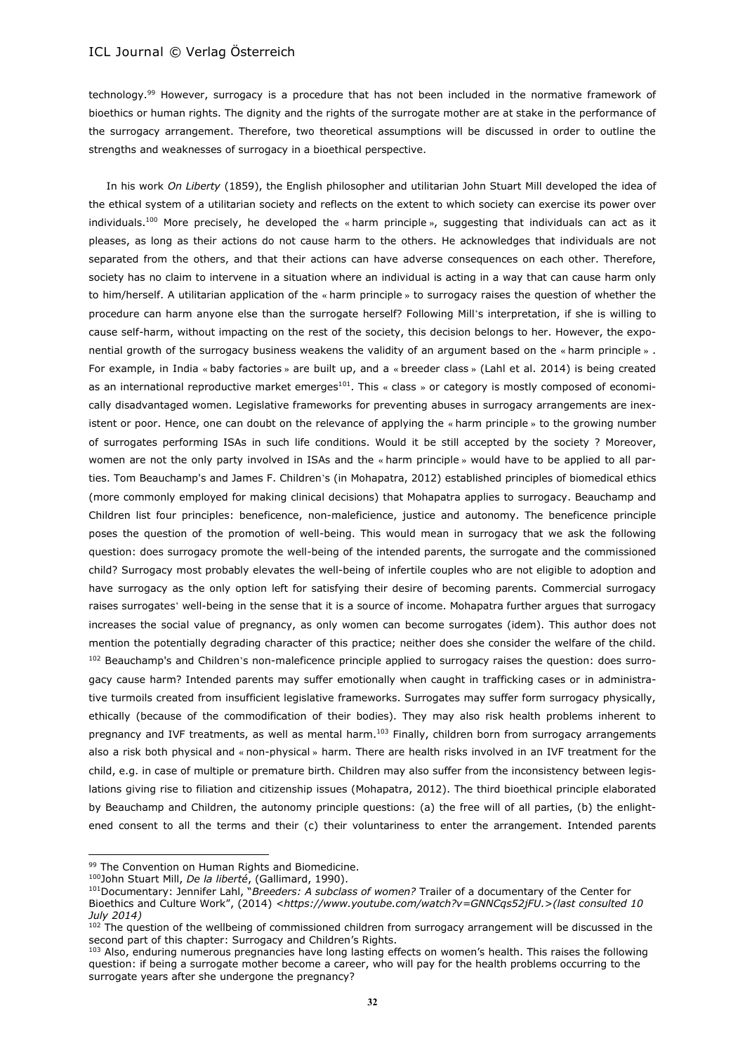technology.[99] However, surrogacy is a procedure that has not been included in the normative framework of bioethics or human rights. The dignity and the rights of the surrogate mother are at stake in the performance of the surrogacy arrangement. Therefore, two theoretical assumptions will be discussed in order to outline the strengths and weaknesses of surrogacy in a bioethical perspective.

In his work *On Liberty* (1859), the English philosopher and utilitarian John Stuart Mill developed the idea of the ethical system of a utilitarian society and reflects on the extent to which society can exercise its power over individuals.[100] More precisely, he developed the « harm principle », suggesting that individuals can act as it pleases, as long as their actions do not cause harm to the others. He acknowledges that individuals are not separated from the others, and that their actions can have adverse consequences on each other. Therefore, society has no claim to intervene in a situation where an individual is acting in a way that can cause harm only to him/herself. A utilitarian application of the « harm principle » to surrogacy raises the question of whether the procedure can harm anyone else than the surrogate herself? Following Mill's interpretation, if she is willing to cause self-harm, without impacting on the rest of the society, this decision belongs to her. However, the exponential growth of the surrogacy business weakens the validity of an argument based on the « harm principle » . For example, in India « baby factories » are built up, and a « breeder class » (Lahl et al. 2014) is being created as an international reproductive market emerges[101]. This « class » or category is mostly composed of economically disadvantaged women. Legislative frameworks for preventing abuses in surrogacy arrangements are inexistent or poor. Hence, one can doubt on the relevance of applying the « harm principle » to the growing number of surrogates performing ISAs in such life conditions. Would it be still accepted by the society ? Moreover, women are not the only party involved in ISAs and the « harm principle » would have to be applied to all parties. Tom Beauchamp's and James F. Children's (in Mohapatra, 2012) established principles of biomedical ethics (more commonly employed for making clinical decisions) that Mohapatra applies to surrogacy. Beauchamp and Children list four principles: beneficence, non-maleficience, justice and autonomy. The beneficence principle poses the question of the promotion of well-being. This would mean in surrogacy that we ask the following question: does surrogacy promote the well-being of the intended parents, the surrogate and the commissioned child? Surrogacy most probably elevates the well-being of infertile couples who are not eligible to adoption and have surrogacy as the only option left for satisfying their desire of becoming parents. Commercial surrogacy raises surrogates' well-being in the sense that it is a source of income. Mohapatra further argues that surrogacy increases the social value of pregnancy, as only women can become surrogates (idem). This author does not mention the potentially degrading character of this practice; neither does she consider the welfare of the child. [102] Beauchamp's and Children's non-maleficence principle applied to surrogacy raises the question: does surrogacy cause harm? Intended parents may suffer emotionally when caught in trafficking cases or in administrative turmoils created from insufficient legislative frameworks. Surrogates may suffer form surrogacy physically, ethically (because of the commodification of their bodies). They may also risk health problems inherent to pregnancy and IVF treatments, as well as mental harm.[103] Finally, children born from surrogacy arrangements also a risk both physical and « non-physical » harm. There are health risks involved in an IVF treatment for the child, e.g. in case of multiple or premature birth. Children may also suffer from the inconsistency between legislations giving rise to filiation and citizenship issues (Mohapatra, 2012). The third bioethical principle elaborated by Beauchamp and Children, the autonomy principle questions: (a) the free will of all parties, (b) the enlightened consent to all the terms and their (c) their voluntariness to enter the arrangement. Intended parents

---

[99] The Convention on Human Rights and Biomedicine.

[100] John Stuart Mill, *De la liberté*, (Gallimard, 1990).

[101] Documentary: Jennifer Lahl, "*Breeders: A subclass of women?* Trailer of a documentary of the Center for Bioethics and Culture Work", (2014) <*https://www.youtube.com/watch?v=GNNCqs52jFU.>(last consulted 10 July 2014)*

[102] The question of the wellbeing of commissioned children from surrogacy arrangement will be discussed in the second part of this chapter: Surrogacy and Children's Rights.

[103] Also, enduring numerous pregnancies have long lasting effects on women's health. This raises the following question: if being a surrogate mother become a career, who will pay for the health problems occurring to the surrogate years after she undergone the pregnancy?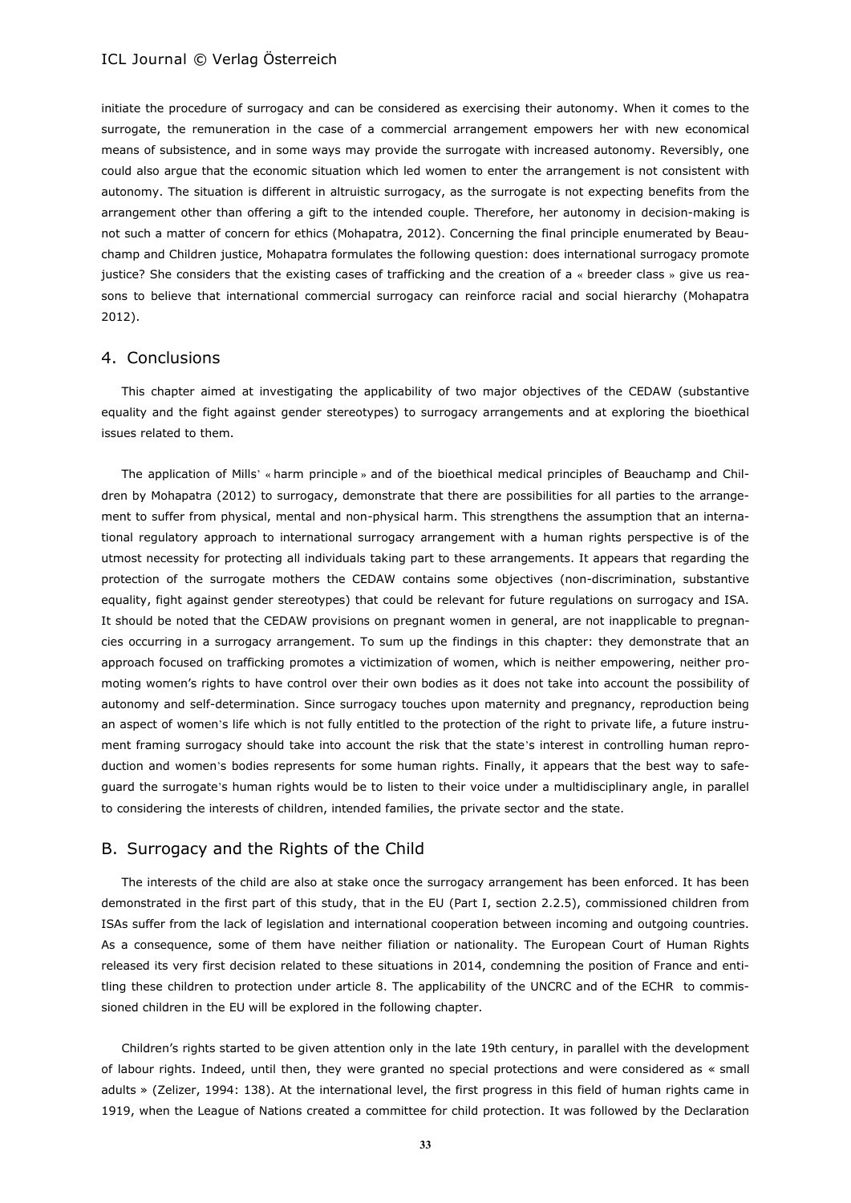initiate the procedure of surrogacy and can be considered as exercising their autonomy. When it comes to the surrogate, the remuneration in the case of a commercial arrangement empowers her with new economical means of subsistence, and in some ways may provide the surrogate with increased autonomy. Reversibly, one could also argue that the economic situation which led women to enter the arrangement is not consistent with autonomy. The situation is different in altruistic surrogacy, as the surrogate is not expecting benefits from the arrangement other than offering a gift to the intended couple. Therefore, her autonomy in decision-making is not such a matter of concern for ethics (Mohapatra, 2012). Concerning the final principle enumerated by Beauchamp and Children justice, Mohapatra formulates the following question: does international surrogacy promote justice? She considers that the existing cases of trafficking and the creation of a « breeder class » give us reasons to believe that international commercial surrogacy can reinforce racial and social hierarchy (Mohapatra 2012).

## 4. Conclusions

This chapter aimed at investigating the applicability of two major objectives of the CEDAW (substantive equality and the fight against gender stereotypes) to surrogacy arrangements and at exploring the bioethical issues related to them.

The application of Mills' « harm principle » and of the bioethical medical principles of Beauchamp and Children by Mohapatra (2012) to surrogacy, demonstrate that there are possibilities for all parties to the arrangement to suffer from physical, mental and non-physical harm. This strengthens the assumption that an international regulatory approach to international surrogacy arrangement with a human rights perspective is of the utmost necessity for protecting all individuals taking part to these arrangements. It appears that regarding the protection of the surrogate mothers the CEDAW contains some objectives (non-discrimination, substantive equality, fight against gender stereotypes) that could be relevant for future regulations on surrogacy and ISA. It should be noted that the CEDAW provisions on pregnant women in general, are not inapplicable to pregnancies occurring in a surrogacy arrangement. To sum up the findings in this chapter: they demonstrate that an approach focused on trafficking promotes a victimization of women, which is neither empowering, neither promoting women's rights to have control over their own bodies as it does not take into account the possibility of autonomy and self-determination. Since surrogacy touches upon maternity and pregnancy, reproduction being an aspect of women's life which is not fully entitled to the protection of the right to private life, a future instrument framing surrogacy should take into account the risk that the state's interest in controlling human reproduction and women's bodies represents for some human rights. Finally, it appears that the best way to safeguard the surrogate's human rights would be to listen to their voice under a multidisciplinary angle, in parallel to considering the interests of children, intended families, the private sector and the state.

## B. Surrogacy and the Rights of the Child

The interests of the child are also at stake once the surrogacy arrangement has been enforced. It has been demonstrated in the first part of this study, that in the EU (Part I, section 2.2.5), commissioned children from ISAs suffer from the lack of legislation and international cooperation between incoming and outgoing countries. As a consequence, some of them have neither filiation or nationality. The European Court of Human Rights released its very first decision related to these situations in 2014, condemning the position of France and entitling these children to protection under article 8. The applicability of the UNCRC and of the ECHR to commissioned children in the EU will be explored in the following chapter.

Children's rights started to be given attention only in the late 19th century, in parallel with the development of labour rights. Indeed, until then, they were granted no special protections and were considered as « small adults » (Zelizer, 1994: 138). At the international level, the first progress in this field of human rights came in 1919, when the League of Nations created a committee for child protection. It was followed by the Declaration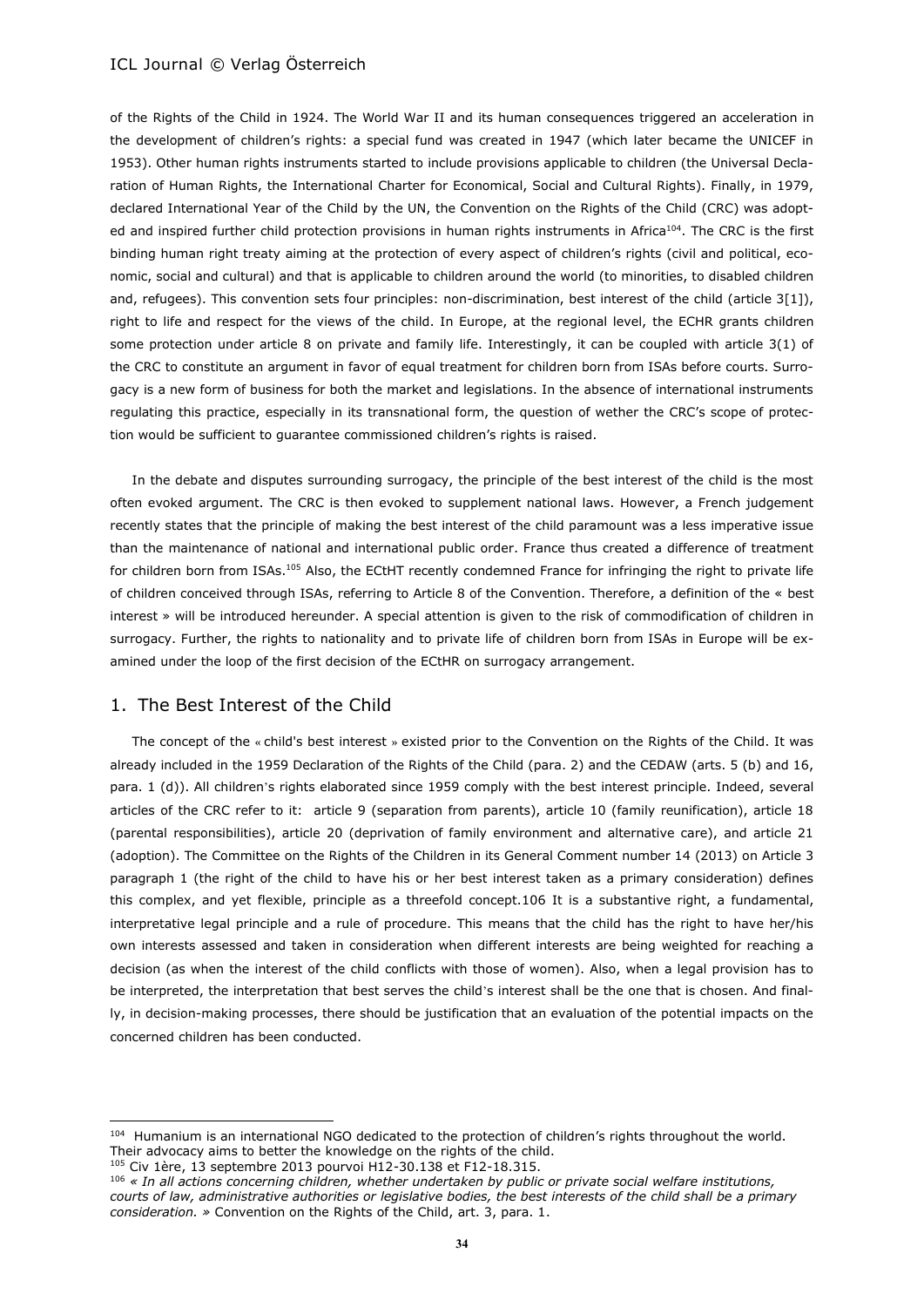of the Rights of the Child in 1924. The World War II and its human consequences triggered an acceleration in the development of children's rights: a special fund was created in 1947 (which later became the UNICEF in 1953). Other human rights instruments started to include provisions applicable to children (the Universal Declaration of Human Rights, the International Charter for Economical, Social and Cultural Rights). Finally, in 1979, declared International Year of the Child by the UN, the Convention on the Rights of the Child (CRC) was adopted and inspired further child protection provisions in human rights instruments in Africa[104]. The CRC is the first binding human right treaty aiming at the protection of every aspect of children's rights (civil and political, economic, social and cultural) and that is applicable to children around the world (to minorities, to disabled children and, refugees). This convention sets four principles: non-discrimination, best interest of the child (article 3[1]), right to life and respect for the views of the child. In Europe, at the regional level, the ECHR grants children some protection under article 8 on private and family life. Interestingly, it can be coupled with article 3(1) of the CRC to constitute an argument in favor of equal treatment for children born from ISAs before courts. Surrogacy is a new form of business for both the market and legislations. In the absence of international instruments regulating this practice, especially in its transnational form, the question of wether the CRC's scope of protection would be sufficient to guarantee commissioned children's rights is raised.

In the debate and disputes surrounding surrogacy, the principle of the best interest of the child is the most often evoked argument. The CRC is then evoked to supplement national laws. However, a French judgement recently states that the principle of making the best interest of the child paramount was a less imperative issue than the maintenance of national and international public order. France thus created a difference of treatment for children born from ISAs.[105] Also, the ECtHT recently condemned France for infringing the right to private life of children conceived through ISAs, referring to Article 8 of the Convention. Therefore, a definition of the « best interest » will be introduced hereunder. A special attention is given to the risk of commodification of children in surrogacy. Further, the rights to nationality and to private life of children born from ISAs in Europe will be examined under the loop of the first decision of the ECtHR on surrogacy arrangement.

## 1. The Best Interest of the Child

The concept of the « child's best interest » existed prior to the Convention on the Rights of the Child. It was already included in the 1959 Declaration of the Rights of the Child (para. 2) and the CEDAW (arts. 5 (b) and 16, para. 1 (d)). All children's rights elaborated since 1959 comply with the best interest principle. Indeed, several articles of the CRC refer to it: article 9 (separation from parents), article 10 (family reunification), article 18 (parental responsibilities), article 20 (deprivation of family environment and alternative care), and article 21 (adoption). The Committee on the Rights of the Children in its General Comment number 14 (2013) on Article 3 paragraph 1 (the right of the child to have his or her best interest taken as a primary consideration) defines this complex, and yet flexible, principle as a threefold concept.106 It is a substantive right, a fundamental, interpretative legal principle and a rule of procedure. This means that the child has the right to have her/his own interests assessed and taken in consideration when different interests are being weighted for reaching a decision (as when the interest of the child conflicts with those of women). Also, when a legal provision has to be interpreted, the interpretation that best serves the child's interest shall be the one that is chosen. And finally, in decision-making processes, there should be justification that an evaluation of the potential impacts on the concerned children has been conducted.

---

[104] Humanium is an international NGO dedicated to the protection of children's rights throughout the world. Their advocacy aims to better the knowledge on the rights of the child.

[105] Civ 1ère, 13 septembre 2013 pourvoi H12-30.138 et F12-18.315.

[106] *« In all actions concerning children, whether undertaken by public or private social welfare institutions, courts of law, administrative authorities or legislative bodies, the best interests of the child shall be a primary consideration. »* Convention on the Rights of the Child, art. 3, para. 1.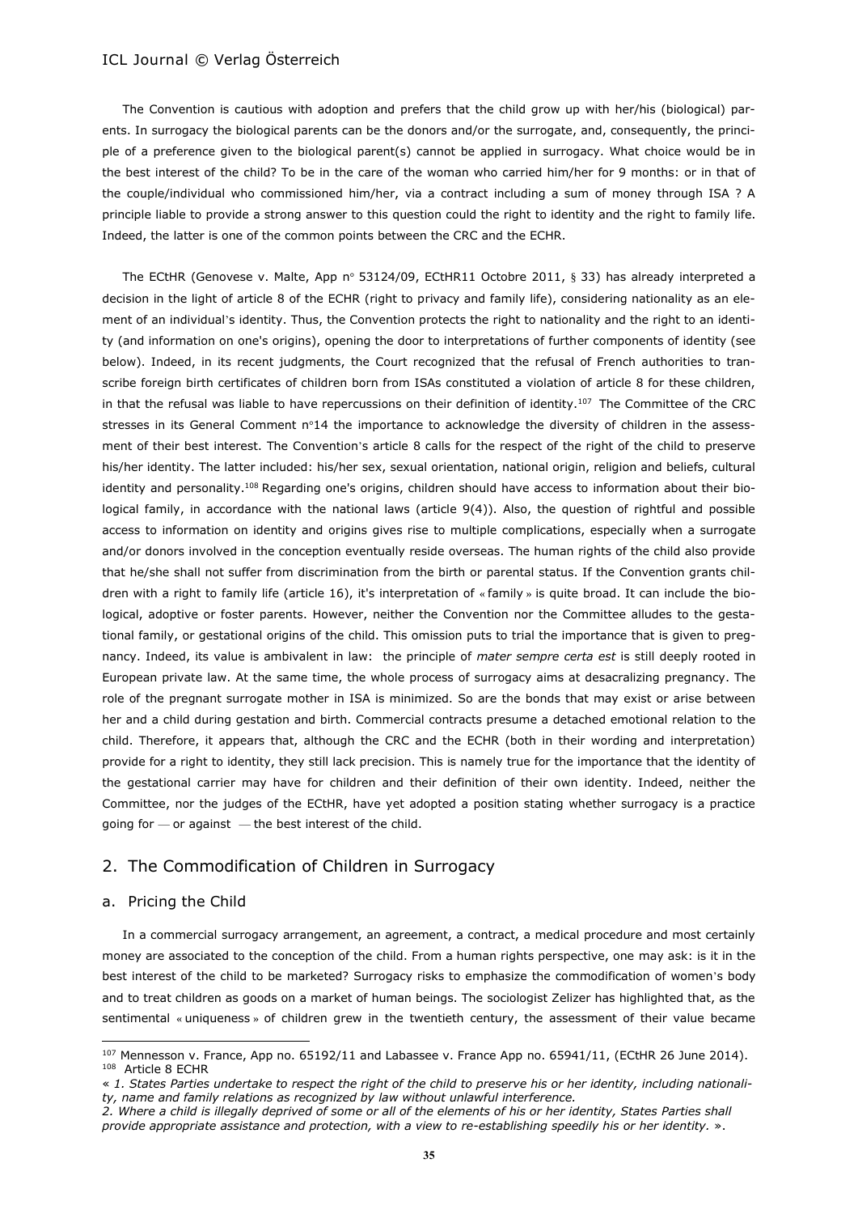The Convention is cautious with adoption and prefers that the child grow up with her/his (biological) parents. In surrogacy the biological parents can be the donors and/or the surrogate, and, consequently, the principle of a preference given to the biological parent(s) cannot be applied in surrogacy. What choice would be in the best interest of the child? To be in the care of the woman who carried him/her for 9 months: or in that of the couple/individual who commissioned him/her, via a contract including a sum of money through ISA ? A principle liable to provide a strong answer to this question could the right to identity and the right to family life. Indeed, the latter is one of the common points between the CRC and the ECHR.

The ECtHR (Genovese v. Malte, App n° 53124/09, ECtHR11 Octobre 2011, § 33) has already interpreted a decision in the light of article 8 of the ECHR (right to privacy and family life), considering nationality as an element of an individual's identity. Thus, the Convention protects the right to nationality and the right to an identity (and information on one's origins), opening the door to interpretations of further components of identity (see below). Indeed, in its recent judgments, the Court recognized that the refusal of French authorities to transcribe foreign birth certificates of children born from ISAs constituted a violation of article 8 for these children, in that the refusal was liable to have repercussions on their definition of identity.[107] The Committee of the CRC stresses in its General Comment n°14 the importance to acknowledge the diversity of children in the assessment of their best interest. The Convention's article 8 calls for the respect of the right of the child to preserve his/her identity. The latter included: his/her sex, sexual orientation, national origin, religion and beliefs, cultural identity and personality.[108] Regarding one's origins, children should have access to information about their biological family, in accordance with the national laws (article 9(4)). Also, the question of rightful and possible access to information on identity and origins gives rise to multiple complications, especially when a surrogate and/or donors involved in the conception eventually reside overseas. The human rights of the child also provide that he/she shall not suffer from discrimination from the birth or parental status. If the Convention grants children with a right to family life (article 16), it's interpretation of « family » is quite broad. It can include the biological, adoptive or foster parents. However, neither the Convention nor the Committee alludes to the gestational family, or gestational origins of the child. This omission puts to trial the importance that is given to pregnancy. Indeed, its value is ambivalent in law: the principle of *mater sempre certa est* is still deeply rooted in European private law. At the same time, the whole process of surrogacy aims at desacralizing pregnancy. The role of the pregnant surrogate mother in ISA is minimized. So are the bonds that may exist or arise between her and a child during gestation and birth. Commercial contracts presume a detached emotional relation to the child. Therefore, it appears that, although the CRC and the ECHR (both in their wording and interpretation) provide for a right to identity, they still lack precision. This is namely true for the importance that the identity of the gestational carrier may have for children and their definition of their own identity. Indeed, neither the Committee, nor the judges of the ECtHR, have yet adopted a position stating whether surrogacy is a practice going for — or against — the best interest of the child.

## 2. The Commodification of Children in Surrogacy

### a. Pricing the Child

In a commercial surrogacy arrangement, an agreement, a contract, a medical procedure and most certainly money are associated to the conception of the child. From a human rights perspective, one may ask: is it in the best interest of the child to be marketed? Surrogacy risks to emphasize the commodification of women's body and to treat children as goods on a market of human beings. The sociologist Zelizer has highlighted that, as the sentimental « uniqueness » of children grew in the twentieth century, the assessment of their value became

---

[107] Mennesson v. France, App no. 65192/11 and Labassee v. France App no. 65941/11, (ECtHR 26 June 2014).

[108] Article 8 ECHR

*« 1. States Parties undertake to respect the right of the child to preserve his or her identity, including nationality, name and family relations as recognized by law without unlawful interference.*

*2. Where a child is illegally deprived of some or all of the elements of his or her identity, States Parties shall provide appropriate assistance and protection, with a view to re-establishing speedily his or her identity.* ».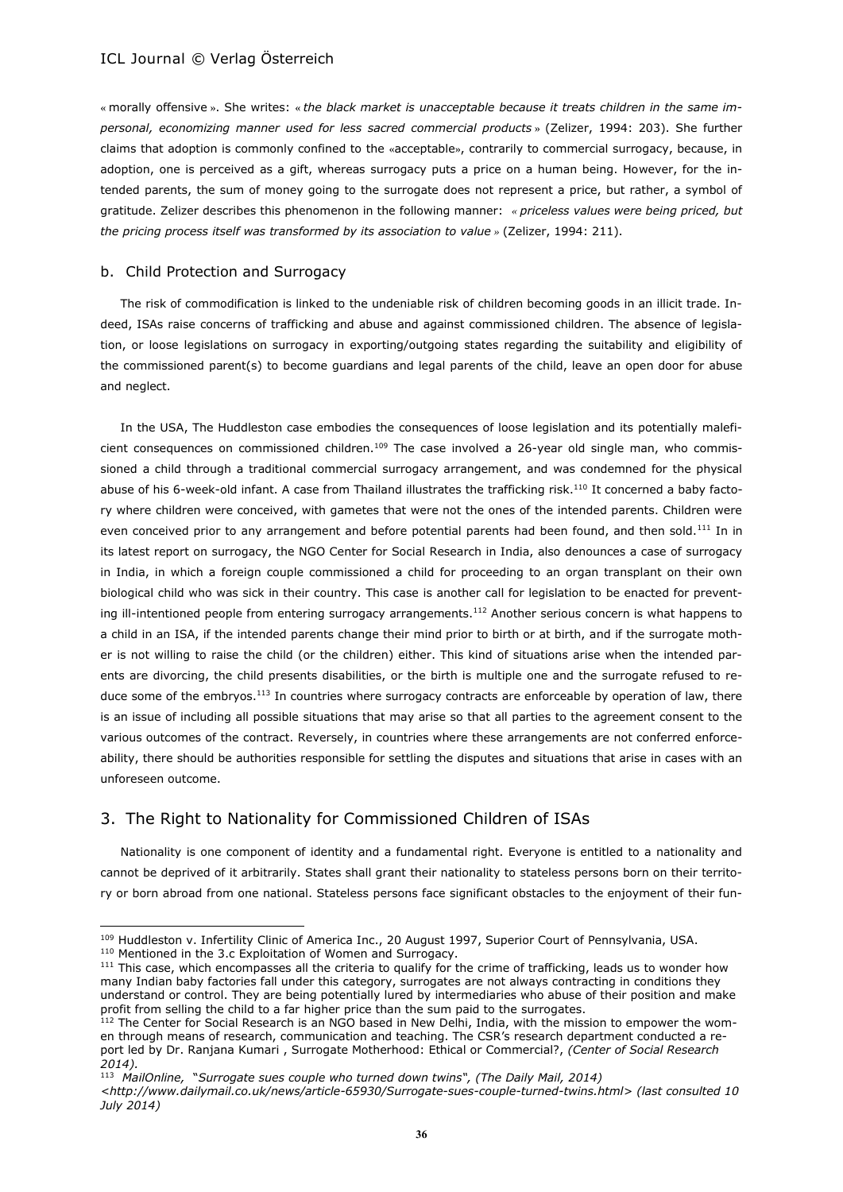« morally offensive ». She writes: « *the black market is unacceptable because it treats children in the same impersonal, economizing manner used for less sacred commercial products* » (Zelizer, 1994: 203). She further claims that adoption is commonly confined to the «acceptable», contrarily to commercial surrogacy, because, in adoption, one is perceived as a gift, whereas surrogacy puts a price on a human being. However, for the intended parents, the sum of money going to the surrogate does not represent a price, but rather, a symbol of gratitude. Zelizer describes this phenomenon in the following manner: « *priceless values were being priced, but the pricing process itself was transformed by its association to value* » (Zelizer, 1994: 211).

### b. Child Protection and Surrogacy

The risk of commodification is linked to the undeniable risk of children becoming goods in an illicit trade. Indeed, ISAs raise concerns of trafficking and abuse and against commissioned children. The absence of legislation, or loose legislations on surrogacy in exporting/outgoing states regarding the suitability and eligibility of the commissioned parent(s) to become guardians and legal parents of the child, leave an open door for abuse and neglect.

In the USA, The Huddleston case embodies the consequences of loose legislation and its potentially maleficient consequences on commissioned children.[109] The case involved a 26-year old single man, who commissioned a child through a traditional commercial surrogacy arrangement, and was condemned for the physical abuse of his 6-week-old infant. A case from Thailand illustrates the trafficking risk.[110] It concerned a baby factory where children were conceived, with gametes that were not the ones of the intended parents. Children were even conceived prior to any arrangement and before potential parents had been found, and then sold.[111] In in its latest report on surrogacy, the NGO Center for Social Research in India, also denounces a case of surrogacy in India, in which a foreign couple commissioned a child for proceeding to an organ transplant on their own biological child who was sick in their country. This case is another call for legislation to be enacted for preventing ill-intentioned people from entering surrogacy arrangements.[112] Another serious concern is what happens to a child in an ISA, if the intended parents change their mind prior to birth or at birth, and if the surrogate mother is not willing to raise the child (or the children) either. This kind of situations arise when the intended parents are divorcing, the child presents disabilities, or the birth is multiple one and the surrogate refused to reduce some of the embryos.[113] In countries where surrogacy contracts are enforceable by operation of law, there is an issue of including all possible situations that may arise so that all parties to the agreement consent to the various outcomes of the contract. Reversely, in countries where these arrangements are not conferred enforceability, there should be authorities responsible for settling the disputes and situations that arise in cases with an unforeseen outcome.

## 3. The Right to Nationality for Commissioned Children of ISAs

Nationality is one component of identity and a fundamental right. Everyone is entitled to a nationality and cannot be deprived of it arbitrarily. States shall grant their nationality to stateless persons born on their territory or born abroad from one national. Stateless persons face significant obstacles to the enjoyment of their fun-

---

[109] Huddleston v. Infertility Clinic of America Inc., 20 August 1997, Superior Court of Pennsylvania, USA.

[110] Mentioned in the 3.c Exploitation of Women and Surrogacy.

[111] This case, which encompasses all the criteria to qualify for the crime of trafficking, leads us to wonder how many Indian baby factories fall under this category, surrogates are not always contracting in conditions they understand or control. They are being potentially lured by intermediaries who abuse of their position and make profit from selling the child to a far higher price than the sum paid to the surrogates.

[112] The Center for Social Research is an NGO based in New Delhi, India, with the mission to empower the women through means of research, communication and teaching. The CSR's research department conducted a report led by Dr. Ranjana Kumari , Surrogate Motherhood: Ethical or Commercial?, *(Center of Social Research 2014).*

[113] *MailOnline, "Surrogate sues couple who turned down twins", (The Daily Mail, 2014) <http://www.dailymail.co.uk/news/article-65930/Surrogate-sues-couple-turned-twins.html> (last consulted 10 July 2014)*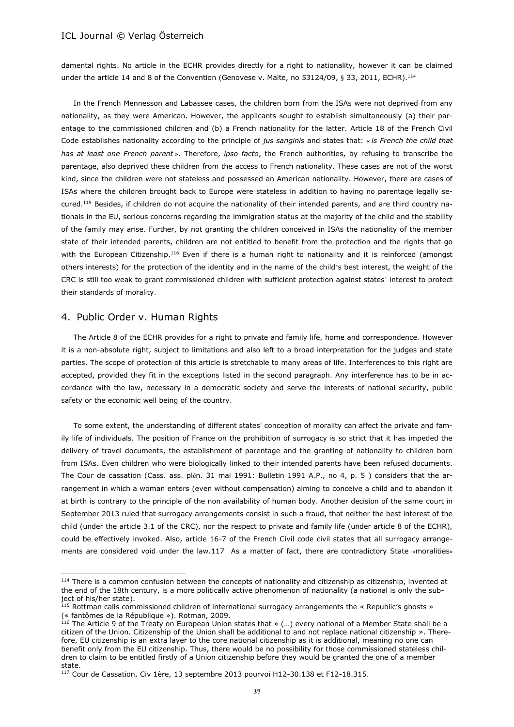damental rights. No article in the ECHR provides directly for a right to nationality, however it can be claimed under the article 14 and 8 of the Convention (Genovese v. Malte, no 53124/09, § 33, 2011, ECHR).[114]

In the French Mennesson and Labassee cases, the children born from the ISAs were not deprived from any nationality, as they were American. However, the applicants sought to establish simultaneously (a) their parentage to the commissioned children and (b) a French nationality for the latter. Article 18 of the French Civil Code establishes nationality according to the principle of *jus sanginis* and states that: « *is French the child that has at least one French parent* ». Therefore, *ipso facto*, the French authorities, by refusing to transcribe the parentage, also deprived these children from the access to French nationality. These cases are not of the worst kind, since the children were not stateless and possessed an American nationality. However, there are cases of ISAs where the children brought back to Europe were stateless in addition to having no parentage legally secured.[115] Besides, if children do not acquire the nationality of their intended parents, and are third country nationals in the EU, serious concerns regarding the immigration status at the majority of the child and the stability of the family may arise. Further, by not granting the children conceived in ISAs the nationality of the member state of their intended parents, children are not entitled to benefit from the protection and the rights that go with the European Citizenship.[116] Even if there is a human right to nationality and it is reinforced (amongst others interests) for the protection of the identity and in the name of the child's best interest, the weight of the CRC is still too weak to grant commissioned children with sufficient protection against states' interest to protect their standards of morality.

## 4. Public Order v. Human Rights

The Article 8 of the ECHR provides for a right to private and family life, home and correspondence. However it is a non-absolute right, subject to limitations and also left to a broad interpretation for the judges and state parties. The scope of protection of this article is stretchable to many areas of life. Interferences to this right are accepted, provided they fit in the exceptions listed in the second paragraph. Any interference has to be in accordance with the law, necessary in a democratic society and serve the interests of national security, public safety or the economic well being of the country.

To some extent, the understanding of different states' conception of morality can affect the private and family life of individuals. The position of France on the prohibition of surrogacy is so strict that it has impeded the delivery of travel documents, the establishment of parentage and the granting of nationality to children born from ISAs. Even children who were biologically linked to their intended parents have been refused documents. The Cour de cassation (Cass. ass. plén. 31 mai 1991: Bulletin 1991 A.P., no 4, p. 5 ) considers that the arrangement in which a woman enters (even without compensation) aiming to conceive a child and to abandon it at birth is contrary to the principle of the non availability of human body. Another decision of the same court in September 2013 ruled that surrogacy arrangements consist in such a fraud, that neither the best interest of the child (under the article 3.1 of the CRC), nor the respect to private and family life (under article 8 of the ECHR), could be effectively invoked. Also, article 16-7 of the French Civil code civil states that all surrogacy arrangements are considered void under the law.117 As a matter of fact, there are contradictory State «moralities»

---

[114] There is a common confusion between the concepts of nationality and citizenship as citizenship, invented at the end of the 18th century, is a more politically active phenomenon of nationality (a national is only the subject of his/her state).

[115] Rottman calls commissioned children of international surrogacy arrangements the « Republic's ghosts » (« fantômes de la République »). Rotman, 2009.

[116] The Article 9 of the Treaty on European Union states that « (…) every national of a Member State shall be a citizen of the Union. Citizenship of the Union shall be additional to and not replace national citizenship ». Therefore, EU citizenship is an extra layer to the core national citizenship as it is additional, meaning no one can benefit only from the EU citizenship. Thus, there would be no possibility for those commissioned stateless children to claim to be entitled firstly of a Union citizenship before they would be granted the one of a member state.

[117] Cour de Cassation, Civ 1ère, 13 septembre 2013 pourvoi H12-30.138 et F12-18.315.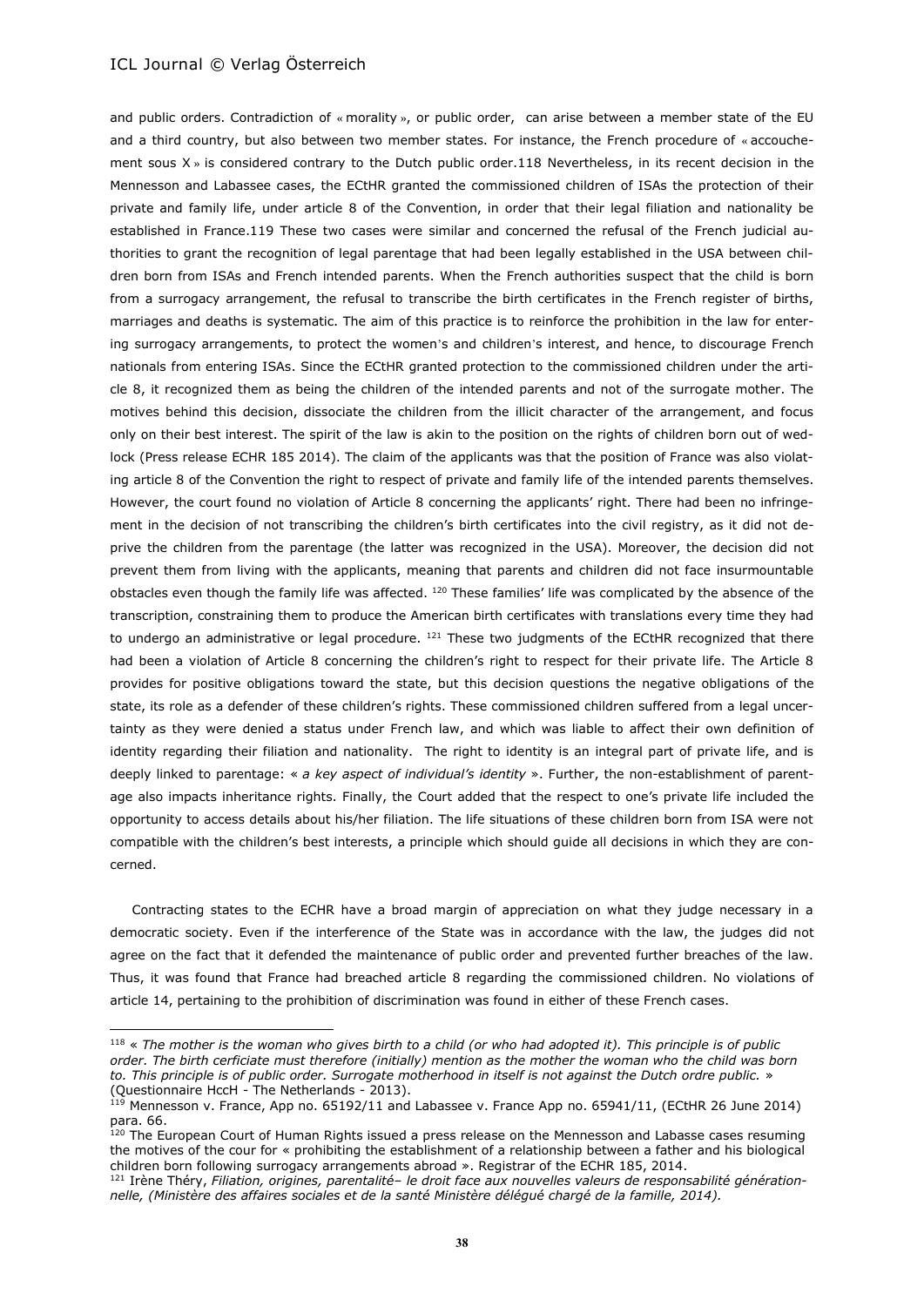and public orders. Contradiction of « morality », or public order, can arise between a member state of the EU and a third country, but also between two member states. For instance, the French procedure of « accouchement sous X » is considered contrary to the Dutch public order.118 Nevertheless, in its recent decision in the Mennesson and Labassee cases, the ECtHR granted the commissioned children of ISAs the protection of their private and family life, under article 8 of the Convention, in order that their legal filiation and nationality be established in France.119 These two cases were similar and concerned the refusal of the French judicial authorities to grant the recognition of legal parentage that had been legally established in the USA between children born from ISAs and French intended parents. When the French authorities suspect that the child is born from a surrogacy arrangement, the refusal to transcribe the birth certificates in the French register of births, marriages and deaths is systematic. The aim of this practice is to reinforce the prohibition in the law for entering surrogacy arrangements, to protect the women's and children's interest, and hence, to discourage French nationals from entering ISAs. Since the ECtHR granted protection to the commissioned children under the article 8, it recognized them as being the children of the intended parents and not of the surrogate mother. The motives behind this decision, dissociate the children from the illicit character of the arrangement, and focus only on their best interest. The spirit of the law is akin to the position on the rights of children born out of wedlock (Press release ECHR 185 2014). The claim of the applicants was that the position of France was also violating article 8 of the Convention the right to respect of private and family life of the intended parents themselves. However, the court found no violation of Article 8 concerning the applicants' right. There had been no infringement in the decision of not transcribing the children's birth certificates into the civil registry, as it did not deprive the children from the parentage (the latter was recognized in the USA). Moreover, the decision did not prevent them from living with the applicants, meaning that parents and children did not face insurmountable obstacles even though the family life was affected. [120] These families' life was complicated by the absence of the transcription, constraining them to produce the American birth certificates with translations every time they had to undergo an administrative or legal procedure. [121] These two judgments of the ECtHR recognized that there had been a violation of Article 8 concerning the children's right to respect for their private life. The Article 8 provides for positive obligations toward the state, but this decision questions the negative obligations of the state, its role as a defender of these children's rights. These commissioned children suffered from a legal uncertainty as they were denied a status under French law, and which was liable to affect their own definition of identity regarding their filiation and nationality. The right to identity is an integral part of private life, and is deeply linked to parentage: « *a key aspect of individual's identity* ». Further, the non-establishment of parentage also impacts inheritance rights. Finally, the Court added that the respect to one's private life included the opportunity to access details about his/her filiation. The life situations of these children born from ISA were not compatible with the children's best interests, a principle which should guide all decisions in which they are concerned.

Contracting states to the ECHR have a broad margin of appreciation on what they judge necessary in a democratic society. Even if the interference of the State was in accordance with the law, the judges did not agree on the fact that it defended the maintenance of public order and prevented further breaches of the law. Thus, it was found that France had breached article 8 regarding the commissioned children. No violations of article 14, pertaining to the prohibition of discrimination was found in either of these French cases.

---

[118] « *The mother is the woman who gives birth to a child (or who had adopted it). This principle is of public order. The birth cerficiate must therefore (initially) mention as the mother the woman who the child was born to. This principle is of public order. Surrogate motherhood in itself is not against the Dutch ordre public.* » (Questionnaire HccH - The Netherlands - 2013).

[119] Mennesson v. France, App no. 65192/11 and Labassee v. France App no. 65941/11, (ECtHR 26 June 2014) para. 66.

[120] The European Court of Human Rights issued a press release on the Mennesson and Labasse cases resuming the motives of the cour for « prohibiting the establishment of a relationship between a father and his biological children born following surrogacy arrangements abroad ». Registrar of the ECHR 185, 2014.

[121] Irène Théry, *Filiation, origines, parentalité– le droit face aux nouvelles valeurs de responsabilité générationnelle, (Ministère des affaires sociales et de la santé Ministère délégué chargé de la famille, 2014).*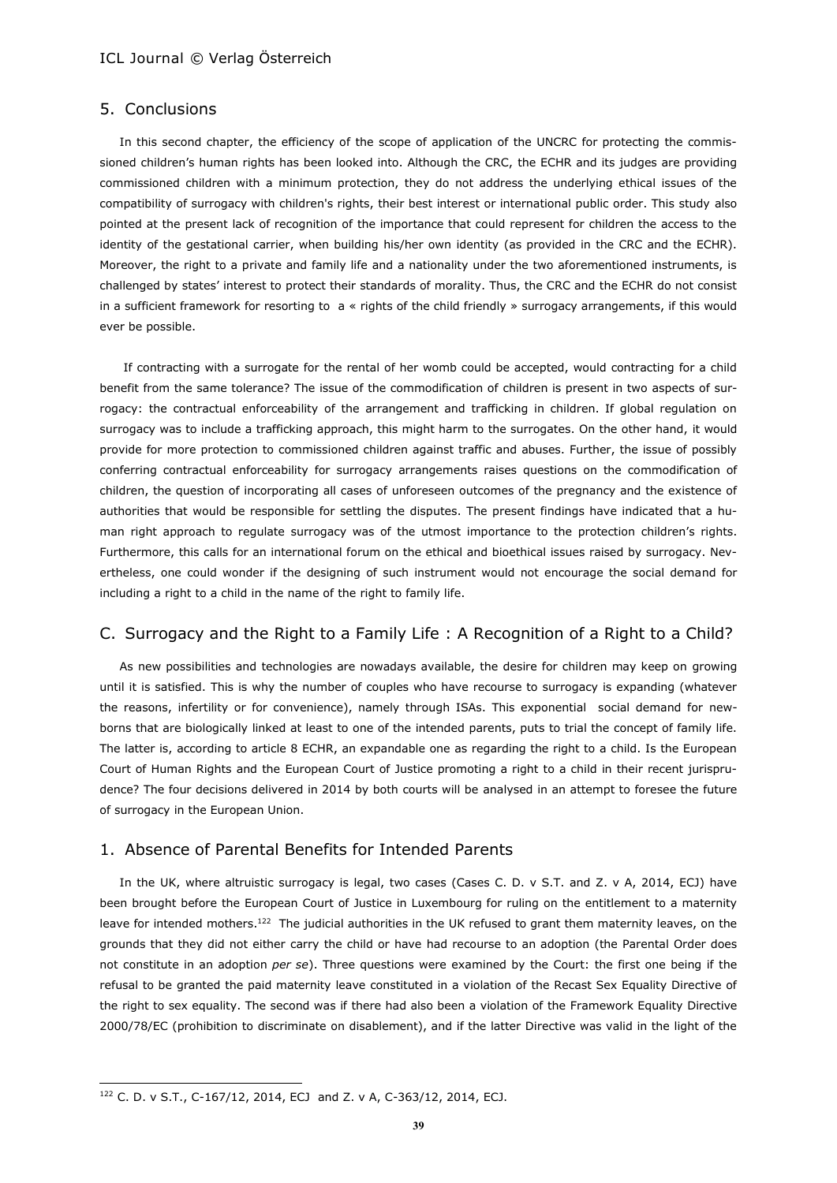## 5. Conclusions

In this second chapter, the efficiency of the scope of application of the UNCRC for protecting the commissioned children's human rights has been looked into. Although the CRC, the ECHR and its judges are providing commissioned children with a minimum protection, they do not address the underlying ethical issues of the compatibility of surrogacy with children's rights, their best interest or international public order. This study also pointed at the present lack of recognition of the importance that could represent for children the access to the identity of the gestational carrier, when building his/her own identity (as provided in the CRC and the ECHR). Moreover, the right to a private and family life and a nationality under the two aforementioned instruments, is challenged by states' interest to protect their standards of morality. Thus, the CRC and the ECHR do not consist in a sufficient framework for resorting to a « rights of the child friendly » surrogacy arrangements, if this would ever be possible.

If contracting with a surrogate for the rental of her womb could be accepted, would contracting for a child benefit from the same tolerance? The issue of the commodification of children is present in two aspects of surrogacy: the contractual enforceability of the arrangement and trafficking in children. If global regulation on surrogacy was to include a trafficking approach, this might harm to the surrogates. On the other hand, it would provide for more protection to commissioned children against traffic and abuses. Further, the issue of possibly conferring contractual enforceability for surrogacy arrangements raises questions on the commodification of children, the question of incorporating all cases of unforeseen outcomes of the pregnancy and the existence of authorities that would be responsible for settling the disputes. The present findings have indicated that a human right approach to regulate surrogacy was of the utmost importance to the protection children's rights. Furthermore, this calls for an international forum on the ethical and bioethical issues raised by surrogacy. Nevertheless, one could wonder if the designing of such instrument would not encourage the social demand for including a right to a child in the name of the right to family life.

# C. Surrogacy and the Right to a Family Life : A Recognition of a Right to a Child?

As new possibilities and technologies are nowadays available, the desire for children may keep on growing until it is satisfied. This is why the number of couples who have recourse to surrogacy is expanding (whatever the reasons, infertility or for convenience), namely through ISAs. This exponential social demand for newborns that are biologically linked at least to one of the intended parents, puts to trial the concept of family life. The latter is, according to article 8 ECHR, an expandable one as regarding the right to a child. Is the European Court of Human Rights and the European Court of Justice promoting a right to a child in their recent jurisprudence? The four decisions delivered in 2014 by both courts will be analysed in an attempt to foresee the future of surrogacy in the European Union.

## 1. Absence of Parental Benefits for Intended Parents

In the UK, where altruistic surrogacy is legal, two cases (Cases C. D. v S.T. and Z. v A, 2014, ECJ) have been brought before the European Court of Justice in Luxembourg for ruling on the entitlement to a maternity leave for intended mothers.[122] The judicial authorities in the UK refused to grant them maternity leaves, on the grounds that they did not either carry the child or have had recourse to an adoption (the Parental Order does not constitute in an adoption *per se*). Three questions were examined by the Court: the first one being if the refusal to be granted the paid maternity leave constituted in a violation of the Recast Sex Equality Directive of the right to sex equality. The second was if there had also been a violation of the Framework Equality Directive 2000/78/EC (prohibition to discriminate on disablement), and if the latter Directive was valid in the light of the

---

[122] C. D. v S.T., C-167/12, 2014, ECJ and Z. v A, C-363/12, 2014, ECJ.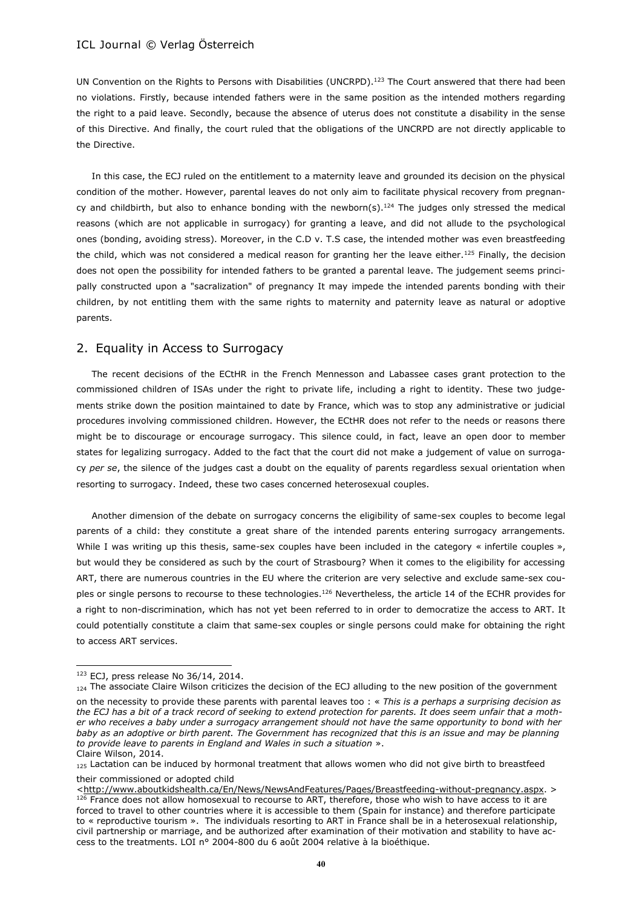UN Convention on the Rights to Persons with Disabilities (UNCRPD).[123] The Court answered that there had been no violations. Firstly, because intended fathers were in the same position as the intended mothers regarding the right to a paid leave. Secondly, because the absence of uterus does not constitute a disability in the sense of this Directive. And finally, the court ruled that the obligations of the UNCRPD are not directly applicable to the Directive.

In this case, the ECJ ruled on the entitlement to a maternity leave and grounded its decision on the physical condition of the mother. However, parental leaves do not only aim to facilitate physical recovery from pregnancy and childbirth, but also to enhance bonding with the newborn(s).[124] The judges only stressed the medical reasons (which are not applicable in surrogacy) for granting a leave, and did not allude to the psychological ones (bonding, avoiding stress). Moreover, in the C.D v. T.S case, the intended mother was even breastfeeding the child, which was not considered a medical reason for granting her the leave either.[125] Finally, the decision does not open the possibility for intended fathers to be granted a parental leave. The judgement seems principally constructed upon a "sacralization" of pregnancy It may impede the intended parents bonding with their children, by not entitling them with the same rights to maternity and paternity leave as natural or adoptive parents.

## 2. Equality in Access to Surrogacy

The recent decisions of the ECtHR in the French Mennesson and Labassee cases grant protection to the commissioned children of ISAs under the right to private life, including a right to identity. These two judgements strike down the position maintained to date by France, which was to stop any administrative or judicial procedures involving commissioned children. However, the ECtHR does not refer to the needs or reasons there might be to discourage or encourage surrogacy. This silence could, in fact, leave an open door to member states for legalizing surrogacy. Added to the fact that the court did not make a judgement of value on surrogacy *per se*, the silence of the judges cast a doubt on the equality of parents regardless sexual orientation when resorting to surrogacy. Indeed, these two cases concerned heterosexual couples.

Another dimension of the debate on surrogacy concerns the eligibility of same-sex couples to become legal parents of a child: they constitute a great share of the intended parents entering surrogacy arrangements. While I was writing up this thesis, same-sex couples have been included in the category « infertile couples », but would they be considered as such by the court of Strasbourg? When it comes to the eligibility for accessing ART, there are numerous countries in the EU where the criterion are very selective and exclude same-sex couples or single persons to recourse to these technologies.[126] Nevertheless, the article 14 of the ECHR provides for a right to non-discrimination, which has not yet been referred to in order to democratize the access to ART. It could potentially constitute a claim that same-sex couples or single persons could make for obtaining the right to access ART services.

---

[123] ECJ, press release No 36/14, 2014.

[124] The associate Claire Wilson criticizes the decision of the ECJ alluding to the new position of the government on the necessity to provide these parents with parental leaves too : « *This is a perhaps a surprising decision as the ECJ has a bit of a track record of seeking to extend protection for parents. It does seem unfair that a mother who receives a baby under a surrogacy arrangement should not have the same opportunity to bond with her baby as an adoptive or birth parent. The Government has recognized that this is an issue and may be planning to provide leave to parents in England and Wales in such a situation* ».
Claire Wilson, 2014.

[125] Lactation can be induced by hormonal treatment that allows women who did not give birth to breastfeed their commissioned or adopted child
<http://www.aboutkidshealth.ca/En/News/NewsAndFeatures/Pages/Breastfeeding-without-pregnancy.aspx. >

[126] France does not allow homosexual to recourse to ART, therefore, those who wish to have access to it are forced to travel to other countries where it is accessible to them (Spain for instance) and therefore participate to « reproductive tourism ». The individuals resorting to ART in France shall be in a heterosexual relationship, civil partnership or marriage, and be authorized after examination of their motivation and stability to have access to the treatments. LOI n° 2004-800 du 6 août 2004 relative à la bioéthique.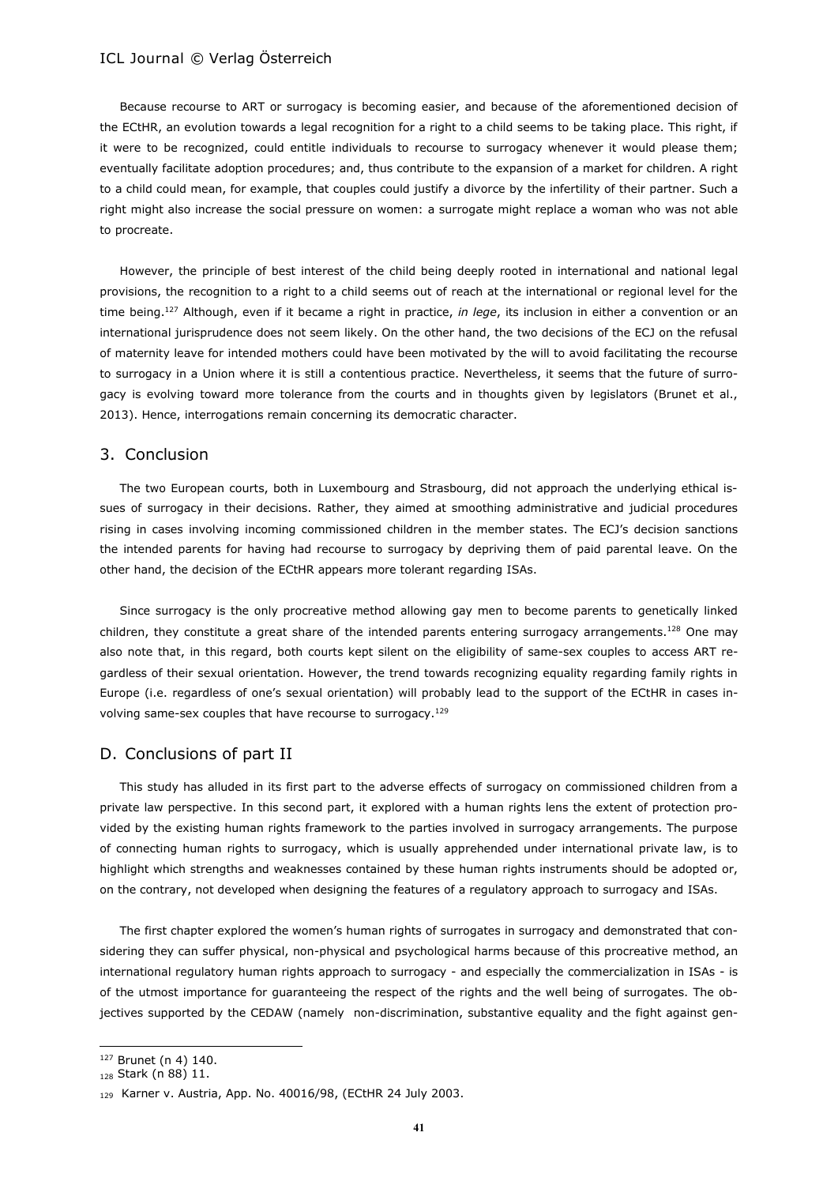Because recourse to ART or surrogacy is becoming easier, and because of the aforementioned decision of the ECtHR, an evolution towards a legal recognition for a right to a child seems to be taking place. This right, if it were to be recognized, could entitle individuals to recourse to surrogacy whenever it would please them; eventually facilitate adoption procedures; and, thus contribute to the expansion of a market for children. A right to a child could mean, for example, that couples could justify a divorce by the infertility of their partner. Such a right might also increase the social pressure on women: a surrogate might replace a woman who was not able to procreate.

However, the principle of best interest of the child being deeply rooted in international and national legal provisions, the recognition to a right to a child seems out of reach at the international or regional level for the time being.[127] Although, even if it became a right in practice, *in lege*, its inclusion in either a convention or an international jurisprudence does not seem likely. On the other hand, the two decisions of the ECJ on the refusal of maternity leave for intended mothers could have been motivated by the will to avoid facilitating the recourse to surrogacy in a Union where it is still a contentious practice. Nevertheless, it seems that the future of surrogacy is evolving toward more tolerance from the courts and in thoughts given by legislators (Brunet et al., 2013). Hence, interrogations remain concerning its democratic character.

## 3. Conclusion

The two European courts, both in Luxembourg and Strasbourg, did not approach the underlying ethical issues of surrogacy in their decisions. Rather, they aimed at smoothing administrative and judicial procedures rising in cases involving incoming commissioned children in the member states. The ECJ's decision sanctions the intended parents for having had recourse to surrogacy by depriving them of paid parental leave. On the other hand, the decision of the ECtHR appears more tolerant regarding ISAs.

Since surrogacy is the only procreative method allowing gay men to become parents to genetically linked children, they constitute a great share of the intended parents entering surrogacy arrangements.[128] One may also note that, in this regard, both courts kept silent on the eligibility of same-sex couples to access ART regardless of their sexual orientation. However, the trend towards recognizing equality regarding family rights in Europe (i.e. regardless of one's sexual orientation) will probably lead to the support of the ECtHR in cases involving same-sex couples that have recourse to surrogacy.[129]

## D. Conclusions of part II

This study has alluded in its first part to the adverse effects of surrogacy on commissioned children from a private law perspective. In this second part, it explored with a human rights lens the extent of protection provided by the existing human rights framework to the parties involved in surrogacy arrangements. The purpose of connecting human rights to surrogacy, which is usually apprehended under international private law, is to highlight which strengths and weaknesses contained by these human rights instruments should be adopted or, on the contrary, not developed when designing the features of a regulatory approach to surrogacy and ISAs.

The first chapter explored the women's human rights of surrogates in surrogacy and demonstrated that considering they can suffer physical, non-physical and psychological harms because of this procreative method, an international regulatory human rights approach to surrogacy - and especially the commercialization in ISAs - is of the utmost importance for guaranteeing the respect of the rights and the well being of surrogates. The objectives supported by the CEDAW (namely non-discrimination, substantive equality and the fight against gen-

---

[127] Brunet (n 4) 140.

[128] Stark (n 88) 11.

[129] Karner v. Austria, App. No. 40016/98, (ECtHR 24 July 2003.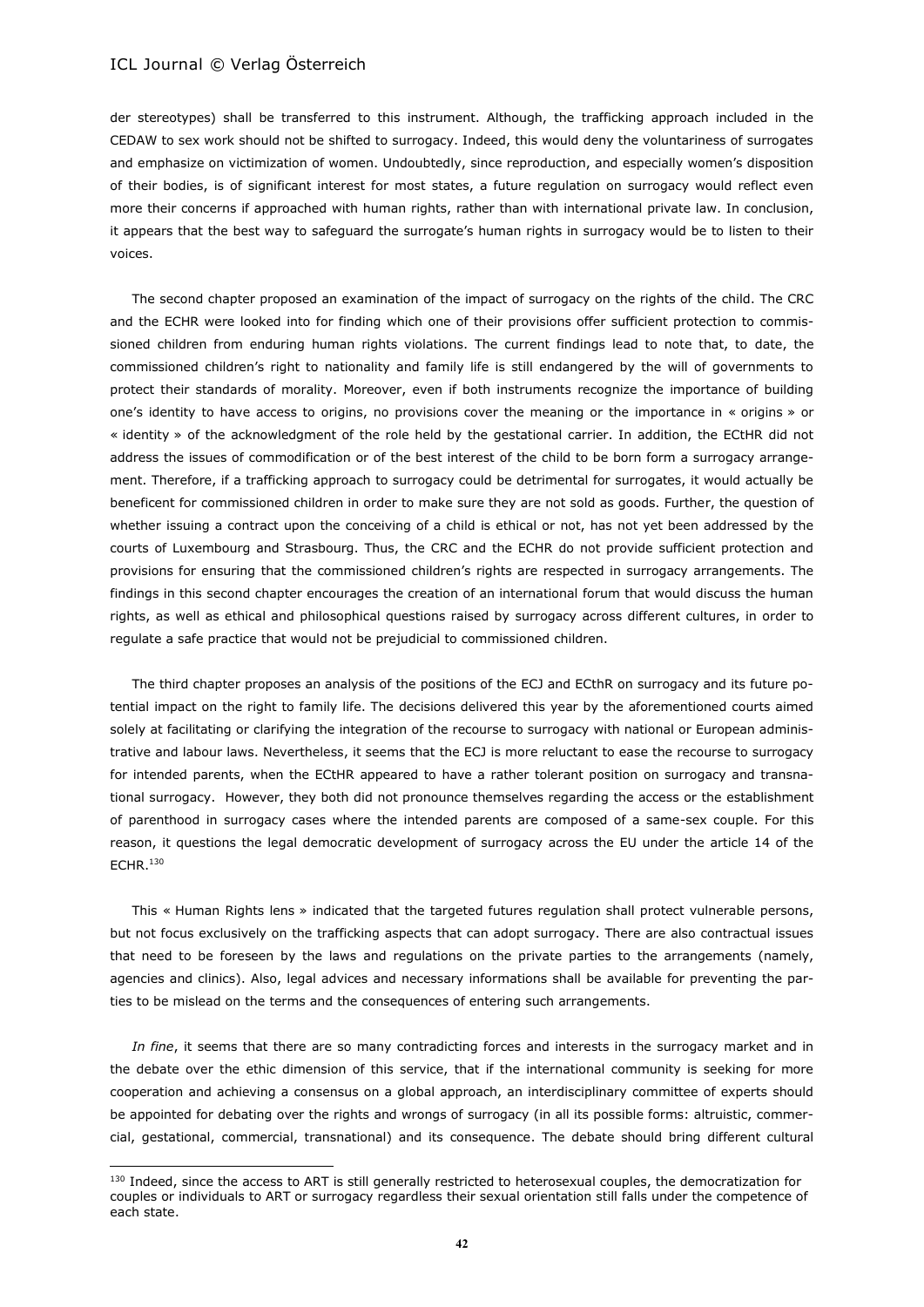der stereotypes) shall be transferred to this instrument. Although, the trafficking approach included in the CEDAW to sex work should not be shifted to surrogacy. Indeed, this would deny the voluntariness of surrogates and emphasize on victimization of women. Undoubtedly, since reproduction, and especially women's disposition of their bodies, is of significant interest for most states, a future regulation on surrogacy would reflect even more their concerns if approached with human rights, rather than with international private law. In conclusion, it appears that the best way to safeguard the surrogate's human rights in surrogacy would be to listen to their voices.

The second chapter proposed an examination of the impact of surrogacy on the rights of the child. The CRC and the ECHR were looked into for finding which one of their provisions offer sufficient protection to commissioned children from enduring human rights violations. The current findings lead to note that, to date, the commissioned children's right to nationality and family life is still endangered by the will of governments to protect their standards of morality. Moreover, even if both instruments recognize the importance of building one's identity to have access to origins, no provisions cover the meaning or the importance in « origins » or « identity » of the acknowledgment of the role held by the gestational carrier. In addition, the ECtHR did not address the issues of commodification or of the best interest of the child to be born form a surrogacy arrangement. Therefore, if a trafficking approach to surrogacy could be detrimental for surrogates, it would actually be beneficent for commissioned children in order to make sure they are not sold as goods. Further, the question of whether issuing a contract upon the conceiving of a child is ethical or not, has not yet been addressed by the courts of Luxembourg and Strasbourg. Thus, the CRC and the ECHR do not provide sufficient protection and provisions for ensuring that the commissioned children's rights are respected in surrogacy arrangements. The findings in this second chapter encourages the creation of an international forum that would discuss the human rights, as well as ethical and philosophical questions raised by surrogacy across different cultures, in order to regulate a safe practice that would not be prejudicial to commissioned children.

The third chapter proposes an analysis of the positions of the ECJ and ECthR on surrogacy and its future potential impact on the right to family life. The decisions delivered this year by the aforementioned courts aimed solely at facilitating or clarifying the integration of the recourse to surrogacy with national or European administrative and labour laws. Nevertheless, it seems that the ECJ is more reluctant to ease the recourse to surrogacy for intended parents, when the ECtHR appeared to have a rather tolerant position on surrogacy and transnational surrogacy. However, they both did not pronounce themselves regarding the access or the establishment of parenthood in surrogacy cases where the intended parents are composed of a same-sex couple. For this reason, it questions the legal democratic development of surrogacy across the EU under the article 14 of the ECHR.[130]

This « Human Rights lens » indicated that the targeted futures regulation shall protect vulnerable persons, but not focus exclusively on the trafficking aspects that can adopt surrogacy. There are also contractual issues that need to be foreseen by the laws and regulations on the private parties to the arrangements (namely, agencies and clinics). Also, legal advices and necessary informations shall be available for preventing the parties to be mislead on the terms and the consequences of entering such arrangements.

*In fine*, it seems that there are so many contradicting forces and interests in the surrogacy market and in the debate over the ethic dimension of this service, that if the international community is seeking for more cooperation and achieving a consensus on a global approach, an interdisciplinary committee of experts should be appointed for debating over the rights and wrongs of surrogacy (in all its possible forms: altruistic, commercial, gestational, commercial, transnational) and its consequence. The debate should bring different cultural

---

[130] Indeed, since the access to ART is still generally restricted to heterosexual couples, the democratization for couples or individuals to ART or surrogacy regardless their sexual orientation still falls under the competence of each state.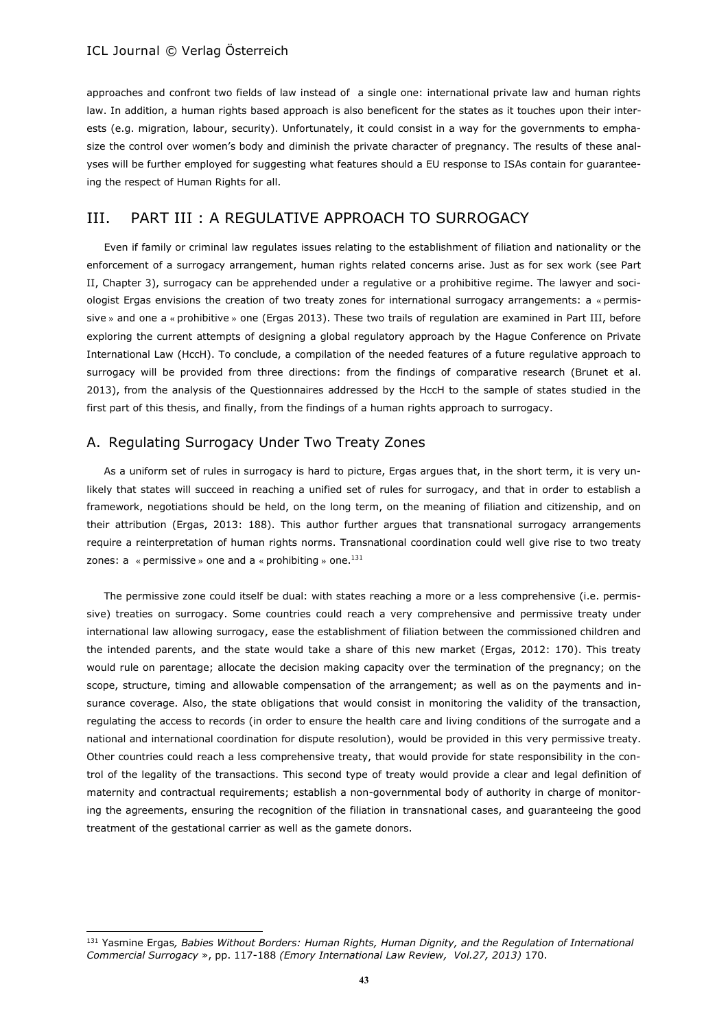approaches and confront two fields of law instead of a single one: international private law and human rights law. In addition, a human rights based approach is also beneficent for the states as it touches upon their interests (e.g. migration, labour, security). Unfortunately, it could consist in a way for the governments to emphasize the control over women's body and diminish the private character of pregnancy. The results of these analyses will be further employed for suggesting what features should a EU response to ISAs contain for guaranteeing the respect of Human Rights for all.

# III. PART III : A REGULATIVE APPROACH TO SURROGACY

Even if family or criminal law regulates issues relating to the establishment of filiation and nationality or the enforcement of a surrogacy arrangement, human rights related concerns arise. Just as for sex work (see Part II, Chapter 3), surrogacy can be apprehended under a regulative or a prohibitive regime. The lawyer and sociologist Ergas envisions the creation of two treaty zones for international surrogacy arrangements: a « permissive » and one a « prohibitive » one (Ergas 2013). These two trails of regulation are examined in Part III, before exploring the current attempts of designing a global regulatory approach by the Hague Conference on Private International Law (HccH). To conclude, a compilation of the needed features of a future regulative approach to surrogacy will be provided from three directions: from the findings of comparative research (Brunet et al. 2013), from the analysis of the Questionnaires addressed by the HccH to the sample of states studied in the first part of this thesis, and finally, from the findings of a human rights approach to surrogacy.

## A. Regulating Surrogacy Under Two Treaty Zones

As a uniform set of rules in surrogacy is hard to picture, Ergas argues that, in the short term, it is very unlikely that states will succeed in reaching a unified set of rules for surrogacy, and that in order to establish a framework, negotiations should be held, on the long term, on the meaning of filiation and citizenship, and on their attribution (Ergas, 2013: 188). This author further argues that transnational surrogacy arrangements require a reinterpretation of human rights norms. Transnational coordination could well give rise to two treaty zones: a « permissive » one and a « prohibiting » one.[131]

The permissive zone could itself be dual: with states reaching a more or a less comprehensive (i.e. permissive) treaties on surrogacy. Some countries could reach a very comprehensive and permissive treaty under international law allowing surrogacy, ease the establishment of filiation between the commissioned children and the intended parents, and the state would take a share of this new market (Ergas, 2012: 170). This treaty would rule on parentage; allocate the decision making capacity over the termination of the pregnancy; on the scope, structure, timing and allowable compensation of the arrangement; as well as on the payments and insurance coverage. Also, the state obligations that would consist in monitoring the validity of the transaction, regulating the access to records (in order to ensure the health care and living conditions of the surrogate and a national and international coordination for dispute resolution), would be provided in this very permissive treaty. Other countries could reach a less comprehensive treaty, that would provide for state responsibility in the control of the legality of the transactions. This second type of treaty would provide a clear and legal definition of maternity and contractual requirements; establish a non-governmental body of authority in charge of monitoring the agreements, ensuring the recognition of the filiation in transnational cases, and guaranteeing the good treatment of the gestational carrier as well as the gamete donors.

---

[131] Yasmine Ergas*, Babies Without Borders: Human Rights, Human Dignity, and the Regulation of International Commercial Surrogacy »*, pp. 117-188 *(Emory International Law Review, Vol.27, 2013)* 170.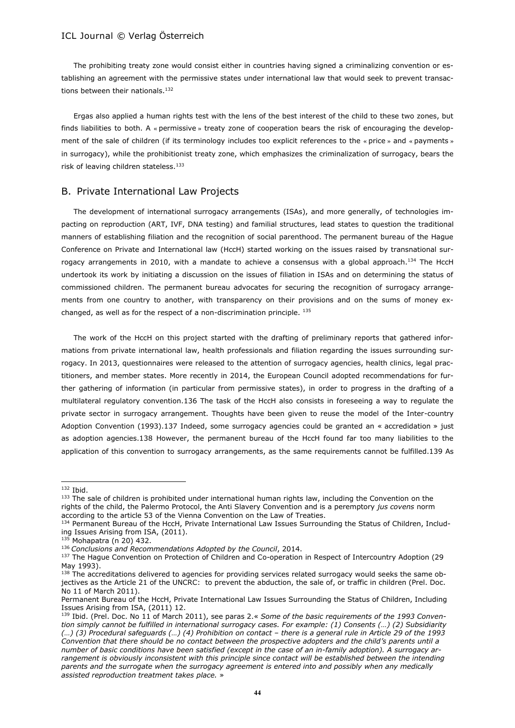The prohibiting treaty zone would consist either in countries having signed a criminalizing convention or establishing an agreement with the permissive states under international law that would seek to prevent transactions between their nationals.[132]

Ergas also applied a human rights test with the lens of the best interest of the child to these two zones, but finds liabilities to both. A « permissive » treaty zone of cooperation bears the risk of encouraging the development of the sale of children (if its terminology includes too explicit references to the « price » and « payments » in surrogacy), while the prohibitionist treaty zone, which emphasizes the criminalization of surrogacy, bears the risk of leaving children stateless.[133]

## B. Private International Law Projects

The development of international surrogacy arrangements (ISAs), and more generally, of technologies impacting on reproduction (ART, IVF, DNA testing) and familial structures, lead states to question the traditional manners of establishing filiation and the recognition of social parenthood. The permanent bureau of the Hague Conference on Private and International law (HccH) started working on the issues raised by transnational surrogacy arrangements in 2010, with a mandate to achieve a consensus with a global approach.[134] The HccH undertook its work by initiating a discussion on the issues of filiation in ISAs and on determining the status of commissioned children. The permanent bureau advocates for securing the recognition of surrogacy arrangements from one country to another, with transparency on their provisions and on the sums of money exchanged, as well as for the respect of a non-discrimination principle. [135]

The work of the HccH on this project started with the drafting of preliminary reports that gathered informations from private international law, health professionals and filiation regarding the issues surrounding surrogacy. In 2013, questionnaires were released to the attention of surrogacy agencies, health clinics, legal practitioners, and member states. More recently in 2014, the European Council adopted recommendations for further gathering of information (in particular from permissive states), in order to progress in the drafting of a multilateral regulatory convention.136 The task of the HccH also consists in foreseeing a way to regulate the private sector in surrogacy arrangement. Thoughts have been given to reuse the model of the Inter-country Adoption Convention (1993).137 Indeed, some surrogacy agencies could be granted an « accredidation » just as adoption agencies.138 However, the permanent bureau of the HccH found far too many liabilities to the application of this convention to surrogacy arrangements, as the same requirements cannot be fulfilled.139 As

---

[132] Ibid.

[133] The sale of children is prohibited under international human rights law, including the Convention on the rights of the child, the Palermo Protocol, the Anti Slavery Convention and is a peremptory *jus covens* norm according to the article 53 of the Vienna Convention on the Law of Treaties.

[134] Permanent Bureau of the HccH, Private International Law Issues Surrounding the Status of Children, Including Issues Arising from ISA, (2011).

[135] Mohapatra (n 20) 432.

[136] *Conclusions and Recommendations Adopted by the Council*, 2014.

[137] The Hague Convention on Protection of Children and Co-operation in Respect of Intercountry Adoption (29 May 1993).

[138] The accreditations delivered to agencies for providing services related surrogacy would seeks the same objectives as the Article 21 of the UNCRC: to prevent the abduction, the sale of, or traffic in children (Prel. Doc. No 11 of March 2011).
Permanent Bureau of the HccH, Private International Law Issues Surrounding the Status of Children, Including Issues Arising from ISA, (2011) 12.

[139] Ibid. (Prel. Doc. No 11 of March 2011), see paras 2.« *Some of the basic requirements of the 1993 Convention simply cannot be fulfilled in international surrogacy cases. For example: (1) Consents (…) (2) Subsidiarity (…) (3) Procedural safeguards (…) (4) Prohibition on contact – there is a general rule in Article 29 of the 1993 Convention that there should be no contact between the prospective adopters and the child's parents until a number of basic conditions have been satisfied (except in the case of an in-family adoption). A surrogacy arrangement is obviously inconsistent with this principle since contact will be established between the intending parents and the surrogate when the surrogacy agreement is entered into and possibly when any medically assisted reproduction treatment takes place.* »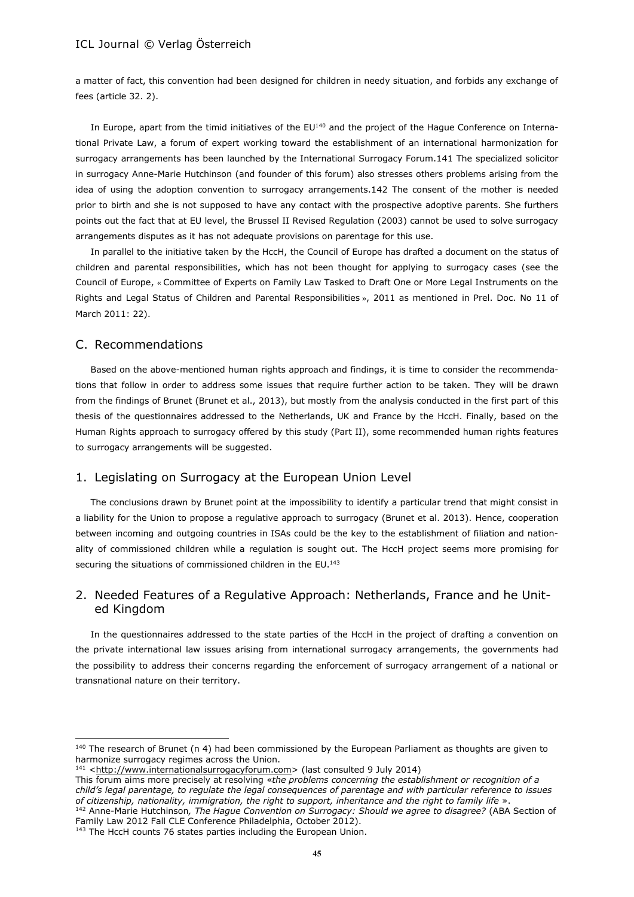a matter of fact, this convention had been designed for children in needy situation, and forbids any exchange of fees (article 32. 2).

In Europe, apart from the timid initiatives of the EU[140] and the project of the Hague Conference on International Private Law, a forum of expert working toward the establishment of an international harmonization for surrogacy arrangements has been launched by the International Surrogacy Forum.141 The specialized solicitor in surrogacy Anne-Marie Hutchinson (and founder of this forum) also stresses others problems arising from the idea of using the adoption convention to surrogacy arrangements.142 The consent of the mother is needed prior to birth and she is not supposed to have any contact with the prospective adoptive parents. She furthers points out the fact that at EU level, the Brussel II Revised Regulation (2003) cannot be used to solve surrogacy arrangements disputes as it has not adequate provisions on parentage for this use.

In parallel to the initiative taken by the HccH, the Council of Europe has drafted a document on the status of children and parental responsibilities, which has not been thought for applying to surrogacy cases (see the Council of Europe, « Committee of Experts on Family Law Tasked to Draft One or More Legal Instruments on the Rights and Legal Status of Children and Parental Responsibilities », 2011 as mentioned in Prel. Doc. No 11 of March 2011: 22).

## C. Recommendations

Based on the above-mentioned human rights approach and findings, it is time to consider the recommendations that follow in order to address some issues that require further action to be taken. They will be drawn from the findings of Brunet (Brunet et al., 2013), but mostly from the analysis conducted in the first part of this thesis of the questionnaires addressed to the Netherlands, UK and France by the HccH. Finally, based on the Human Rights approach to surrogacy offered by this study (Part II), some recommended human rights features to surrogacy arrangements will be suggested.

## 1. Legislating on Surrogacy at the European Union Level

The conclusions drawn by Brunet point at the impossibility to identify a particular trend that might consist in a liability for the Union to propose a regulative approach to surrogacy (Brunet et al. 2013). Hence, cooperation between incoming and outgoing countries in ISAs could be the key to the establishment of filiation and nationality of commissioned children while a regulation is sought out. The HccH project seems more promising for securing the situations of commissioned children in the EU.[143]

## 2. Needed Features of a Regulative Approach: Netherlands, France and he United Kingdom

In the questionnaires addressed to the state parties of the HccH in the project of drafting a convention on the private international law issues arising from international surrogacy arrangements, the governments had the possibility to address their concerns regarding the enforcement of surrogacy arrangement of a national or transnational nature on their territory.

---

[140] The research of Brunet (n 4) had been commissioned by the European Parliament as thoughts are given to harmonize surrogacy regimes across the Union.

[141] <http://www.internationalsurrogacyforum.com> (last consulted 9 July 2014)
This forum aims more precisely at resolving «*the problems concerning the establishment or recognition of a child's legal parentage, to regulate the legal consequences of parentage and with particular reference to issues of citizenship, nationality, immigration, the right to support, inheritance and the right to family life* ».

[142] Anne-Marie Hutchinson, *The Hague Convention on Surrogacy: Should we agree to disagree?* (ABA Section of Family Law 2012 Fall CLE Conference Philadelphia, October 2012).

[143] The HccH counts 76 states parties including the European Union.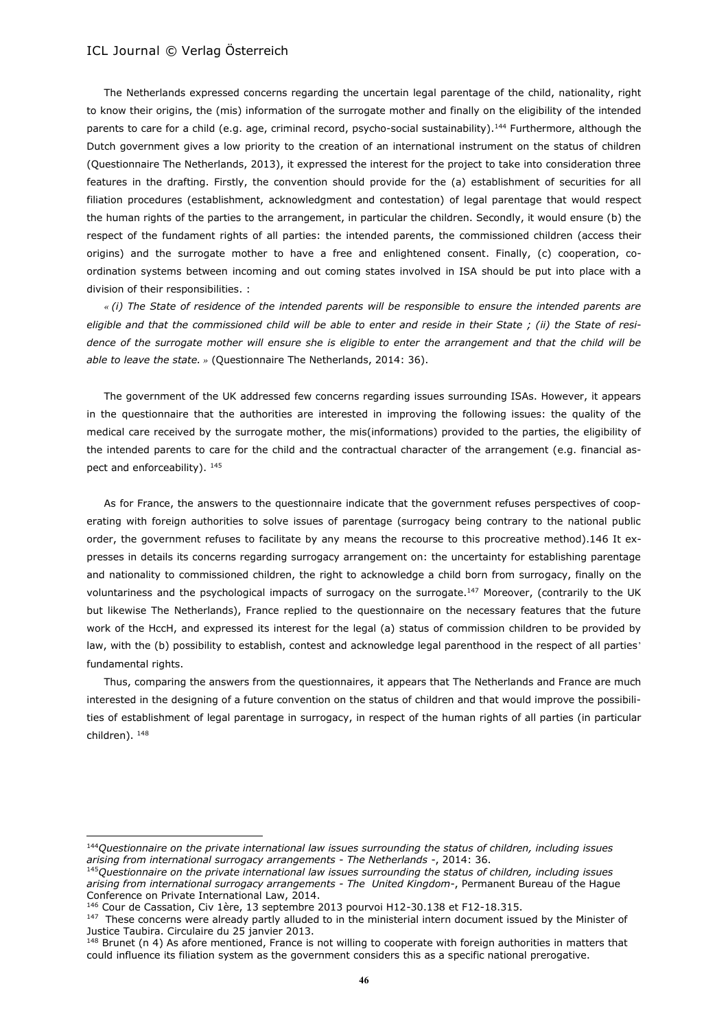The Netherlands expressed concerns regarding the uncertain legal parentage of the child, nationality, right to know their origins, the (mis) information of the surrogate mother and finally on the eligibility of the intended parents to care for a child (e.g. age, criminal record, psycho-social sustainability).[144] Furthermore, although the Dutch government gives a low priority to the creation of an international instrument on the status of children (Questionnaire The Netherlands, 2013), it expressed the interest for the project to take into consideration three features in the drafting. Firstly, the convention should provide for the (a) establishment of securities for all filiation procedures (establishment, acknowledgment and contestation) of legal parentage that would respect the human rights of the parties to the arrangement, in particular the children. Secondly, it would ensure (b) the respect of the fundament rights of all parties: the intended parents, the commissioned children (access their origins) and the surrogate mother to have a free and enlightened consent. Finally, (c) cooperation, co-ordination systems between incoming and out coming states involved in ISA should be put into place with a division of their responsibilities. :

« *(i) The State of residence of the intended parents will be responsible to ensure the intended parents are eligible and that the commissioned child will be able to enter and reside in their State ; (ii) the State of residence of the surrogate mother will ensure she is eligible to enter the arrangement and that the child will be able to leave the state.* » (Questionnaire The Netherlands, 2014: 36).

The government of the UK addressed few concerns regarding issues surrounding ISAs. However, it appears in the questionnaire that the authorities are interested in improving the following issues: the quality of the medical care received by the surrogate mother, the mis(informations) provided to the parties, the eligibility of the intended parents to care for the child and the contractual character of the arrangement (e.g. financial aspect and enforceability). [145]

As for France, the answers to the questionnaire indicate that the government refuses perspectives of cooperating with foreign authorities to solve issues of parentage (surrogacy being contrary to the national public order, the government refuses to facilitate by any means the recourse to this procreative method).146 It expresses in details its concerns regarding surrogacy arrangement on: the uncertainty for establishing parentage and nationality to commissioned children, the right to acknowledge a child born from surrogacy, finally on the voluntariness and the psychological impacts of surrogacy on the surrogate.[147] Moreover, (contrarily to the UK but likewise The Netherlands), France replied to the questionnaire on the necessary features that the future work of the HccH, and expressed its interest for the legal (a) status of commission children to be provided by law, with the (b) possibility to establish, contest and acknowledge legal parenthood in the respect of all parties' fundamental rights.

Thus, comparing the answers from the questionnaires, it appears that The Netherlands and France are much interested in the designing of a future convention on the status of children and that would improve the possibilities of establishment of legal parentage in surrogacy, in respect of the human rights of all parties (in particular children). [148]

---

[144] *Questionnaire on the private international law issues surrounding the status of children, including issues arising from international surrogacy arrangements - The Netherlands -*, 2014: 36.

[145] *Questionnaire on the private international law issues surrounding the status of children, including issues arising from international surrogacy arrangements - The United Kingdom-*, Permanent Bureau of the Hague Conference on Private International Law, 2014.

[146] Cour de Cassation, Civ 1ère, 13 septembre 2013 pourvoi H12-30.138 et F12-18.315.

[147] These concerns were already partly alluded to in the ministerial intern document issued by the Minister of Justice Taubira. Circulaire du 25 janvier 2013.

[148] Brunet (n 4) As afore mentioned, France is not willing to cooperate with foreign authorities in matters that could influence its filiation system as the government considers this as a specific national prerogative.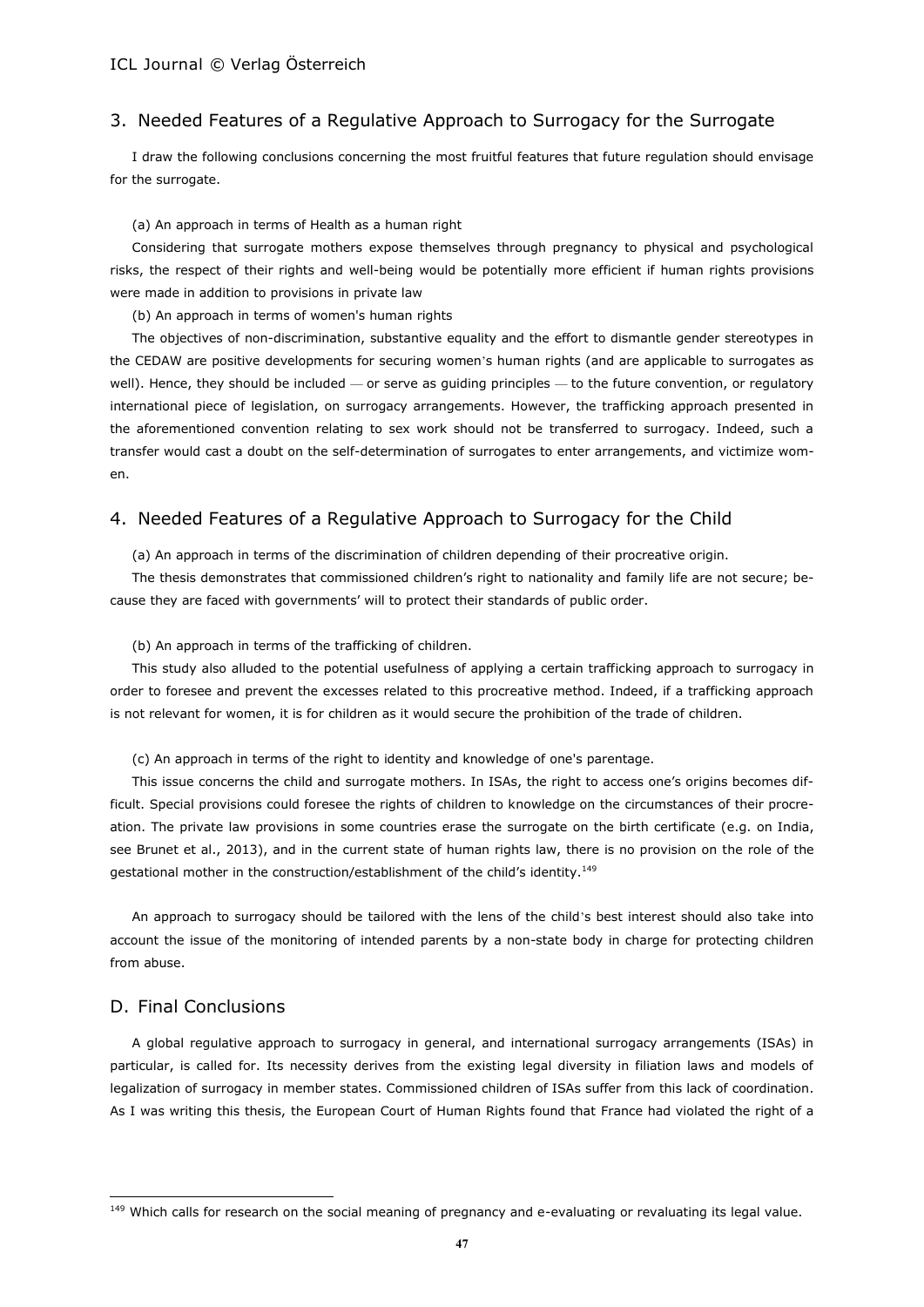## 3. Needed Features of a Regulative Approach to Surrogacy for the Surrogate

I draw the following conclusions concerning the most fruitful features that future regulation should envisage for the surrogate.

(a) An approach in terms of Health as a human right

Considering that surrogate mothers expose themselves through pregnancy to physical and psychological risks, the respect of their rights and well-being would be potentially more efficient if human rights provisions were made in addition to provisions in private law

(b) An approach in terms of women's human rights

The objectives of non-discrimination, substantive equality and the effort to dismantle gender stereotypes in the CEDAW are positive developments for securing women's human rights (and are applicable to surrogates as well). Hence, they should be included — or serve as guiding principles — to the future convention, or regulatory international piece of legislation, on surrogacy arrangements. However, the trafficking approach presented in the aforementioned convention relating to sex work should not be transferred to surrogacy. Indeed, such a transfer would cast a doubt on the self-determination of surrogates to enter arrangements, and victimize women.

## 4. Needed Features of a Regulative Approach to Surrogacy for the Child

(a) An approach in terms of the discrimination of children depending of their procreative origin.

The thesis demonstrates that commissioned children's right to nationality and family life are not secure; because they are faced with governments' will to protect their standards of public order.

(b) An approach in terms of the trafficking of children.

This study also alluded to the potential usefulness of applying a certain trafficking approach to surrogacy in order to foresee and prevent the excesses related to this procreative method. Indeed, if a trafficking approach is not relevant for women, it is for children as it would secure the prohibition of the trade of children.

(c) An approach in terms of the right to identity and knowledge of one's parentage.

This issue concerns the child and surrogate mothers. In ISAs, the right to access one's origins becomes difficult. Special provisions could foresee the rights of children to knowledge on the circumstances of their procreation. The private law provisions in some countries erase the surrogate on the birth certificate (e.g. on India, see Brunet et al., 2013), and in the current state of human rights law, there is no provision on the role of the gestational mother in the construction/establishment of the child's identity.[149]

An approach to surrogacy should be tailored with the lens of the child's best interest should also take into account the issue of the monitoring of intended parents by a non-state body in charge for protecting children from abuse.

# D. Final Conclusions

A global regulative approach to surrogacy in general, and international surrogacy arrangements (ISAs) in particular, is called for. Its necessity derives from the existing legal diversity in filiation laws and models of legalization of surrogacy in member states. Commissioned children of ISAs suffer from this lack of coordination. As I was writing this thesis, the European Court of Human Rights found that France had violated the right of a

[149] Which calls for research on the social meaning of pregnancy and e-evaluating or revaluating its legal value.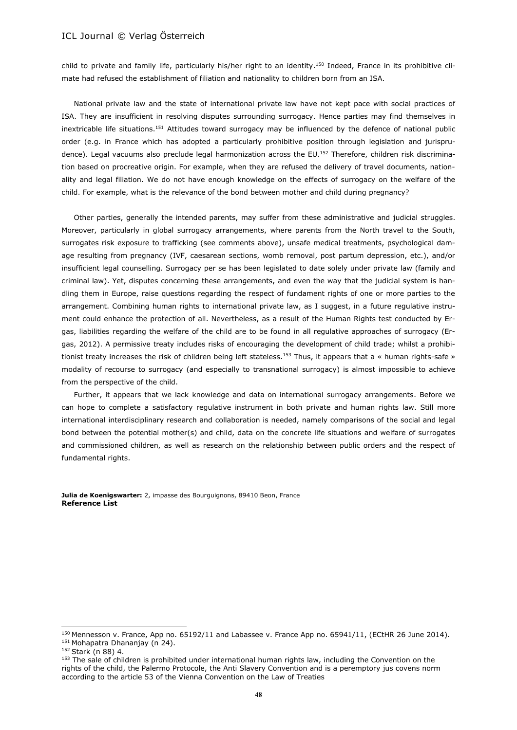child to private and family life, particularly his/her right to an identity.[150] Indeed, France in its prohibitive climate had refused the establishment of filiation and nationality to children born from an ISA.

National private law and the state of international private law have not kept pace with social practices of ISA. They are insufficient in resolving disputes surrounding surrogacy. Hence parties may find themselves in inextricable life situations.[151] Attitudes toward surrogacy may be influenced by the defence of national public order (e.g. in France which has adopted a particularly prohibitive position through legislation and jurisprudence). Legal vacuums also preclude legal harmonization across the EU.[152] Therefore, children risk discrimination based on procreative origin. For example, when they are refused the delivery of travel documents, nationality and legal filiation. We do not have enough knowledge on the effects of surrogacy on the welfare of the child. For example, what is the relevance of the bond between mother and child during pregnancy?

Other parties, generally the intended parents, may suffer from these administrative and judicial struggles. Moreover, particularly in global surrogacy arrangements, where parents from the North travel to the South, surrogates risk exposure to trafficking (see comments above), unsafe medical treatments, psychological damage resulting from pregnancy (IVF, caesarean sections, womb removal, post partum depression, etc.), and/or insufficient legal counselling. Surrogacy per se has been legislated to date solely under private law (family and criminal law). Yet, disputes concerning these arrangements, and even the way that the judicial system is handling them in Europe, raise questions regarding the respect of fundament rights of one or more parties to the arrangement. Combining human rights to international private law, as I suggest, in a future regulative instrument could enhance the protection of all. Nevertheless, as a result of the Human Rights test conducted by Ergas, liabilities regarding the welfare of the child are to be found in all regulative approaches of surrogacy (Ergas, 2012). A permissive treaty includes risks of encouraging the development of child trade; whilst a prohibitionist treaty increases the risk of children being left stateless.[153] Thus, it appears that a « human rights-safe » modality of recourse to surrogacy (and especially to transnational surrogacy) is almost impossible to achieve from the perspective of the child.

Further, it appears that we lack knowledge and data on international surrogacy arrangements. Before we can hope to complete a satisfactory regulative instrument in both private and human rights law. Still more international interdisciplinary research and collaboration is needed, namely comparisons of the social and legal bond between the potential mother(s) and child, data on the concrete life situations and welfare of surrogates and commissioned children, as well as research on the relationship between public orders and the respect of fundamental rights.

**Julia de Koenigswarter:** 2, impasse des Bourguignons, 89410 Beon, France
**Reference List**

---

[150] Mennesson v. France, App no. 65192/11 and Labassee v. France App no. 65941/11, (ECtHR 26 June 2014).

[151] Mohapatra Dhananjay (n 24).

[152] Stark (n 88) 4.

[153] The sale of children is prohibited under international human rights law, including the Convention on the rights of the child, the Palermo Protocole, the Anti Slavery Convention and is a peremptory jus covens norm according to the article 53 of the Vienna Convention on the Law of Treaties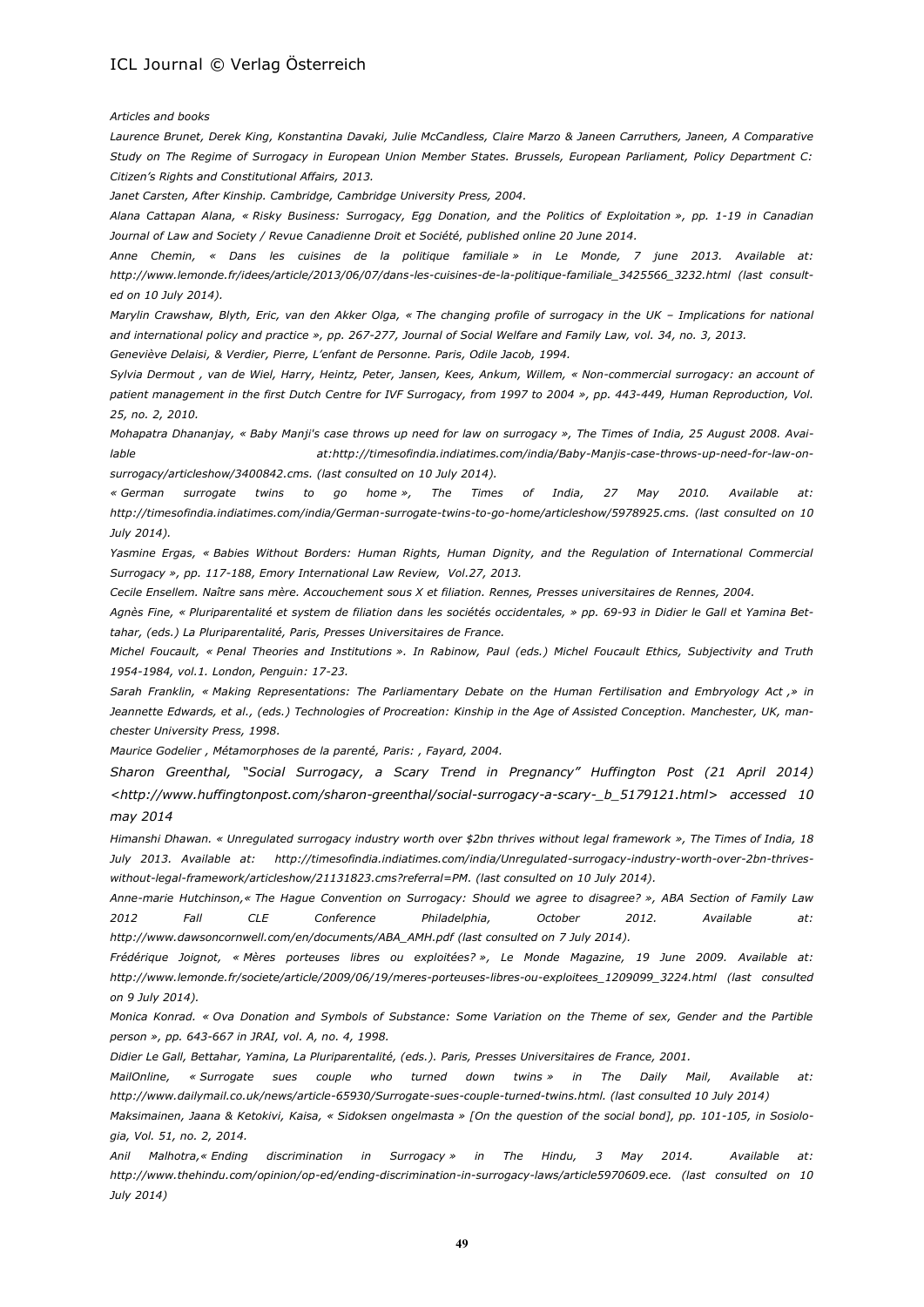*Articles and books*

*Laurence Brunet, Derek King, Konstantina Davaki, Julie McCandless, Claire Marzo & Janeen Carruthers, Janeen, A Comparative Study on The Regime of Surrogacy in European Union Member States. Brussels, European Parliament, Policy Department C: Citizen's Rights and Constitutional Affairs, 2013.*

*Janet Carsten, After Kinship. Cambridge, Cambridge University Press, 2004.*

*Alana Cattapan Alana, « Risky Business: Surrogacy, Egg Donation, and the Politics of Exploitation », pp. 1-19 in Canadian Journal of Law and Society / Revue Canadienne Droit et Société, published online 20 June 2014.*

*Anne Chemin, « Dans les cuisines de la politique familiale » in Le Monde, 7 june 2013. Available at: http://www.lemonde.fr/idees/article/2013/06/07/dans-les-cuisines-de-la-politique-familiale_3425566_3232.html (last consulted on 10 July 2014).*

*Marylin Crawshaw, Blyth, Eric, van den Akker Olga, « The changing profile of surrogacy in the UK – Implications for national and international policy and practice », pp. 267-277, Journal of Social Welfare and Family Law, vol. 34, no. 3, 2013.*

*Geneviève Delaisi, & Verdier, Pierre, L'enfant de Personne. Paris, Odile Jacob, 1994.*

*Sylvia Dermout , van de Wiel, Harry, Heintz, Peter, Jansen, Kees, Ankum, Willem, « Non-commercial surrogacy: an account of patient management in the first Dutch Centre for IVF Surrogacy, from 1997 to 2004 », pp. 443-449, Human Reproduction, Vol. 25, no. 2, 2010.*

*Mohapatra Dhananjay, « Baby Manji's case throws up need for law on surrogacy », The Times of India, 25 August 2008. Available at:http://timesofindia.indiatimes.com/india/Baby-Manjis-case-throws-up-need-for-law-on-surrogacy/articleshow/3400842.cms. (last consulted on 10 July 2014).*

*« German surrogate twins to go home », The Times of India, 27 May 2010. Available at: http://timesofindia.indiatimes.com/india/German-surrogate-twins-to-go-home/articleshow/5978925.cms. (last consulted on 10 July 2014).*

*Yasmine Ergas, « Babies Without Borders: Human Rights, Human Dignity, and the Regulation of International Commercial Surrogacy », pp. 117-188, Emory International Law Review, Vol.27, 2013.*

*Cecile Ensellem. Naître sans mère. Accouchement sous X et filiation. Rennes, Presses universitaires de Rennes, 2004.*

*Agnès Fine, « Pluriparentalité et system de filiation dans les sociétés occidentales, » pp. 69-93 in Didier le Gall et Yamina Bettahar, (eds.) La Pluriparentalité, Paris, Presses Universitaires de France.*

*Michel Foucault, « Penal Theories and Institutions ». In Rabinow, Paul (eds.) Michel Foucault Ethics, Subjectivity and Truth 1954-1984, vol.1. London, Penguin: 17-23.*

*Sarah Franklin, « Making Representations: The Parliamentary Debate on the Human Fertilisation and Embryology Act ,» in Jeannette Edwards, et al., (eds.) Technologies of Procreation: Kinship in the Age of Assisted Conception. Manchester, UK, manchester University Press, 1998.*

*Maurice Godelier , Métamorphoses de la parenté, Paris: , Fayard, 2004.*

*Sharon Greenthal, "Social Surrogacy, a Scary Trend in Pregnancy" Huffington Post (21 April 2014) <http://www.huffingtonpost.com/sharon-greenthal/social-surrogacy-a-scary-_b_5179121.html> accessed 10 may 2014*

*Himanshi Dhawan. « Unregulated surrogacy industry worth over $2bn thrives without legal framework », The Times of India, 18 July 2013. Available at: http://timesofindia.indiatimes.com/india/Unregulated-surrogacy-industry-worth-over-2bn-thrives-without-legal-framework/ articleshow/21131823.cms?referral=PM. (last consulted on 10 July 2014).*

*Anne-marie Hutchinson,« The Hague Convention on Surrogacy: Should we agree to disagree? », ABA Section of Family Law 2012 Fall CLE Conference Philadelphia, October 2012. Available at: http://www.dawsoncornwell.com/en/documents/ABA_AMH.pdf (last consulted on 7 July 2014).*

*Frédérique Joignot, « Mères porteuses libres ou exploitées? », Le Monde Magazine, 19 June 2009. Available at: http://www.lemonde.fr/societe/article/2009/06/19/meres-porteuses-libres-ou-exploitees_1209099_3224.html (last consulted on 9 July 2014).*

*Monica Konrad. « Ova Donation and Symbols of Substance: Some Variation on the Theme of sex, Gender and the Partible person », pp. 643-667 in JRAI, vol. A, no. 4, 1998.*

*Didier Le Gall, Bettahar, Yamina, La Pluriparentalité, (eds.). Paris, Presses Universitaires de France, 2001.*

*MailOnline, « Surrogate sues couple who turned down twins » in The Daily Mail, Available at: http://www.dailymail.co.uk/news/article-65930/Surrogate-sues-couple-turned-twins.html. (last consulted 10 July 2014)*

*Maksimainen, Jaana & Ketokivi, Kaisa, « Sidoksen ongelmasta » [On the question of the social bond], pp. 101-105, in Sosiologia, Vol. 51, no. 2, 2014.*

*Anil Malhotra,« Ending discrimination in Surrogacy » in The Hindu, 3 May 2014. Available at: http://www.thehindu.com/opinion/op-ed/ending-discrimination-in-surrogacy-laws/article5970609.ece. (last consulted on 10 July 2014)*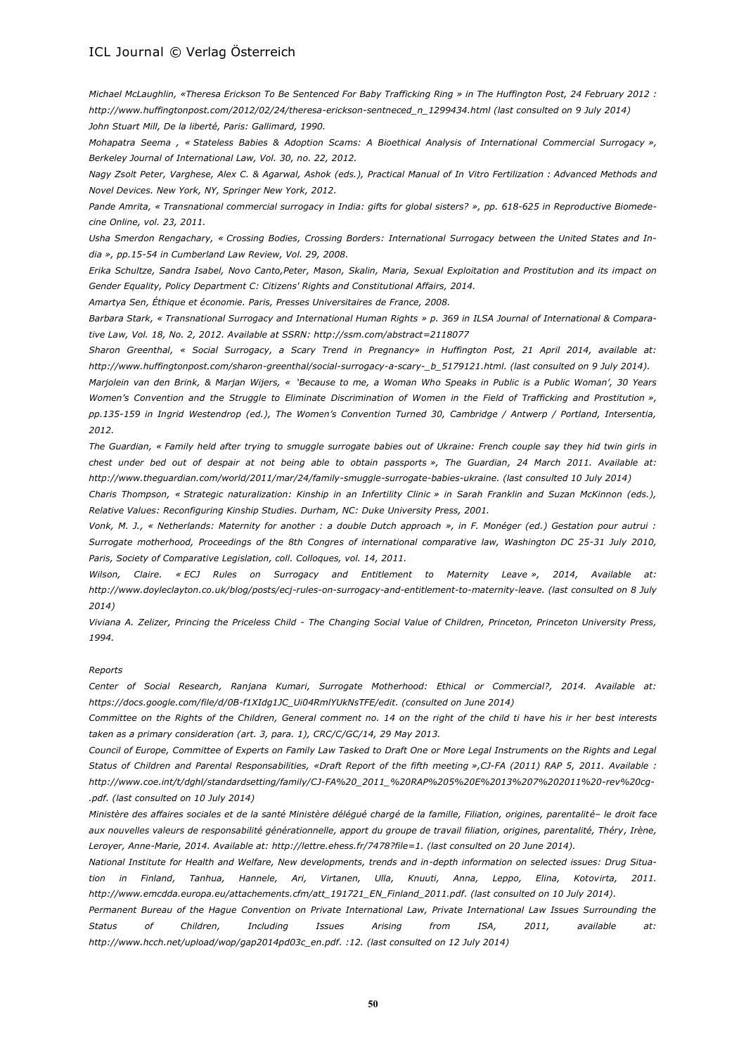*Michael McLaughlin, «Theresa Erickson To Be Sentenced For Baby Trafficking Ring » in The Huffington Post, 24 February 2012 : http://www.huffingtonpost.com/2012/02/24/theresa-erickson-sentneced_n_1299434.html (last consulted on 9 July 2014)*

*John Stuart Mill, De la liberté, Paris: Gallimard, 1990.*

*Mohapatra Seema , « Stateless Babies & Adoption Scams: A Bioethical Analysis of International Commercial Surrogacy », Berkeley Journal of International Law, Vol. 30, no. 22, 2012.*

*Nagy Zsolt Peter, Varghese, Alex C. & Agarwal, Ashok (eds.), Practical Manual of In Vitro Fertilization : Advanced Methods and Novel Devices. New York, NY, Springer New York, 2012.*

*Pande Amrita, « Transnational commercial surrogacy in India: gifts for global sisters? », pp. 618-625 in Reproductive Biomedecine Online, vol. 23, 2011.*

*Usha Smerdon Rengachary, « Crossing Bodies, Crossing Borders: International Surrogacy between the United States and India », pp.15-54 in Cumberland Law Review, Vol. 29, 2008.*

*Erika Schultze, Sandra Isabel, Novo Canto,Peter, Mason, Skalin, Maria, Sexual Exploitation and Prostitution and its impact on Gender Equality, Policy Department C: Citizens' Rights and Constitutional Affairs, 2014.*

*Amartya Sen, Éthique et économie. Paris, Presses Universitaires de France, 2008.*

*Barbara Stark, « Transnational Surrogacy and International Human Rights » p. 369 in ILSA Journal of International & Comparative Law, Vol. 18, No. 2, 2012. Available at SSRN: http://ssrn.com/abstract=2118077*

*Sharon Greenthal, « Social Surrogacy, a Scary Trend in Pregnancy» in Huffington Post, 21 April 2014, available at: http://www.huffingtonpost.com/sharon-greenthal/social-surrogacy-a-scary-_b_5179121.html. (last consulted on 9 July 2014).*

*Marjolein van den Brink, & Marjan Wijers, « 'Because to me, a Woman Who Speaks in Public is a Public Woman', 30 Years Women's Convention and the Struggle to Eliminate Discrimination of Women in the Field of Trafficking and Prostitution », pp.135-159 in Ingrid Westendrop (ed.), The Women's Convention Turned 30, Cambridge / Antwerp / Portland, Intersentia, 2012.*

*The Guardian, « Family held after trying to smuggle surrogate babies out of Ukraine: French couple say they hid twin girls in chest under bed out of despair at not being able to obtain passports », The Guardian, 24 March 2011. Available at: http://www.theguardian.com/world/2011/mar/24/family-smuggle-surrogate-babies-ukraine. (last consulted 10 July 2014)*

*Charis Thompson, « Strategic naturalization: Kinship in an Infertility Clinic » in Sarah Franklin and Suzan McKinnon (eds.), Relative Values: Reconfiguring Kinship Studies. Durham, NC: Duke University Press, 2001.*

*Vonk, M. J., « Netherlands: Maternity for another : a double Dutch approach », in F. Monéger (ed.) Gestation pour autrui : Surrogate motherhood, Proceedings of the 8th Congres of international comparative law, Washington DC 25-31 July 2010, Paris, Society of Comparative Legislation, coll. Colloques, vol. 14, 2011.*

*Wilson, Claire. « ECJ Rules on Surrogacy and Entitlement to Maternity Leave », 2014, Available at: http://www.doyleclayton.co.uk/blog/posts/ecj-rules-on-surrogacy-and-entitlement-to-maternity-leave. (last consulted on 8 July 2014)*

*Viviana A. Zelizer, Princing the Priceless Child - The Changing Social Value of Children, Princeton, Princeton University Press, 1994.*

*Reports*

*Center of Social Research, Ranjana Kumari, Surrogate Motherhood: Ethical or Commercial?, 2014. Available at: https://docs.google.com/file/d/0B-f1XIdg1JC_Ui04RmlYUkNsTFE/edit. (consulted on June 2014)*

*Committee on the Rights of the Children, General comment no. 14 on the right of the child ti have his ir her best interests taken as a primary consideration (art. 3, para. 1), CRC/C/GC/14, 29 May 2013.*

*Council of Europe, Committee of Experts on Family Law Tasked to Draft One or More Legal Instruments on the Rights and Legal Status of Children and Parental Responsabilities, «Draft Report of the fifth meeting »,CJ-FA (2011) RAP 5, 2011. Available : http://www.coe.int/t/dghl/standardsetting/family/CJ-FA%20_2011_%20RAP%205%20E%2013%207%202011%20-rev%20cg-.pdf. (last consulted on 10 July 2014)*

*Ministère des affaires sociales et de la santé Ministère délégué chargé de la famille, Filiation, origines, parentalité– le droit face aux nouvelles valeurs de responsabilité générationnelle, apport du groupe de travail filiation, origines, parentalité, Théry, Irène, Leroyer, Anne-Marie, 2014. Available at: http://lettre.ehess.fr/7478?file=1. (last consulted on 20 June 2014).*

*National Institute for Health and Welfare, New developments, trends and in-depth information on selected issues: Drug Situation in Finland, Tanhua, Hannele, Ari, Virtanen, Ulla, Knuuti, Anna, Leppo, Elina, Kotovirta, 2011. http://www.emcdda.europa.eu/attachements.cfm/att_191721_EN_Finland_2011.pdf. (last consulted on 10 July 2014).*

*Permanent Bureau of the Hague Convention on Private International Law, Private International Law Issues Surrounding the Status of Children, Including Issues Arising from ISA, 2011, available at: http://www.hcch.net/upload/wop/gap2014pd03c_en.pdf. :12. (last consulted on 12 July 2014)*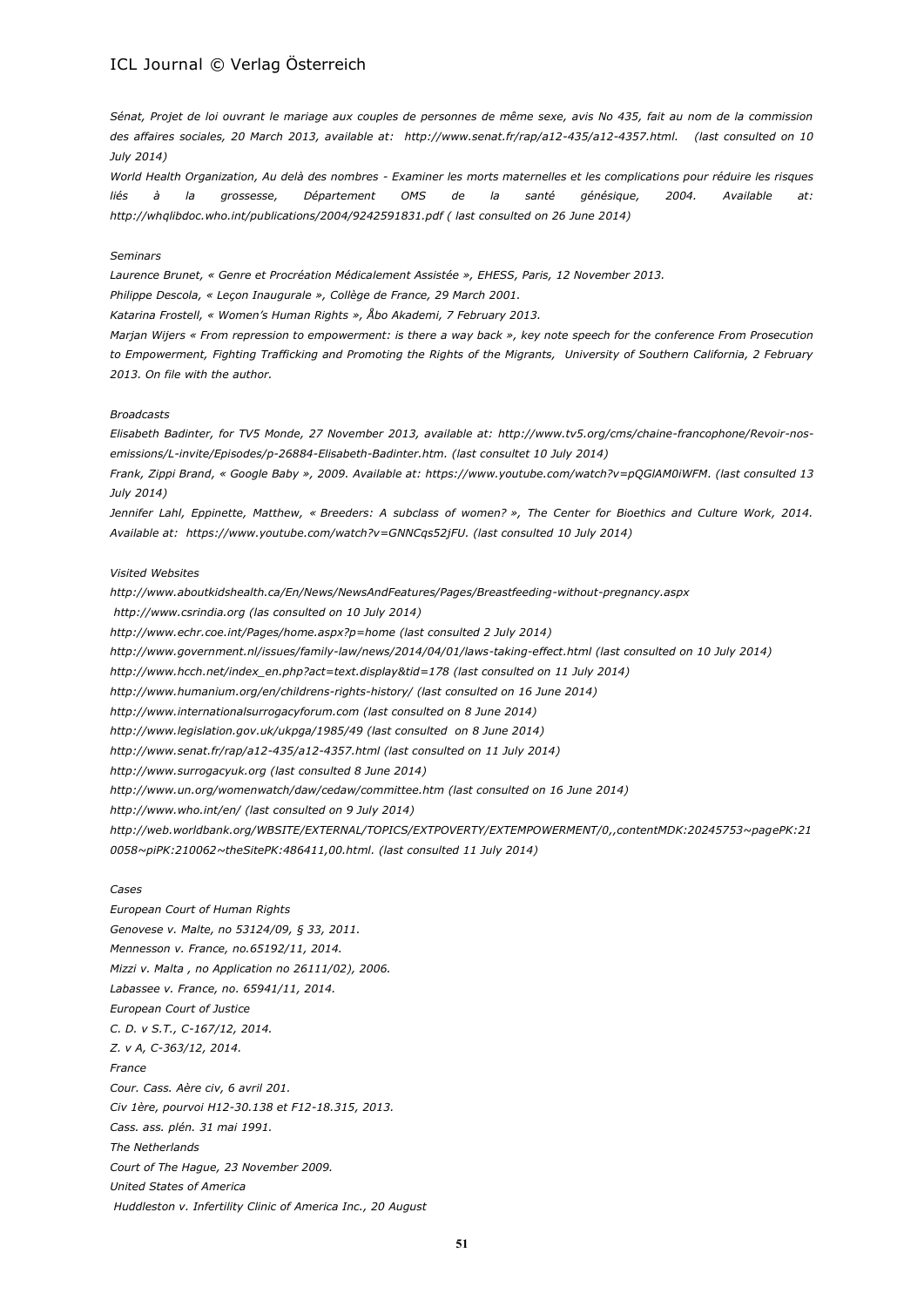*Sénat, Projet de loi ouvrant le mariage aux couples de personnes de même sexe, avis No 435, fait au nom de la commission des affaires sociales, 20 March 2013, available at: http://www.senat.fr/rap/a12-435/a12-4357.html. (last consulted on 10 July 2014)*

*World Health Organization, Au delà des nombres - Examiner les morts maternelles et les complications pour réduire les risques liés à la grossesse, Département OMS de la santé génésique, 2004. Available at: http://whqlibdoc.who.int/publications/2004/9242591831.pdf ( last consulted on 26 June 2014)*

*Seminars*

*Laurence Brunet, « Genre et Procréation Médicalement Assistée », EHESS, Paris, 12 November 2013.*

*Philippe Descola, « Leçon Inaugurale », Collège de France, 29 March 2001.*

*Katarina Frostell, « Women's Human Rights », Åbo Akademi, 7 February 2013.*

*Marjan Wijers « From repression to empowerment: is there a way back », key note speech for the conference From Prosecution to Empowerment, Fighting Trafficking and Promoting the Rights of the Migrants, University of Southern California, 2 February 2013. On file with the author.*

*Broadcasts*

*Elisabeth Badinter, for TV5 Monde, 27 November 2013, available at: http://www.tv5.org/cms/chaine-francophone/Revoir-nos-emissions/L-invite/Episodes/p-26884-Elisabeth-Badinter.htm. (last consultet 10 July 2014)*

*Frank, Zippi Brand, « Google Baby », 2009. Available at: https://www.youtube.com/watch?v=pQGlAM0iWFM. (last consulted 13 July 2014)*

*Jennifer Lahl, Eppinette, Matthew, « Breeders: A subclass of women? », The Center for Bioethics and Culture Work, 2014. Available at: https://www.youtube.com/watch?v=GNNCqs52jFU. (last consulted 10 July 2014)*

*Visited Websites*

*http://www.aboutkidshealth.ca/En/News/NewsAndFeatures/Pages/Breastfeeding-without-pregnancy.aspx*

*http://www.csrindia.org (las consulted on 10 July 2014)*

*http://www.echr.coe.int/Pages/home.aspx?p=home (last consulted 2 July 2014)*

*http://www.government.nl/issues/family-law/news/2014/04/01/laws-taking-effect.html (last consulted on 10 July 2014)*

*http://www.hcch.net/index_en.php?act=text.display&tid=178 (last consulted on 11 July 2014)*

*http://www.humanium.org/en/childrens-rights-history/ (last consulted on 16 June 2014)*

*http://www.internationalsurrogacyforum.com (last consulted on 8 June 2014)*

*http://www.legislation.gov.uk/ukpga/1985/49 (last consulted on 8 June 2014)*

*http://www.senat.fr/rap/a12-435/a12-4357.html (last consulted on 11 July 2014)*

*http://www.surrogacyuk.org (last consulted 8 June 2014)*

*http://www.un.org/womenwatch/daw/cedaw/committee.htm (last consulted on 16 June 2014)*

*http://www.who.int/en/ (last consulted on 9 July 2014)*

*http://web.worldbank.org/WBSITE/EXTERNAL/TOPICS/EXTPOVERTY/EXTEMPOWERMENT/0,,contentMDK:20245753~pagePK:210058~piPK:210062~theSitePK:486411,00.html. (last consulted 11 July 2014)*

*Cases*

*European Court of Human Rights*

*Genovese v. Malte, no 53124/09, § 33, 2011.*

*Mennesson v. France, no.65192/11, 2014.*

*Mizzi v. Malta , no Application no 26111/02), 2006.*

*Labassee v. France, no. 65941/11, 2014.*

*European Court of Justice*

*C. D. v S.T., C-167/12, 2014.*

*Z. v A, C-363/12, 2014.*

*France*

*Cour. Cass. Aère civ, 6 avril 201.*

*Civ 1ère, pourvoi H12-30.138 et F12-18.315, 2013.*

*Cass. ass. plén. 31 mai 1991.*

*The Netherlands*

*Court of The Hague, 23 November 2009.*

*United States of America*

*Huddleston v. Infertility Clinic of America Inc., 20 August*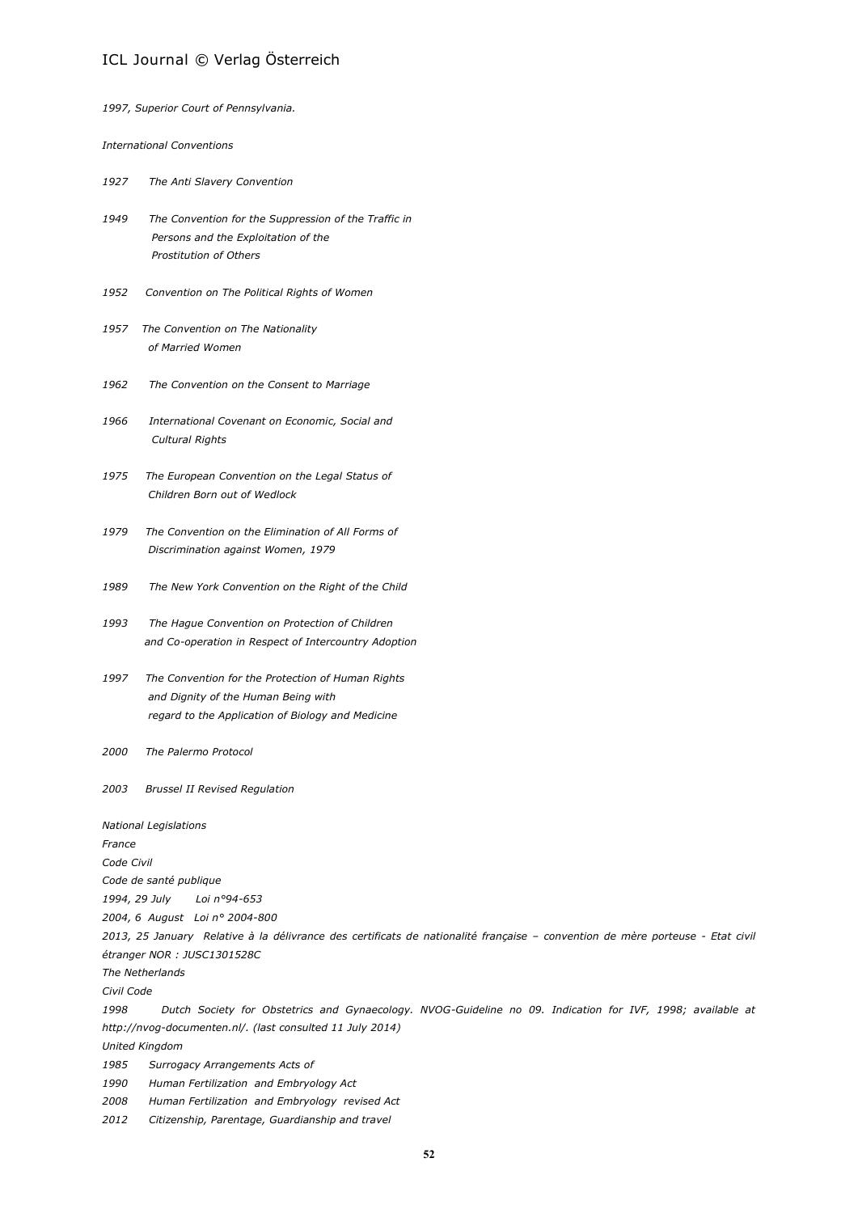*1997, Superior Court of Pennsylvania.*

*International Conventions*

*1927 The Anti Slavery Convention*

*1949 The Convention for the Suppression of the Traffic in Persons and the Exploitation of the Prostitution of Others*

*1952 Convention on The Political Rights of Women*

*1957 The Convention on The Nationality of Married Women*

*1962 The Convention on the Consent to Marriage*

*1966 International Covenant on Economic, Social and Cultural Rights*

*1975 The European Convention on the Legal Status of Children Born out of Wedlock*

*1979 The Convention on the Elimination of All Forms of Discrimination against Women, 1979*

*1989 The New York Convention on the Right of the Child*

*1993 The Hague Convention on Protection of Children and Co-operation in Respect of Intercountry Adoption*

*1997 The Convention for the Protection of Human Rights and Dignity of the Human Being with regard to the Application of Biology and Medicine*

*2000 The Palermo Protocol*

*2003 Brussel II Revised Regulation*

*National Legislations*

*France*

*Code Civil*

*Code de santé publique*

*1994, 29 July Loi n°94-653*

*2004, 6 August Loi n° 2004-800*

*2013, 25 January Relative à la délivrance des certificats de nationalité française – convention de mère porteuse - Etat civil étranger NOR : JUSC1301528C*

*The Netherlands*

*Civil Code*

*1998 Dutch Society for Obstetrics and Gynaecology. NVOG-Guideline no 09. Indication for IVF, 1998; available at http://nvog-documenten.nl/. (last consulted 11 July 2014)*

*United Kingdom*

*1985 Surrogacy Arrangements Acts of*

*1990 Human Fertilization and Embryology Act*

*2008 Human Fertilization and Embryology revised Act*

*2012 Citizenship, Parentage, Guardianship and travel*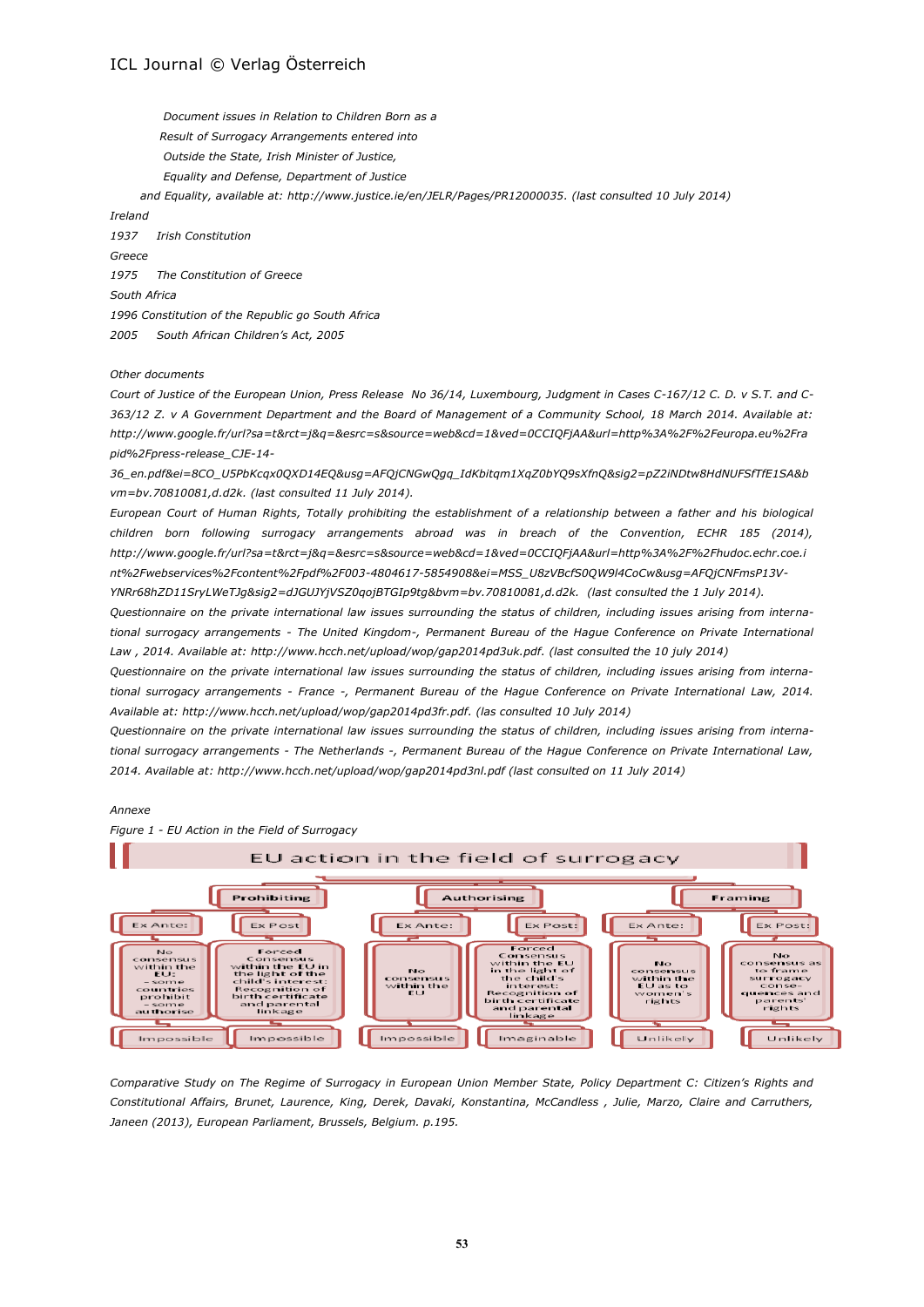Document issues in Relation to Children Born as a Result of Surrogacy Arrangements entered into Outside the State, Irish Minister of Justice, Equality and Defense, Department of Justice and Equality, available at: http://www.justice.ie/en/JELR/Pages/PR12000035. (last consulted 10 July 2014)

*Ireland*

*1937 Irish Constitution*

*Greece*

*1975 The Constitution of Greece*

*South Africa*

*1996 Constitution of the Republic go South Africa*

*2005 South African Children's Act, 2005*

*Other documents*

*Court of Justice of the European Union, Press Release No 36/14, Luxembourg, Judgment in Cases C-167/12 C. D. v S.T. and C-363/12 Z. v A Government Department and the Board of Management of a Community School, 18 March 2014. Available at: http://www.google.fr/url?sa=t&rct=j&q=&esrc=s&source=web&cd=1&ved=0CCIQFjAA&url=http%3A%2F%2Feuropa.eu%2Frapid%2Fpress-release_CJE-14-36_en.pdf&ei=8CO_U5PbKcqx0QXD14EQ&usg=AFQjCNGwQgq_IdKbitqm1XqZ0bYQ9sXfnQ&sig2=pZ2iNDtw8HdNUFSfTfE1SA&bvm=bv.70810081,d.d2k. (last consulted 11 July 2014).*

*European Court of Human Rights, Totally prohibiting the establishment of a relationship between a father and his biological children born following surrogacy arrangements abroad was in breach of the Convention, ECHR 185 (2014), http://www.google.fr/url?sa=t&rct=j&q=&esrc=s&source=web&cd=1&ved=0CCIQFjAA&url=http%3A%2F%2Fhudoc.echr.coe.int%2Fwebservices%2Fcontent%2Fpdf%2F003-4804617-5854908&ei=MSS_U8zVBcfS0QW9l4CoCw&usg=AFQjCNFmsP13V-YNRr68hZD11SryLWeTJg&sig2=dJGUJYjVSZ0qojBTGIp9tg&bvm=bv.70810081,d.d2k. (last consulted the 1 July 2014).*

*Questionnaire on the private international law issues surrounding the status of children, including issues arising from international surrogacy arrangements - The United Kingdom-, Permanent Bureau of the Hague Conference on Private International Law , 2014. Available at: http://www.hcch.net/upload/wop/gap2014pd3uk.pdf. (last consulted the 10 july 2014)*

*Questionnaire on the private international law issues surrounding the status of children, including issues arising from international surrogacy arrangements - France -, Permanent Bureau of the Hague Conference on Private International Law, 2014. Available at: http://www.hcch.net/upload/wop/gap2014pd3fr.pdf. (las consulted 10 July 2014)*

*Questionnaire on the private international law issues surrounding the status of children, including issues arising from international surrogacy arrangements - The Netherlands -, Permanent Bureau of the Hague Conference on Private International Law, 2014. Available at: http://www.hcch.net/upload/wop/gap2014pd3nl.pdf (last consulted on 11 July 2014)*

*Annexe*

*Figure 1 - EU Action in the Field of Surrogacy*

EU action in the field of surrogacy

Prohibiting
Ex Ante:
No consensus within the EU: - some countries prohibit - some authorise
Impossible
Ex Post
Forced Consensus within the EU in the light of the child's interest: Recognition of birth certificate and parental linkage
Impossible

Authorising
Ex Ante:
No consensus within the EU
Impossible
Ex Post:
Forced Consensus within the EU in the light of the child's interest: Recognition of birth certificate and parental linkage
Imaginable

Framing
Ex Ante:
No consensus within the EU as to women's rights
Unlikely
Ex Post:
No consensus as to frame surrogacy consequences and parents' rights
Unlikely

*Comparative Study on The Regime of Surrogacy in European Union Member State, Policy Department C: Citizen's Rights and Constitutional Affairs, Brunet, Laurence, King, Derek, Davaki, Konstantina, McCandless , Julie, Marzo, Claire and Carruthers, Janeen (2013), European Parliament, Brussels, Belgium. p.195.*